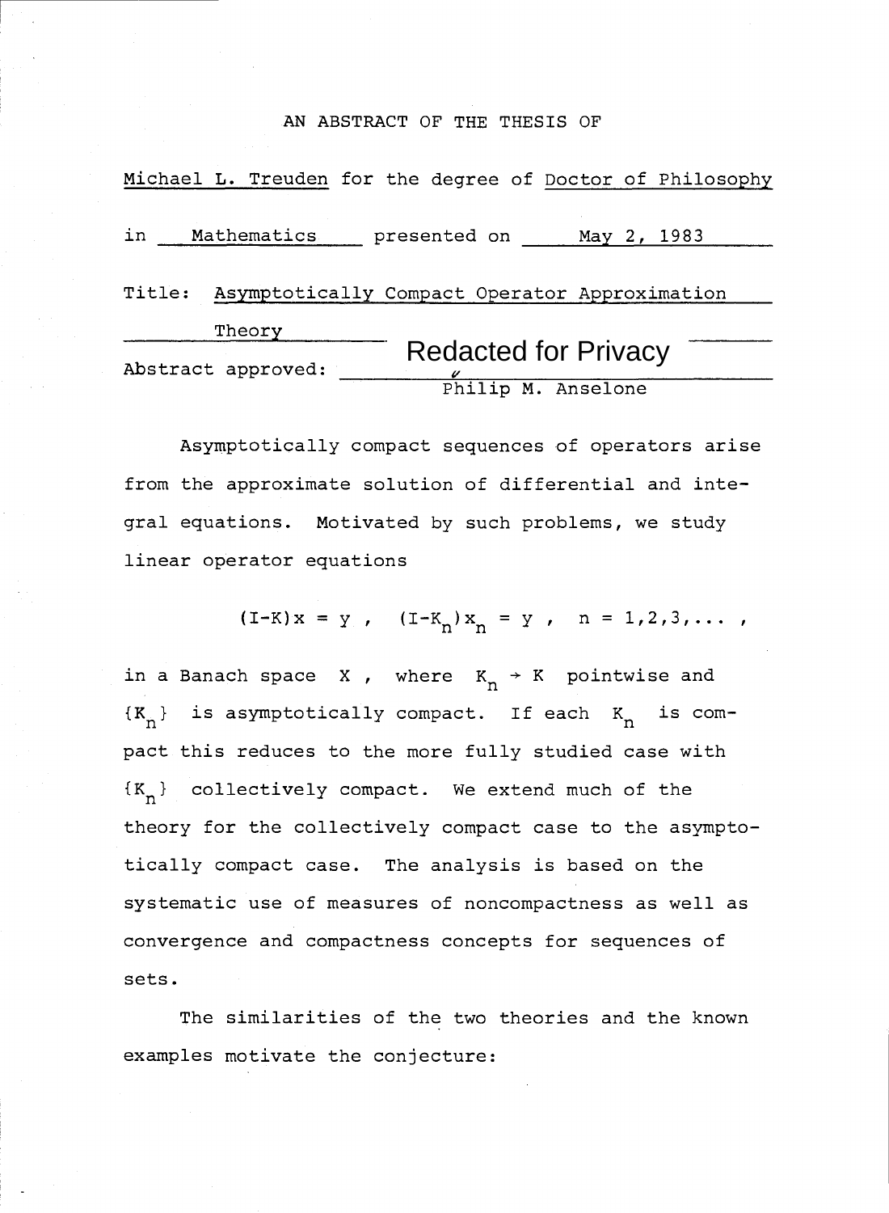AN ABSTRACT OF THE THESIS OF

Michael L. Treuden for the degree of Doctor of Philosophy

in Mathematics presented on May 2, 1983

Title: Asymptotically Compact Operator Approximation Theory

Abstract approved: Redacted for Privacy

Philip M. Anselone

Asymptotically compact sequences of operators arise from the approximate solution of differential and integral equations. Motivated by such problems, we study linear operator equations

$$(I-K)x = y \ , \quad (I-K_n)x_n = y \ , \quad n = 1,2,3,\ldots \ ,$$

in a Banach space $X$, where $K_n \to K$ pointwise and $\{K_n\}$ is asymptotically compact. If each $K_n$ is compact this reduces to the more fully studied case with $\{K_n\}$ collectively compact. We extend much of the theory for the collectively compact case to the asymptotically compact case. The analysis is based on the systematic use of measures of noncompactness as well as convergence and compactness concepts for sequences of sets.

The similarities of the two theories and the known examples motivate the conjecture: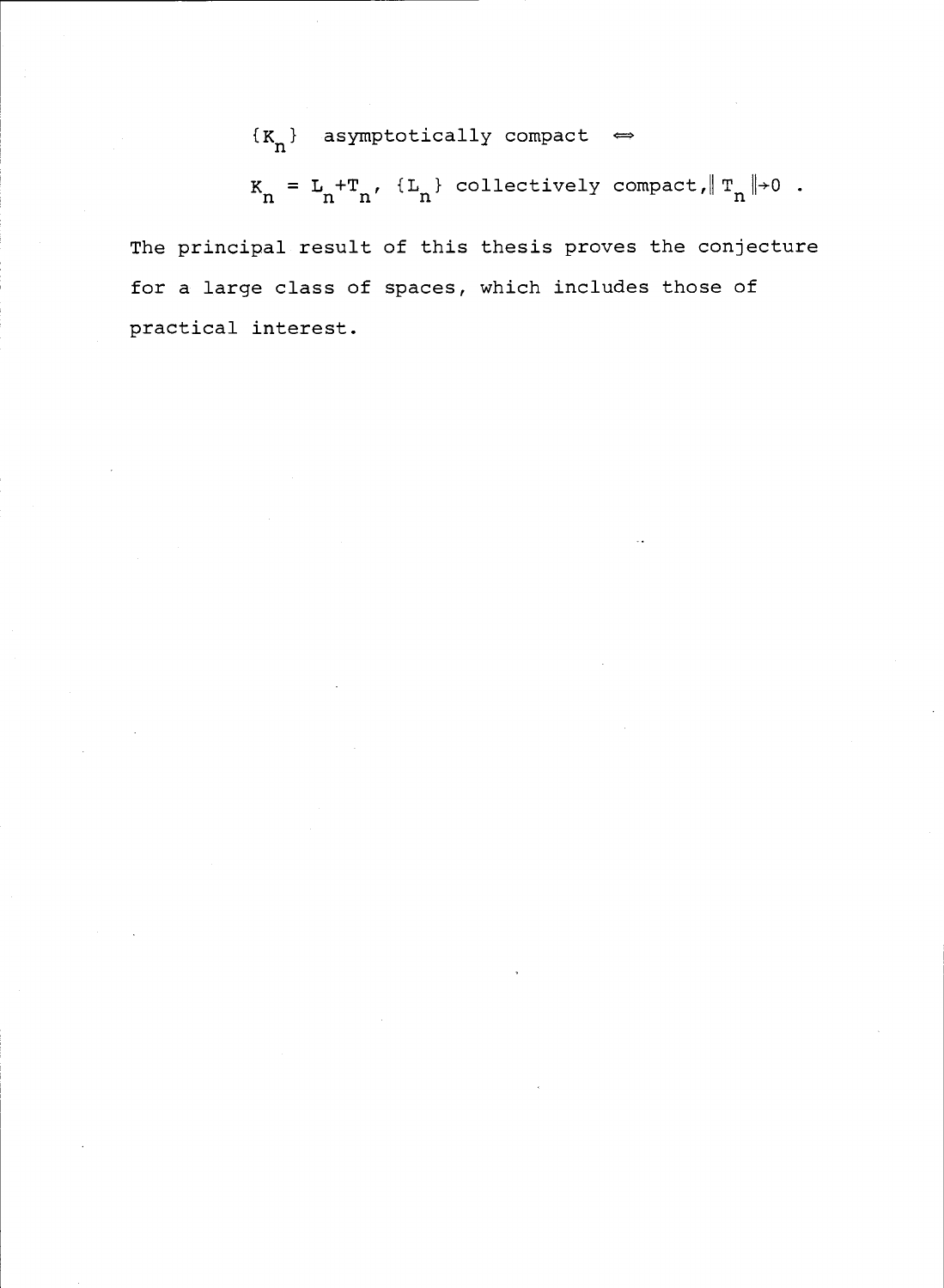$$\{K_n\} \text{ asymptotically compact } \Leftrightarrow$$

$$K_n = L_n + T_n, \ \{L_n\} \text{ collectively compact}, \|T_n\| \to 0 \ .$$

The principal result of this thesis proves the conjecture for a large class of spaces, which includes those of practical interest.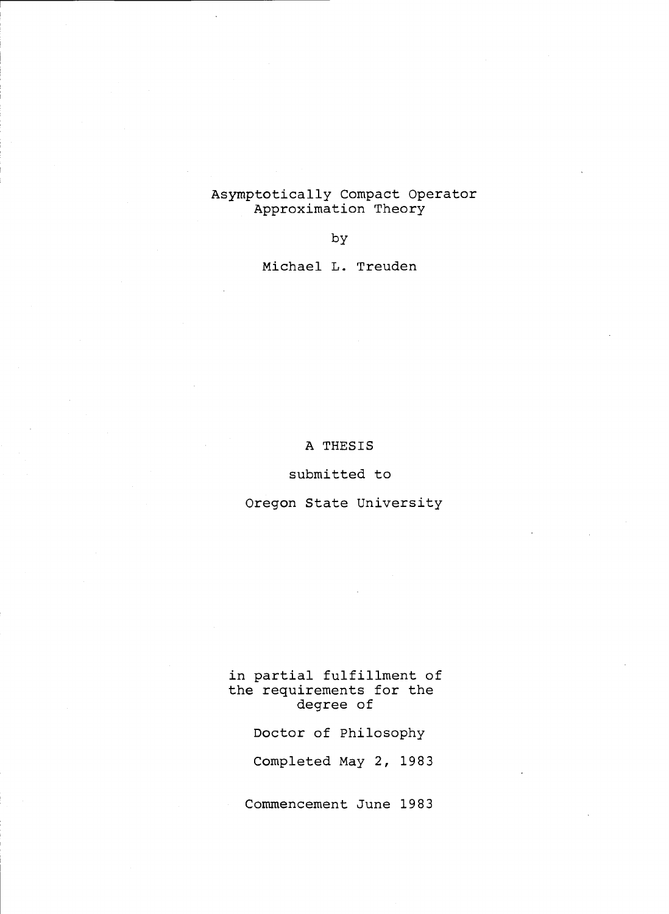# Asymptotically Compact Operator Approximation Theory

by

Michael L. Treuden

A THESIS

submitted to

Oregon State University

in partial fulfillment of
the requirements for the
degree of

Doctor of Philosophy

Completed May 2, 1983

Commencement June 1983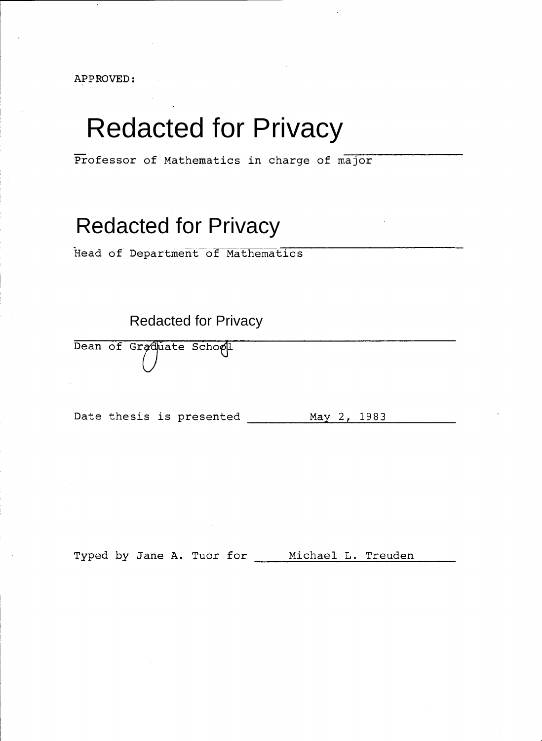APPROVED:

Redacted for Privacy

Professor of Mathematics in charge of major

Redacted for Privacy

Head of Department of Mathematics

Redacted for Privacy

Dean of Graduate School

Date thesis is presented May 2, 1983

Typed by Jane A. Tuor for Michael L. Treuden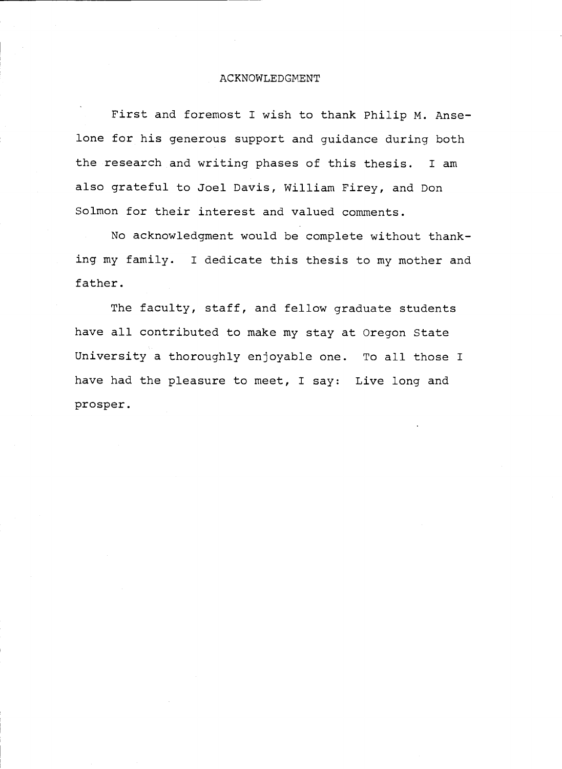# ACKNOWLEDGMENT

First and foremost I wish to thank Philip M. Anselone for his generous support and guidance during both the research and writing phases of this thesis. I am also grateful to Joel Davis, William Firey, and Don Solmon for their interest and valued comments.

No acknowledgment would be complete without thanking my family. I dedicate this thesis to my mother and father.

The faculty, staff, and fellow graduate students have all contributed to make my stay at Oregon State University a thoroughly enjoyable one. To all those I have had the pleasure to meet, I say: Live long and prosper.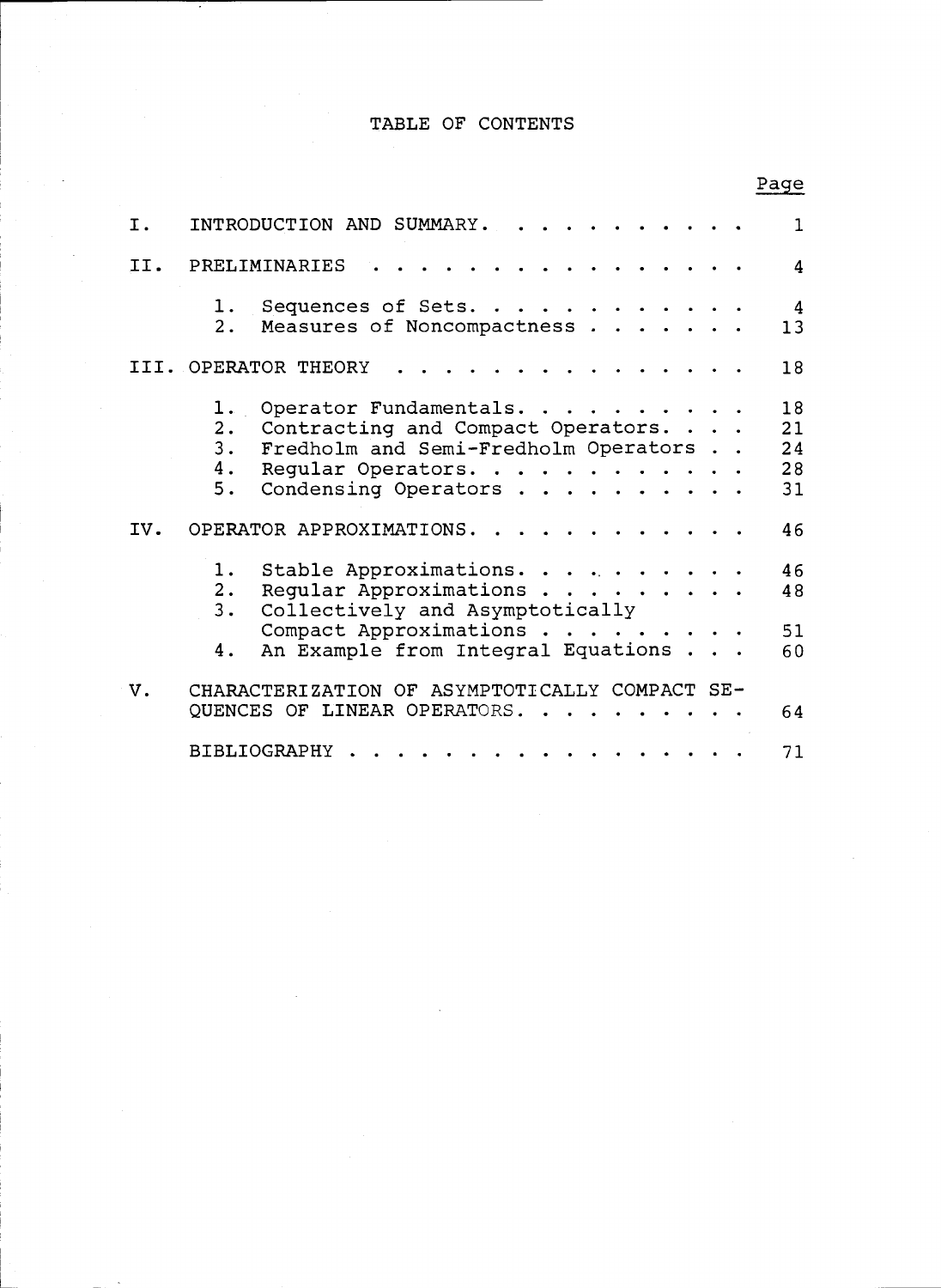# TABLE OF CONTENTS

| | | Page |
|---|---|---|
| I. | INTRODUCTION AND SUMMARY | 1 |
| II. | PRELIMINARIES | 4 |
| | 1. Sequences of Sets | 4 |
| | 2. Measures of Noncompactness | 13 |
| III. | OPERATOR THEORY | 18 |
| | 1. Operator Fundamentals | 18 |
| | 2. Contracting and Compact Operators | 21 |
| | 3. Fredholm and Semi-Fredholm Operators | 24 |
| | 4. Regular Operators | 28 |
| | 5. Condensing Operators | 31 |
| IV. | OPERATOR APPROXIMATIONS | 46 |
| | 1. Stable Approximations | 46 |
| | 2. Regular Approximations | 48 |
| | 3. Collectively and Asymptotically Compact Approximations | 51 |
| | 4. An Example from Integral Equations | 60 |
| V. | CHARACTERIZATION OF ASYMPTOTICALLY COMPACT SEQUENCES OF LINEAR OPERATORS | 64 |
| | BIBLIOGRAPHY | 71 |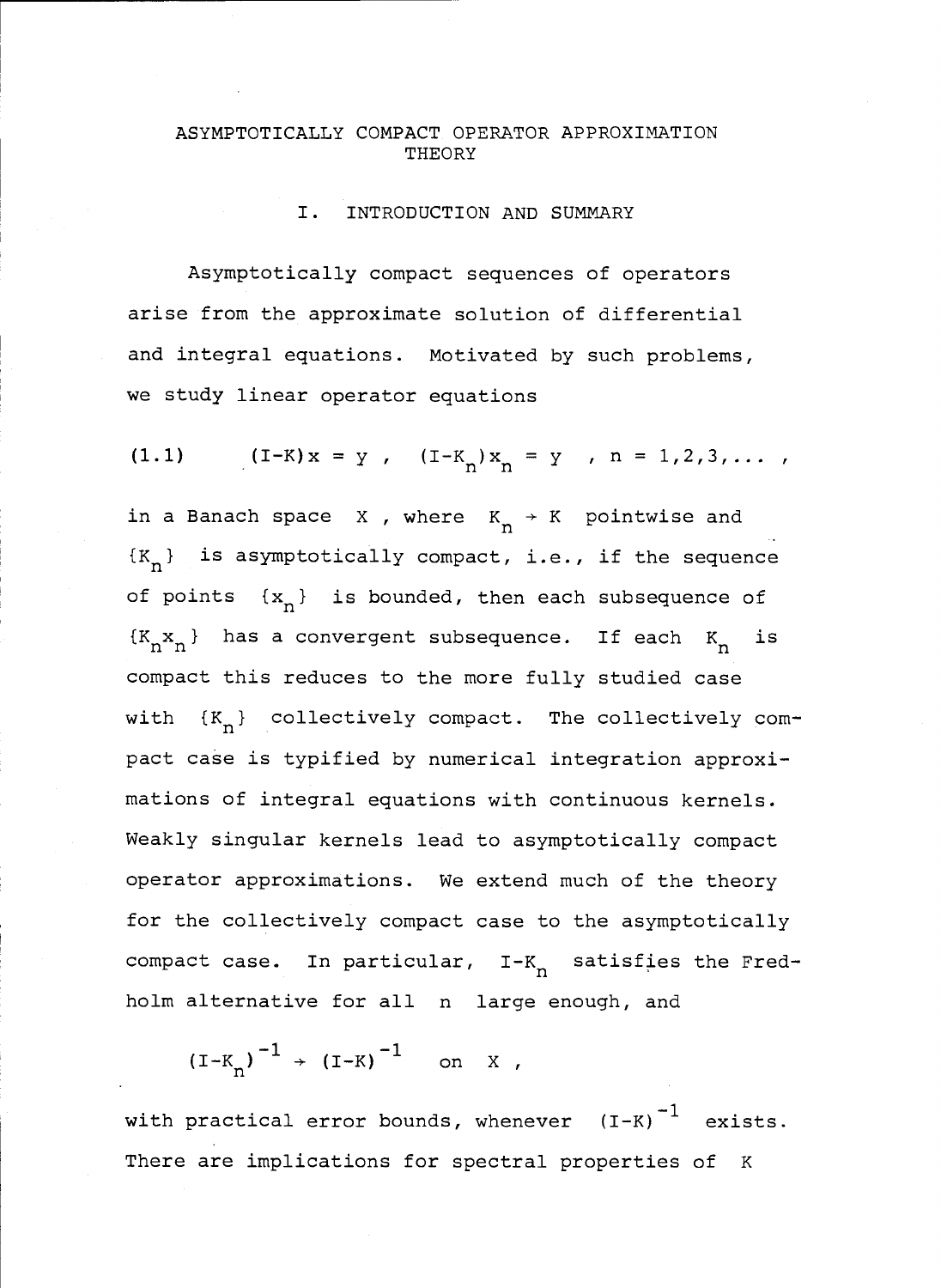# ASYMPTOTICALLY COMPACT OPERATOR APPROXIMATION THEORY

## I. INTRODUCTION AND SUMMARY

Asymptotically compact sequences of operators arise from the approximate solution of differential and integral equations. Motivated by such problems, we study linear operator equations

$$(1.1) \qquad (I-K)x = y \ , \quad (I-K_n)x_n = y \quad , \ n = 1,2,3,\ldots \ ,$$

in a Banach space $X$ , where $K_n \to K$ pointwise and $\{K_n\}$ is asymptotically compact, i.e., if the sequence of points $\{x_n\}$ is bounded, then each subsequence of $\{K_n x_n\}$ has a convergent subsequence. If each $K_n$ is compact this reduces to the more fully studied case with $\{K_n\}$ collectively compact. The collectively compact case is typified by numerical integration approximations of integral equations with continuous kernels. Weakly singular kernels lead to asymptotically compact operator approximations. We extend much of the theory for the collectively compact case to the asymptotically compact case. In particular, $I-K_n$ satisfies the Fredholm alternative for all $n$ large enough, and

$$(I-K_n)^{-1} \to (I-K)^{-1} \quad \text{on } X \ ,$$

with practical error bounds, whenever $(I-K)^{-1}$ exists. There are implications for spectral properties of $K$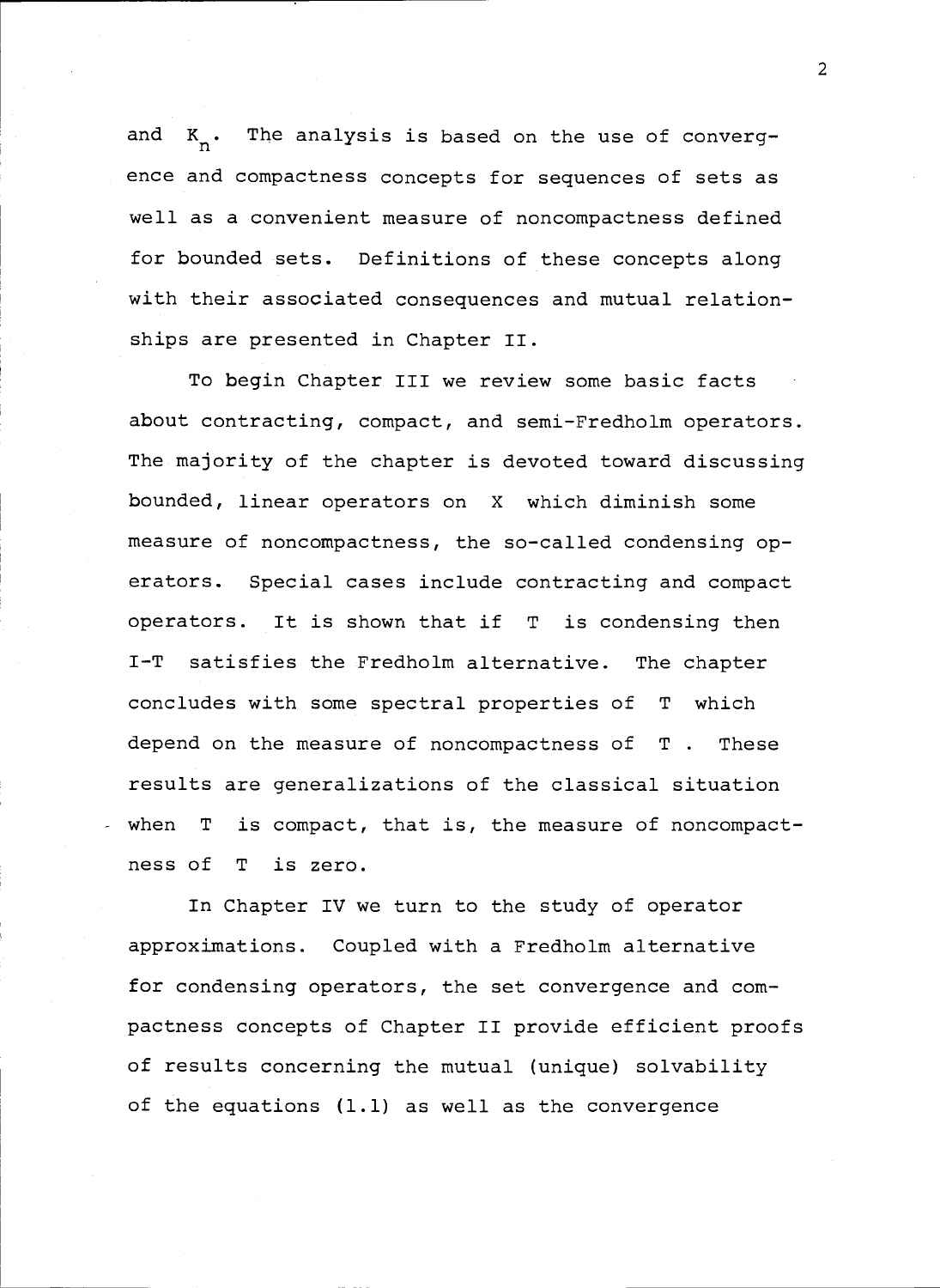and $K_n$. The analysis is based on the use of convergence and compactness concepts for sequences of sets as well as a convenient measure of noncompactness defined for bounded sets. Definitions of these concepts along with their associated consequences and mutual relationships are presented in Chapter II.

To begin Chapter III we review some basic facts about contracting, compact, and semi-Fredholm operators. The majority of the chapter is devoted toward discussing bounded, linear operators on $X$ which diminish some measure of noncompactness, the so-called condensing operators. Special cases include contracting and compact operators. It is shown that if $T$ is condensing then $I-T$ satisfies the Fredholm alternative. The chapter concludes with some spectral properties of $T$ which depend on the measure of noncompactness of $T$. These results are generalizations of the classical situation when $T$ is compact, that is, the measure of noncompactness of $T$ is zero.

In Chapter IV we turn to the study of operator approximations. Coupled with a Fredholm alternative for condensing operators, the set convergence and compactness concepts of Chapter II provide efficient proofs of results concerning the mutual (unique) solvability of the equations (1.1) as well as the convergence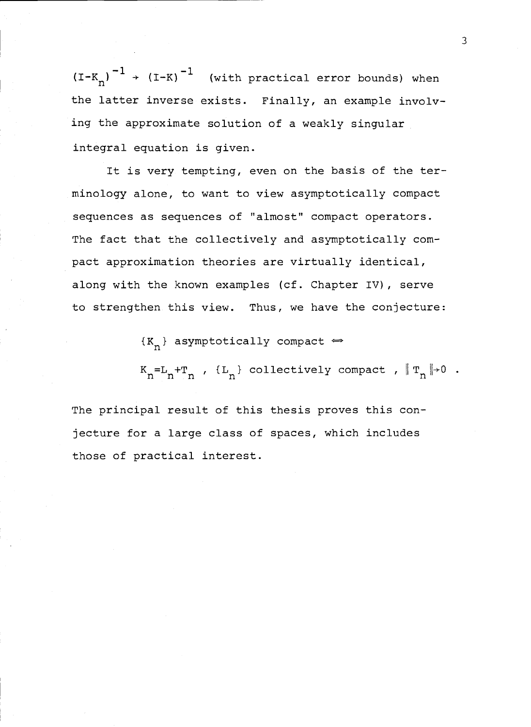$(I-K_n)^{-1} \to (I-K)^{-1}$ (with practical error bounds) when the latter inverse exists. Finally, an example involving the approximate solution of a weakly singular integral equation is given.

It is very tempting, even on the basis of the terminology alone, to want to view asymptotically compact sequences as sequences of "almost" compact operators. The fact that the collectively and asymptotically compact approximation theories are virtually identical, along with the known examples (cf. Chapter IV), serve to strengthen this view. Thus, we have the conjecture:

$$\{K_n\} \text{ asymptotically compact} \iff$$

$$K_n = L_n + T_n \ , \ \{L_n\} \text{ collectively compact} \ , \ \|T_n\| \to 0 \ .$$

The principal result of this thesis proves this conjecture for a large class of spaces, which includes those of practical interest.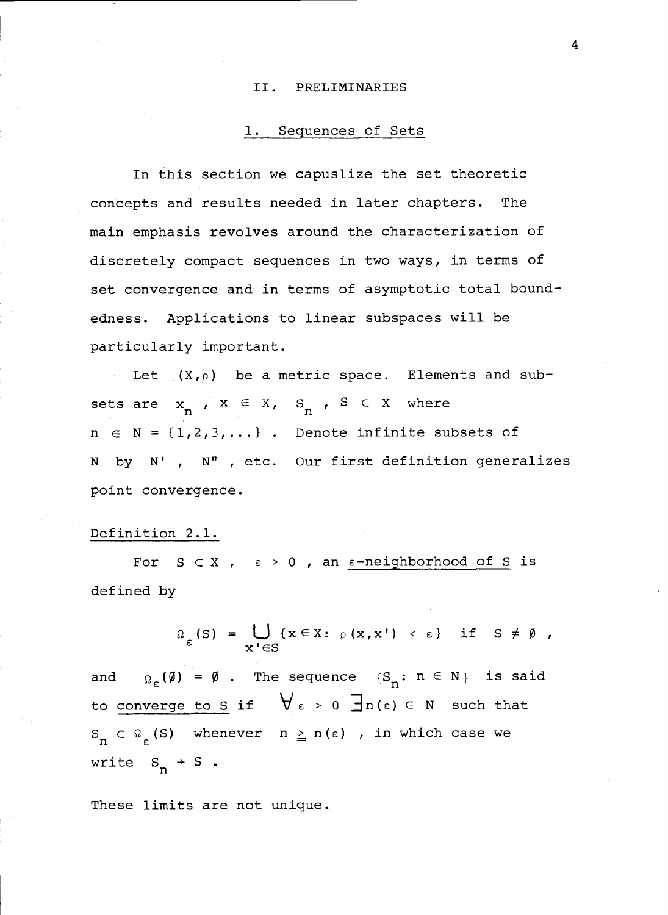# II. PRELIMINARIES

## 1. Sequences of Sets

In this section we capuslize the set theoretic concepts and results needed in later chapters. The main emphasis revolves around the characterization of discretely compact sequences in two ways, in terms of set convergence and in terms of asymptotic total boundedness. Applications to linear subspaces will be particularly important.

Let $(X,\rho)$ be a metric space. Elements and subsets are $x_n$, $x \in X$, $S_n$, $S \subset X$ where $n \in N = \{1,2,3,\ldots\}$. Denote infinite subsets of $N$ by $N'$, $N''$, etc. Our first definition generalizes point convergence.

Definition 2.1.

For $S \subset X$, $\varepsilon > 0$, an <u>$\varepsilon$-neighborhood of $S$</u> is defined by

$$\Omega_\varepsilon(S) = \bigcup_{x' \in S} \{x \in X : \rho(x,x') < \varepsilon\} \quad \text{if} \quad S \neq \emptyset ,$$

and $\Omega_\varepsilon(\emptyset) = \emptyset$. The sequence $\{S_n : n \in N\}$ is said to <u>converge to $S$</u> if $\forall \varepsilon > 0 \ \exists n(\varepsilon) \in N$ such that $S_n \subset \Omega_\varepsilon(S)$ whenever $n \geqq n(\varepsilon)$, in which case we write $S_n \to S$.

These limits are not unique.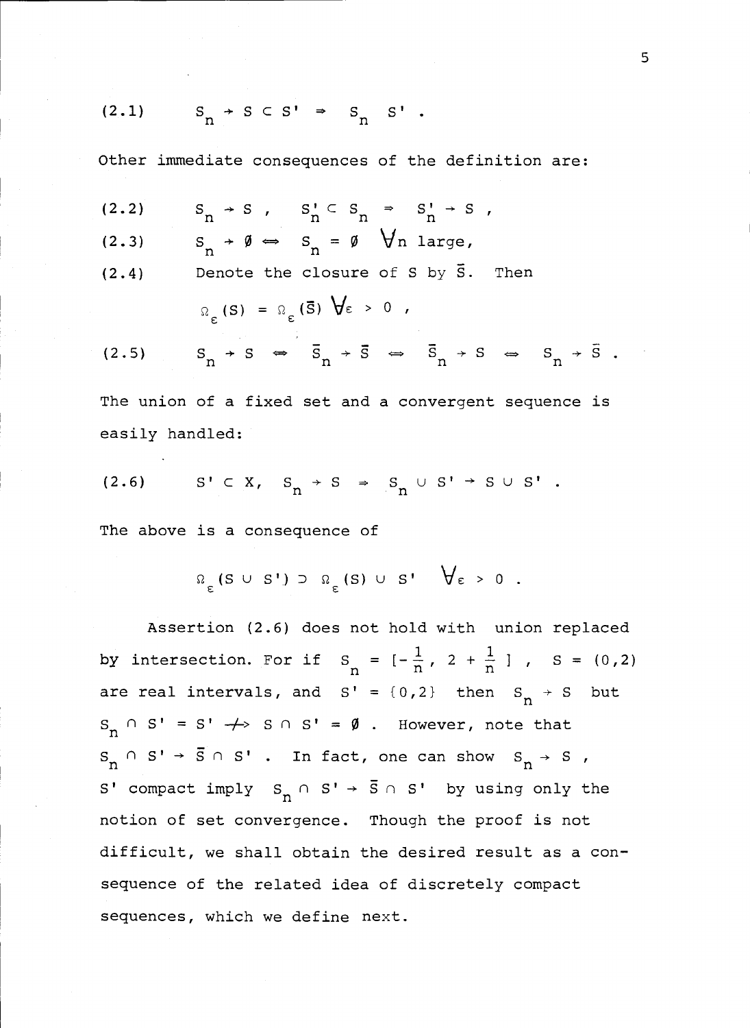$$(2.1) \qquad S_n \to S \subset S' \Rightarrow S_n \quad S' .$$

Other immediate consequences of the definition are:

$$(2.2) \qquad S_n \to S , \quad S'_n \subset S_n \Rightarrow S'_n \to S ,$$

$$(2.3) \qquad S_n \to \emptyset \Leftrightarrow S_n = \emptyset \quad \forall n \text{ large},$$

(2.4) Denote the closure of $S$ by $\bar{S}$. Then

$$\Omega_\varepsilon(S) = \Omega_\varepsilon(\bar{S}) \; \forall \varepsilon > 0 ,$$

$$(2.5) \qquad S_n \to S \Leftrightarrow \bar{S}_n \to \bar{S} \Leftrightarrow \bar{S}_n \to S \Leftrightarrow S_n \to \bar{S} .$$

The union of a fixed set and a convergent sequence is easily handled:

$$(2.6) \qquad S' \subset X, \quad S_n \to S \Rightarrow S_n \cup S' \to S \cup S' .$$

The above is a consequence of

$$\Omega_\varepsilon(S \cup S') \supset \Omega_\varepsilon(S) \cup S' \quad \forall \varepsilon > 0 .$$

Assertion (2.6) does not hold with union replaced by intersection. For if $S_n = [-\frac{1}{n}, 2 + \frac{1}{n}]$, $S = (0,2)$ are real intervals, and $S' = \{0,2\}$ then $S_n \to S$ but $S_n \cap S' = S' \not\to S \cap S' = \emptyset$. However, note that $S_n \cap S' \to \bar{S} \cap S'$. In fact, one can show $S_n \to S$, $S'$ compact imply $S_n \cap S' \to \bar{S} \cap S'$ by using only the notion of set convergence. Though the proof is not difficult, we shall obtain the desired result as a consequence of the related idea of discretely compact sequences, which we define next.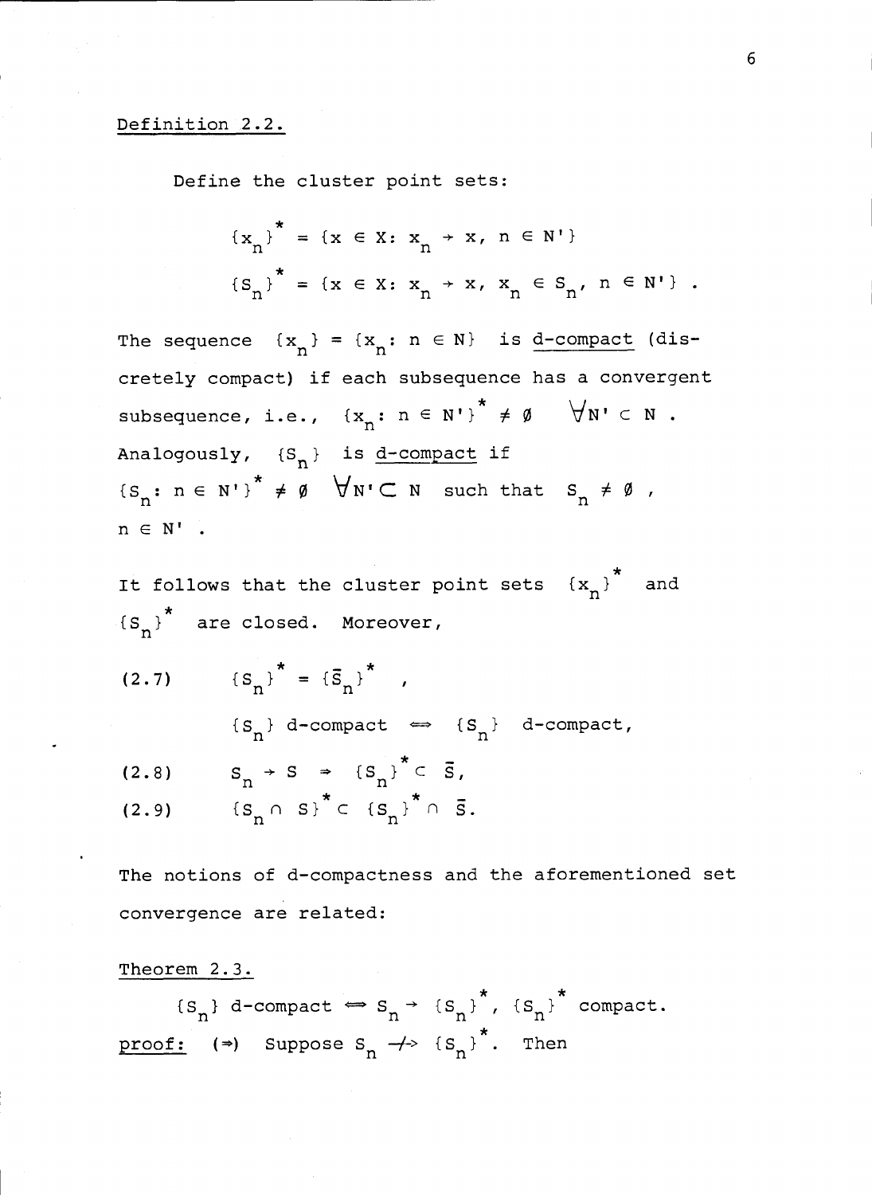Definition 2.2.

Define the cluster point sets:

$$\{x_n\}^* = \{x \in X: x_n \to x,\ n \in N'\}$$

$$\{S_n\}^* = \{x \in X: x_n \to x,\ x_n \in S_n,\ n \in N'\}\ .$$

The sequence $\{x_n\} = \{x_n: n \in N\}$ is d-compact (discretely compact) if each subsequence has a convergent subsequence, i.e., $\{x_n: n \in N'\}^* \neq \emptyset \quad \forall N' \subset N$ . Analogously, $\{S_n\}$ is d-compact if $\{S_n: n \in N'\}^* \neq \emptyset \quad \forall N' \subset N$ such that $S_n \neq \emptyset$ , $n \in N'$ .

It follows that the cluster point sets $\{x_n\}^*$ and $\{S_n\}^*$ are closed. Moreover,

$$(2.7) \qquad \{S_n\}^* = \{\bar{S}_n\}^* \ ,$$

$$\{S_n\} \text{ d-compact} \iff \{S_n\} \text{ d-compact,}$$

$$(2.8) \qquad S_n \to S \Rightarrow \{S_n\}^* \subset \bar{S},$$

$$(2.9) \qquad \{S_n \cap S\}^* \subset \{S_n\}^* \cap \bar{S}.$$

The notions of d-compactness and the aforementioned set convergence are related:

Theorem 2.3.

$$\{S_n\} \text{ d-compact} \iff S_n \to \{S_n\}^*,\ \{S_n\}^* \text{ compact.}$$

proof: ($\Rightarrow$) Suppose $S_n \not\to \{S_n\}^*$. Then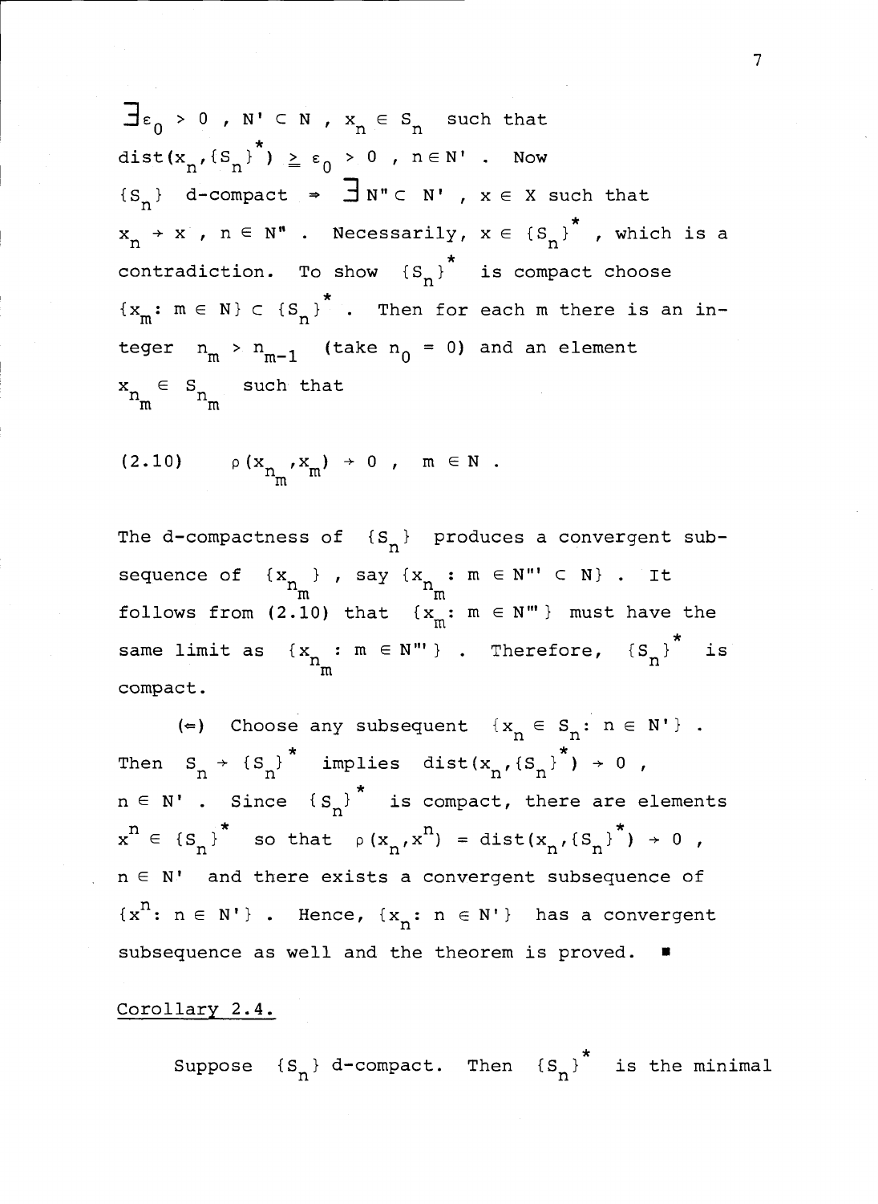$\exists \varepsilon_0 > 0$ , $N' \subset N$ , $x_n \in S_n$ such that $\text{dist}(x_n, \{S_n\}^*) \geqq \varepsilon_0 > 0$ , $n \in N'$ . Now $\{S_n\}$ d-compact $\Rightarrow$ $\exists N'' \subset N'$ , $x \in X$ such that $x_n \to x$ , $n \in N''$ . Necessarily, $x \in \{S_n\}^*$ , which is a contradiction. To show $\{S_n\}^*$ is compact choose $\{x_m : m \in N\} \subset \{S_n\}^*$ . Then for each m there is an integer $n_m > n_{m-1}$ (take $n_0 = 0$) and an element $x_{n_m} \in S_{n_m}$ such that

$$(2.10) \qquad \rho(x_{n_m}, x_m) \to 0 \ , \quad m \in N \ .$$

The d-compactness of $\{S_n\}$ produces a convergent subsequence of $\{x_{n_m}\}$ , say $\{x_{n_m} : m \in N''' \subset N\}$ . It follows from (2.10) that $\{x_m : m \in N'''\}$ must have the same limit as $\{x_{n_m} : m \in N'''\}$ . Therefore, $\{S_n\}^*$ is compact.

($\Leftarrow$) Choose any subsequent $\{x_n \in S_n : n \in N'\}$ . Then $S_n \to \{S_n\}^*$ implies $\text{dist}(x_n, \{S_n\}^*) \to 0$ , $n \in N'$ . Since $\{S_n\}^*$ is compact, there are elements $x^n \in \{S_n\}^*$ so that $\rho(x_n, x^n) = \text{dist}(x_n, \{S_n\}^*) \to 0$ , $n \in N'$ and there exists a convergent subsequence of $\{x^n : n \in N'\}$ . Hence, $\{x_n : n \in N'\}$ has a convergent subsequence as well and the theorem is proved. ∎

Corollary 2.4.

Suppose $\{S_n\}$ d-compact. Then $\{S_n\}^*$ is the minimal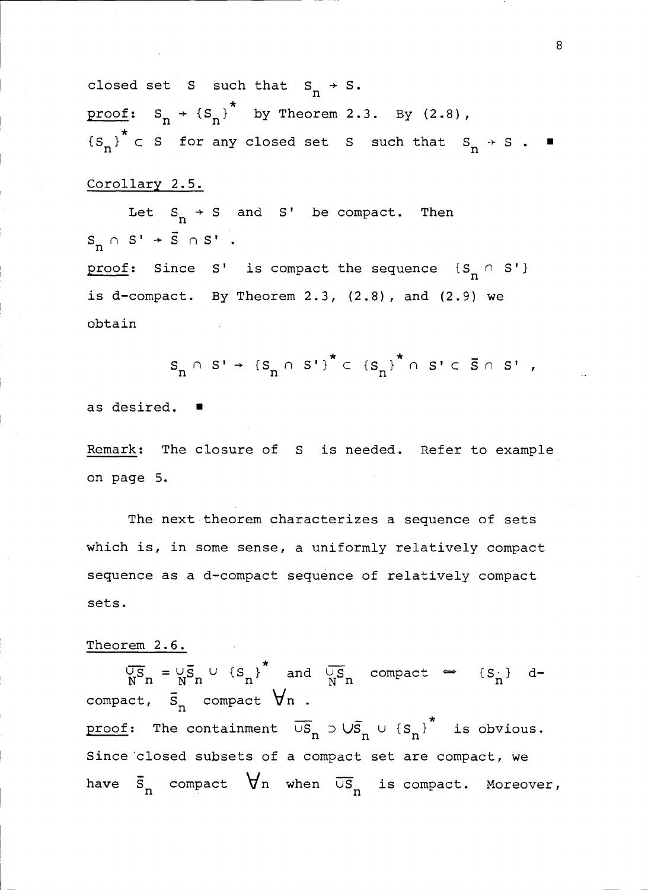closed set $S$ such that $S_n \to S$.

proof: $S_n \to \{S_n\}^*$ by Theorem 2.3. By (2.8), $\{S_n\}^* \subset S$ for any closed set $S$ such that $S_n \to S$. ∎

Corollary 2.5.

Let $S_n \to S$ and $S'$ be compact. Then $S_n \cap S' \to \bar{S} \cap S'$.

proof: Since $S'$ is compact the sequence $\{S_n \cap S'\}$ is d-compact. By Theorem 2.3, (2.8), and (2.9) we obtain

$$S_n \cap S' \to \{S_n \cap S'\}^* \subset \{S_n\}^* \cap S' \subset \bar{S} \cap S' ,$$

as desired. ∎

Remark: The closure of $S$ is needed. Refer to example on page 5.

The next theorem characterizes a sequence of sets which is, in some sense, a uniformly relatively compact sequence as a d-compact sequence of relatively compact sets.

Theorem 2.6.

$\overline{\bigcup_N S_n} = \bigcup_N \bar{S}_n \cup \{S_n\}^*$ and $\overline{\bigcup_N S_n}$ compact $\Leftrightarrow$ $\{S_n\}$ d-compact, $\bar{S}_n$ compact $\forall n$.

proof: The containment $\overline{\cup S_n} \supset \cup \bar{S}_n \cup \{S_n\}^*$ is obvious. Since closed subsets of a compact set are compact, we have $\bar{S}_n$ compact $\forall n$ when $\overline{\cup S_n}$ is compact. Moreover,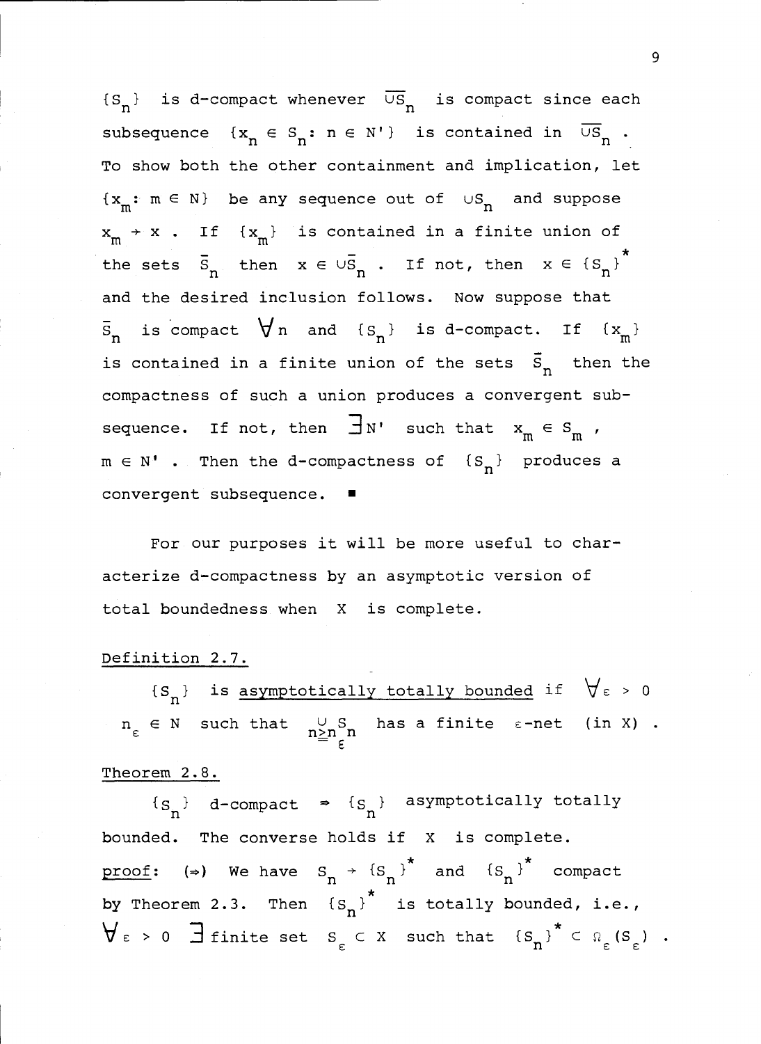$\{S_n\}$ is d-compact whenever $\overline{\cup S_n}$ is compact since each subsequence $\{x_n \in S_n : n \in N'\}$ is contained in $\overline{\cup S_n}$. To show both the other containment and implication, let $\{x_m : m \in N\}$ be any sequence out of $\cup S_n$ and suppose $x_m \to x$. If $\{x_m\}$ is contained in a finite union of the sets $\bar{S}_n$ then $x \in \cup \bar{S}_n$. If not, then $x \in \{S_n\}^*$ and the desired inclusion follows. Now suppose that $\bar{S}_n$ is compact $\forall n$ and $\{S_n\}$ is d-compact. If $\{x_m\}$ is contained in a finite union of the sets $\bar{S}_n$ then the compactness of such a union produces a convergent subsequence. If not, then $\exists N'$ such that $x_m \in S_m$, $m \in N'$. Then the d-compactness of $\{S_n\}$ produces a convergent subsequence. ■

For our purposes it will be more useful to characterize d-compactness by an asymptotic version of total boundedness when $X$ is complete.

Definition 2.7.

$\{S_n\}$ is asymptotically totally bounded if $\forall \varepsilon > 0$ $n_\varepsilon \in N$ such that $\bigcup\limits_{n \geq n_\varepsilon} S_n$ has a finite $\varepsilon$-net (in $X$).

Theorem 2.8.

$\{S_n\}$ d-compact $\Rightarrow$ $\{S_n\}$ asymptotically totally bounded. The converse holds if $X$ is complete.

proof: ($\Rightarrow$) We have $S_n \to \{S_n\}^*$ and $\{S_n\}^*$ compact by Theorem 2.3. Then $\{S_n\}^*$ is totally bounded, i.e., $\forall \varepsilon > 0$ $\exists$ finite set $S_\varepsilon \subset X$ such that $\{S_n\}^* \subset \Omega_\varepsilon(S_\varepsilon)$.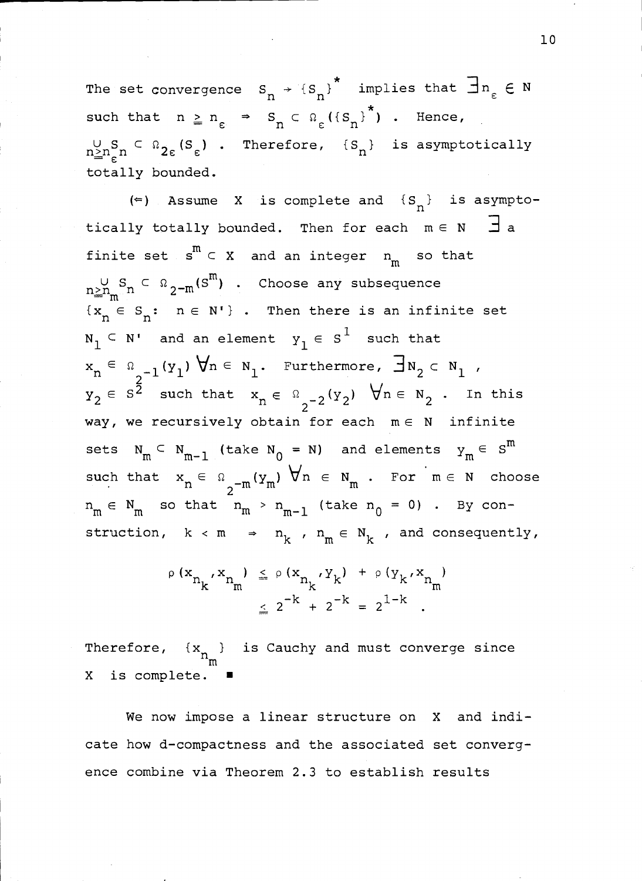The set convergence $S_n \to \{S_n\}^*$ implies that $\exists n_\varepsilon \in N$ such that $n \geqq n_\varepsilon \Rightarrow S_n \subset \Omega_\varepsilon(\{S_n\}^*)$. Hence, $\bigcup_{n \geqq n_\varepsilon} S_n \subset \Omega_{2\varepsilon}(S_\varepsilon)$. Therefore, $\{S_n\}$ is asymptotically totally bounded.

($\Leftarrow$) Assume $X$ is complete and $\{S_n\}$ is asymptotically totally bounded. Then for each $m \in N$ $\exists$ a finite set $S^m \subset X$ and an integer $n_m$ so that $\bigcup_{n \geqq n_m} S_n \subset \Omega_{2^{-m}}(S^m)$. Choose any subsequence $\{x_n \in S_n: n \in N'\}$. Then there is an infinite set $N_1 \subset N'$ and an element $y_1 \in S^1$ such that $x_n \in \Omega_{2^{-1}}(y_1)$ $\forall n \in N_1$. Furthermore, $\exists N_2 \subset N_1$, $y_2 \in S^2$ such that $x_n \in \Omega_{2^{-2}}(y_2)$ $\forall n \in N_2$. In this way, we recursively obtain for each $m \in N$ infinite sets $N_m \subset N_{m-1}$ (take $N_0 = N$) and elements $y_m \in S^m$ such that $x_n \in \Omega_{2^{-m}}(y_m)$ $\forall n \in N_m$. For $m \in N$ choose $n_m \in N_m$ so that $n_m > n_{m-1}$ (take $n_0 = 0$). By construction, $k < m \Rightarrow n_k, n_m \in N_k$, and consequently,

$$\rho(x_{n_k}, x_{n_m}) \leqq \rho(x_{n_k}, y_k) + \rho(y_k, x_{n_m})$$
$$\leqq 2^{-k} + 2^{-k} = 2^{1-k} .$$

Therefore, $\{x_{n_m}\}$ is Cauchy and must converge since $X$ is complete. ∎

We now impose a linear structure on $X$ and indicate how d-compactness and the associated set convergence combine via Theorem 2.3 to establish results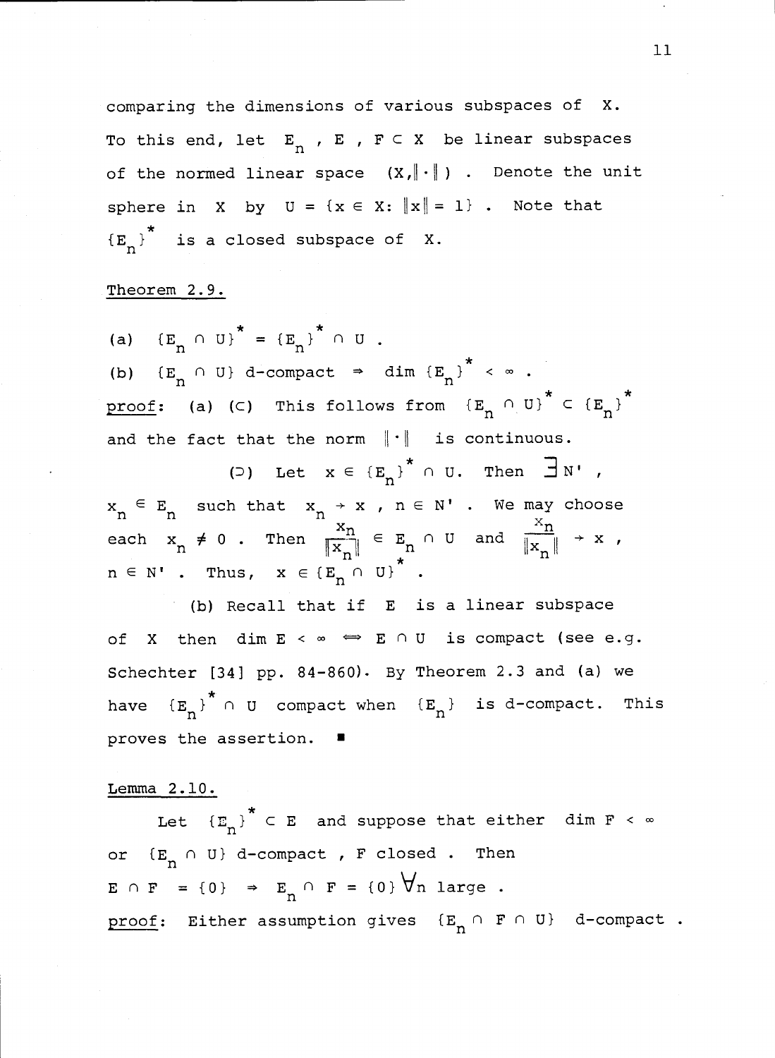comparing the dimensions of various subspaces of $X$. To this end, let $E_n$, $E$, $F \subset X$ be linear subspaces of the normed linear space $(X, \|\cdot\|)$. Denote the unit sphere in $X$ by $U = \{x \in X: \|x\| = 1\}$. Note that $\{E_n\}^*$ is a closed subspace of $X$.

Theorem 2.9.

(a) $\{E_n \cap U\}^* = \{E_n\}^* \cap U$.

(b) $\{E_n \cap U\}$ d-compact $\Rightarrow$ $\dim \{E_n\}^* < \infty$.

proof: (a) ($\subset$) This follows from $\{E_n \cap U\}^* \subset \{E_n\}^*$ and the fact that the norm $\|\cdot\|$ is continuous.

($\supset$) Let $x \in \{E_n\}^* \cap U$. Then $\exists N'$, $x_n \in E_n$ such that $x_n \to x$, $n \in N'$. We may choose each $x_n \neq 0$. Then $\frac{x_n}{\|x_n\|} \in E_n \cap U$ and $\frac{x_n}{\|x_n\|} \to x$, $n \in N'$. Thus, $x \in \{E_n \cap U\}^*$.

(b) Recall that if $E$ is a linear subspace of $X$ then $\dim E < \infty \iff E \cap U$ is compact (see e.g. Schechter [34] pp. 84-860). By Theorem 2.3 and (a) we have $\{E_n\}^* \cap U$ compact when $\{E_n\}$ is d-compact. This proves the assertion. ■

Lemma 2.10.

Let $\{E_n\}^* \subset E$ and suppose that either $\dim F < \infty$ or $\{E_n \cap U\}$ d-compact, $F$ closed. Then $E \cap F = \{0\} \Rightarrow E_n \cap F = \{0\} \; \forall n$ large.

proof: Either assumption gives $\{E_n \cap F \cap U\}$ d-compact.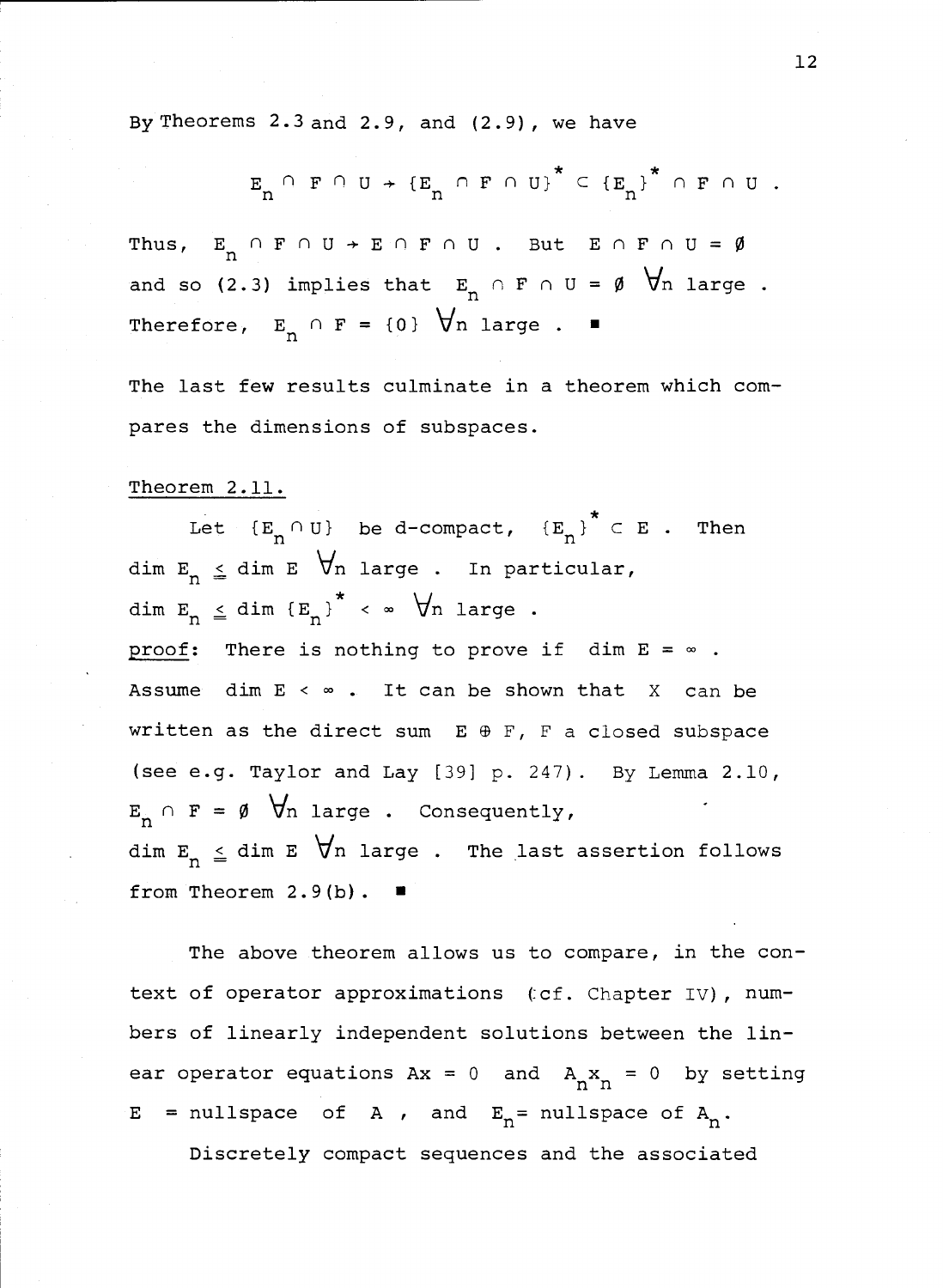By Theorems 2.3 and 2.9, and (2.9), we have

$$E_n \cap F \cap U \to \{E_n \cap F \cap U\}^* \subset \{E_n\}^* \cap F \cap U \,.$$

Thus, $E_n \cap F \cap U \to E \cap F \cap U$. But $E \cap F \cap U = \emptyset$ and so (2.3) implies that $E_n \cap F \cap U = \emptyset \ \forall n$ large. Therefore, $E_n \cap F = \{0\} \ \forall n$ large. ∎

The last few results culminate in a theorem which compares the dimensions of subspaces.

Theorem 2.11.

Let $\{E_n \cap U\}$ be d-compact, $\{E_n\}^* \subset E$. Then $\dim E_n \leqq \dim E \ \forall n$ large. In particular, $\dim E_n \leqq \dim \{E_n\}^* < \infty \ \forall n$ large.

proof: There is nothing to prove if $\dim E = \infty$. Assume $\dim E < \infty$. It can be shown that $X$ can be written as the direct sum $E \oplus F$, $F$ a closed subspace (see e.g. Taylor and Lay [39] p. 247). By Lemma 2.10, $E_n \cap F = \emptyset \ \forall n$ large. Consequently, $\dim E_n \leqq \dim E \ \forall n$ large. The last assertion follows from Theorem 2.9(b). ∎

The above theorem allows us to compare, in the context of operator approximations (cf. Chapter IV), numbers of linearly independent solutions between the linear operator equations $Ax = 0$ and $A_n x_n = 0$ by setting $E$ = nullspace of $A$, and $E_n$ = nullspace of $A_n$.

Discretely compact sequences and the associated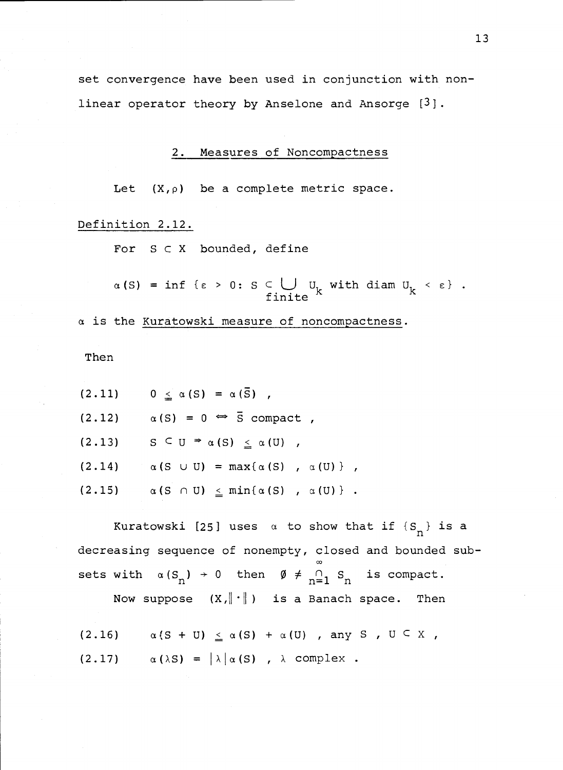set convergence have been used in conjunction with non-linear operator theory by Anselone and Ansorge [3].

## 2. Measures of Noncompactness

Let $(X,\rho)$ be a complete metric space.

Definition 2.12.

For $S \subset X$ bounded, define

$$\alpha(S) = \inf\{\varepsilon > 0 : S \subset \bigcup_{\text{finite}} U_k \text{ with } \operatorname{diam} U_k < \varepsilon\} .$$

$\alpha$ is the Kuratowski measure of noncompactness.

Then

$$(2.11) \qquad 0 \leqq \alpha(S) = \alpha(\bar{S}) ,$$

$$(2.12) \qquad \alpha(S) = 0 \Leftrightarrow \bar{S} \text{ compact} ,$$

$$(2.13) \qquad S \subset U \Rightarrow \alpha(S) \leqq \alpha(U) ,$$

$$(2.14) \qquad \alpha(S \cup U) = \max\{\alpha(S) , \alpha(U)\} ,$$

$$(2.15) \qquad \alpha(S \cap U) \leqq \min\{\alpha(S) , \alpha(U)\} .$$

Kuratowski [25] uses $\alpha$ to show that if $\{S_n\}$ is a decreasing sequence of nonempty, closed and bounded subsets with $\alpha(S_n) \to 0$ then $\emptyset \neq \bigcap_{n=1}^{\infty} S_n$ is compact.

Now suppose $(X,\|\cdot\|)$ is a Banach space. Then

$$(2.16) \qquad \alpha(S + U) \leqq \alpha(S) + \alpha(U) , \text{ any } S , U \subset X ,$$

$$(2.17) \qquad \alpha(\lambda S) = |\lambda|\alpha(S) , \lambda \text{ complex} .$$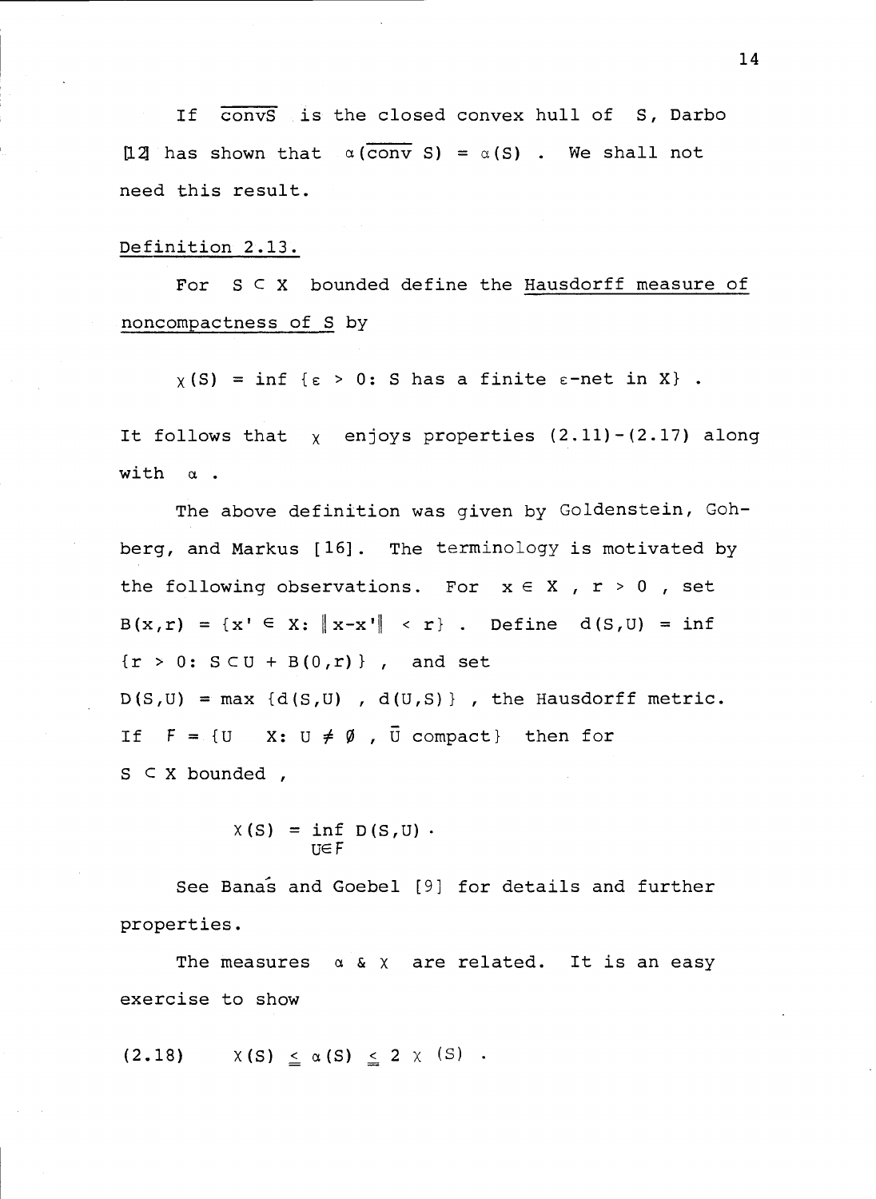If $\overline{\text{conv} S}$ is the closed convex hull of $S$, Darbo [12] has shown that $\alpha(\overline{\text{conv}}\, S) = \alpha(S)$. We shall not need this result.

Definition 2.13.

For $S \subset X$ bounded define the Hausdorff measure of noncompactness of $S$ by

$$\chi(S) = \inf\{\varepsilon > 0 : S \text{ has a finite } \varepsilon\text{-net in } X\} .$$

It follows that $\chi$ enjoys properties (2.11)-(2.17) along with $\alpha$.

The above definition was given by Goldenstein, Gohberg, and Markus [16]. The terminology is motivated by the following observations. For $x \in X$, $r > 0$, set $B(x,r) = \{x' \in X : \|x - x'\| < r\}$. Define $d(S,U) = \inf \{r > 0 : S \subset U + B(0,r)\}$, and set $D(S,U) = \max\{d(S,U), d(U,S)\}$, the Hausdorff metric. If $F = \{U \quad X : U \neq \emptyset , \bar{U} \text{ compact}\}$ then for $S \subset X$ bounded,

$$\chi(S) = \inf_{U \in F} D(S,U) .$$

See Banaś and Goebel [9] for details and further properties.

The measures $\alpha$ & $\chi$ are related. It is an easy exercise to show

$$\text{(2.18)} \qquad \chi(S) \leq \alpha(S) \leq 2\chi(S) .$$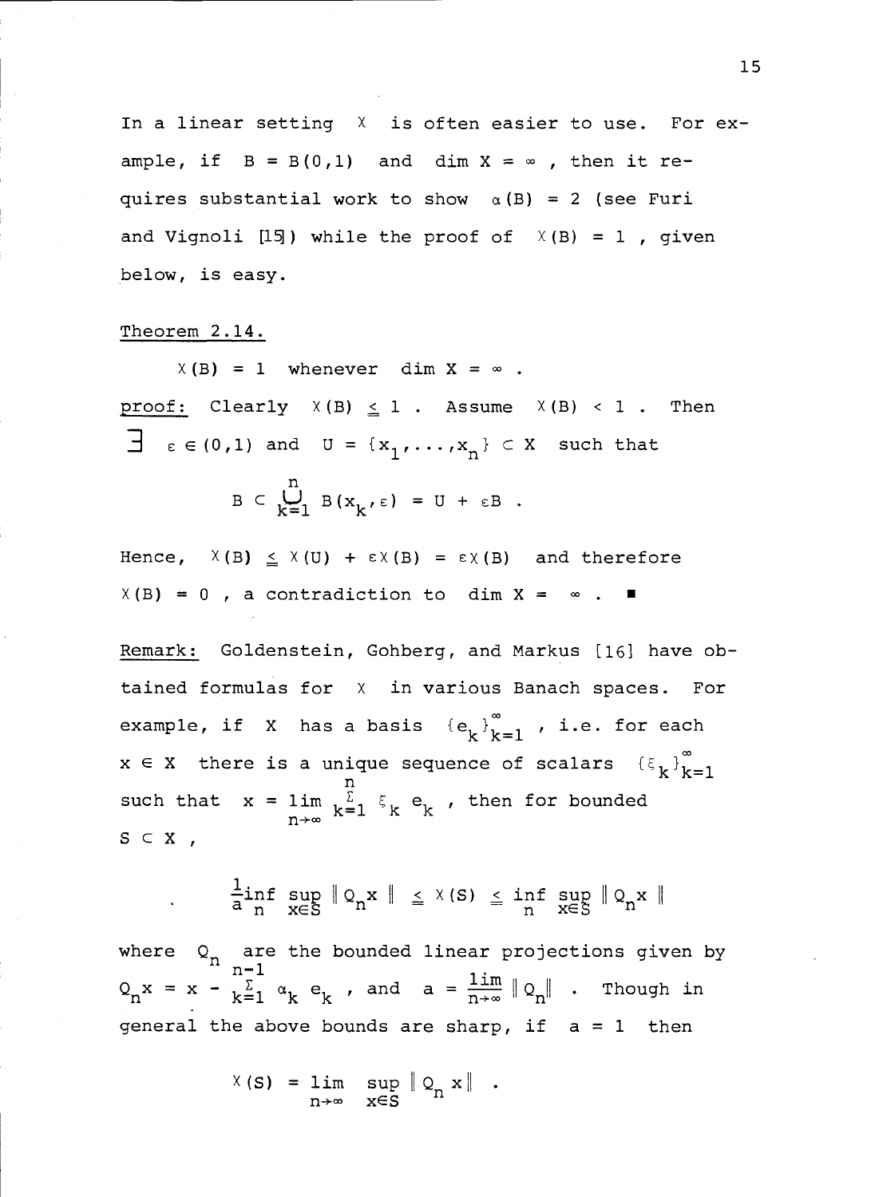In a linear setting $\chi$ is often easier to use. For example, if $B = B(0,1)$ and $\dim X = \infty$, then it requires substantial work to show $\alpha(B) = 2$ (see Furi and Vignoli [15]) while the proof of $\chi(B) = 1$, given below, is easy.

Theorem 2.14.

$\chi(B) = 1$ whenever $\dim X = \infty$.

proof: Clearly $\chi(B) \leq 1$. Assume $\chi(B) < 1$. Then $\exists$ $\varepsilon \in (0,1)$ and $U = \{x_1, \ldots, x_n\} \subset X$ such that

$$B \subset \bigcup_{k=1}^{n} B(x_k, \varepsilon) = U + \varepsilon B .$$

Hence, $\chi(B) \leqq \chi(U) + \varepsilon\chi(B) = \varepsilon\chi(B)$ and therefore $\chi(B) = 0$, a contradiction to $\dim X = \infty$. ∎

Remark: Goldenstein, Gohberg, and Markus [16] have obtained formulas for $\chi$ in various Banach spaces. For example, if $X$ has a basis $\{e_k\}_{k=1}^{\infty}$, i.e. for each $x \in X$ there is a unique sequence of scalars $\{\xi_k\}_{k=1}^{\infty}$ such that $x = \lim\limits_{n\to\infty} \sum_{k=1}^{n} \xi_k e_k$, then for bounded $S \subset X$,

$$\frac{1}{a} \inf_n \sup_{x \in S} \| Q_n x \| \leqq \chi(S) \leqq \inf_n \sup_{x \in S} \| Q_n x \|$$

where $Q_n$ are the bounded linear projections given by $Q_n x = x - \sum_{k=1}^{n-1} \alpha_k e_k$, and $a = \overline{\lim\limits_{n\to\infty}} \| Q_n \|$. Though in general the above bounds are sharp, if $a = 1$ then

$$\chi(S) = \lim_{n\to\infty} \sup_{x \in S} \| Q_n x \| .$$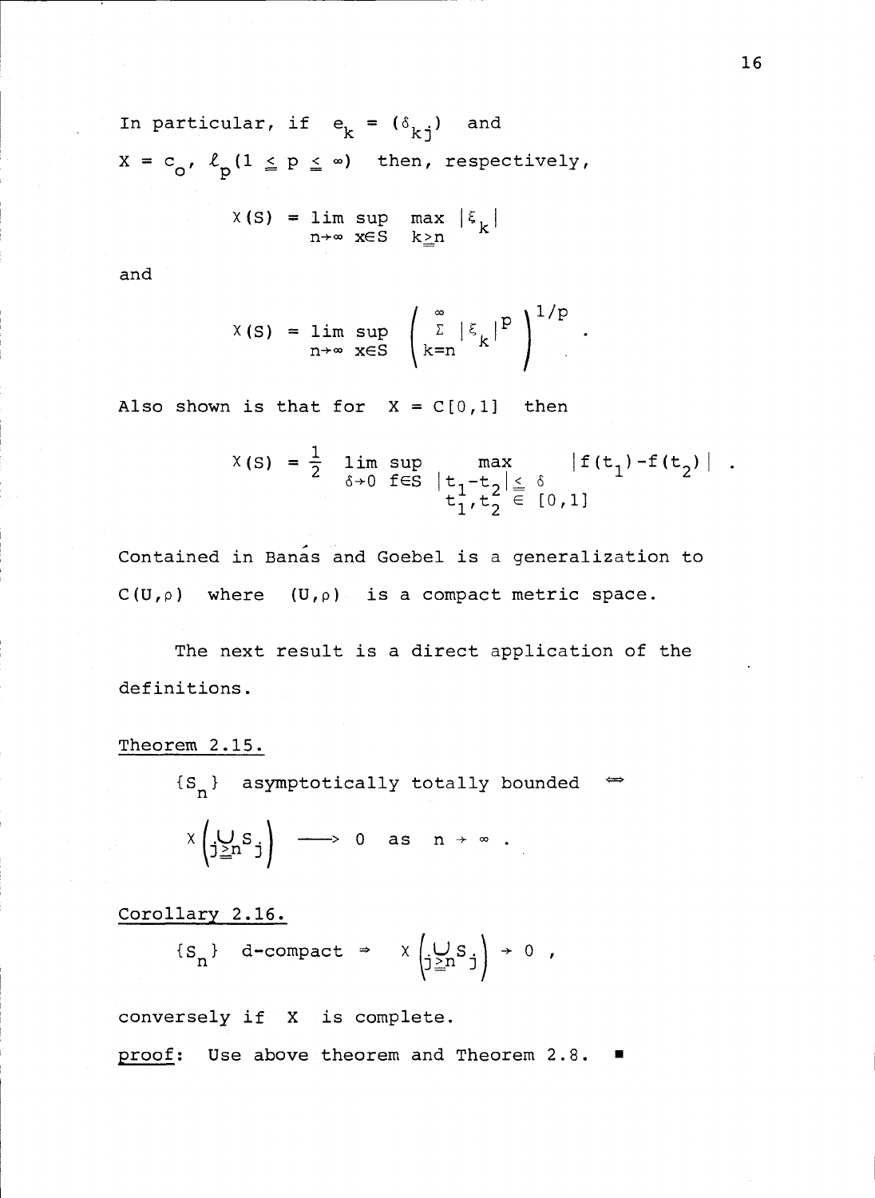In particular, if $e_k = (\delta_{kj})$ and $X = c_o, \ell_p(1 \leqq p \leqq \infty)$ then, respectively,

$$\chi(S) = \lim_{n\to\infty} \sup_{x\in S} \max_{k\geqq n} |\xi_k|$$

and

$$\chi(S) = \lim_{n\to\infty} \sup_{x\in S} \left( \sum_{k=n}^{\infty} |\xi_k|^p \right)^{1/p} .$$

Also shown is that for $X = C[0,1]$ then

$$\chi(S) = \frac{1}{2} \lim_{\delta\to 0} \sup_{f\in S} \max_{\substack{|t_1-t_2|\leqq \delta \\ t_1,t_2 \in [0,1]}} |f(t_1)-f(t_2)| .$$

Contained in Banás and Goebel is a generalization to $C(U,\rho)$ where $(U,\rho)$ is a compact metric space.

The next result is a direct application of the definitions.

Theorem 2.15.

$\{S_n\}$ asymptotically totally bounded $\Leftrightarrow$

$$\chi\left(\bigcup_{j\geqq n} S_j\right) \longrightarrow 0 \text{ as } n \to \infty .$$

Corollary 2.16.

$$\{S_n\} \text{ d-compact} \Rightarrow \chi\left(\bigcup_{j\geqq n} S_j\right) \to 0 ,$$

conversely if $X$ is complete.

proof: Use above theorem and Theorem 2.8. ■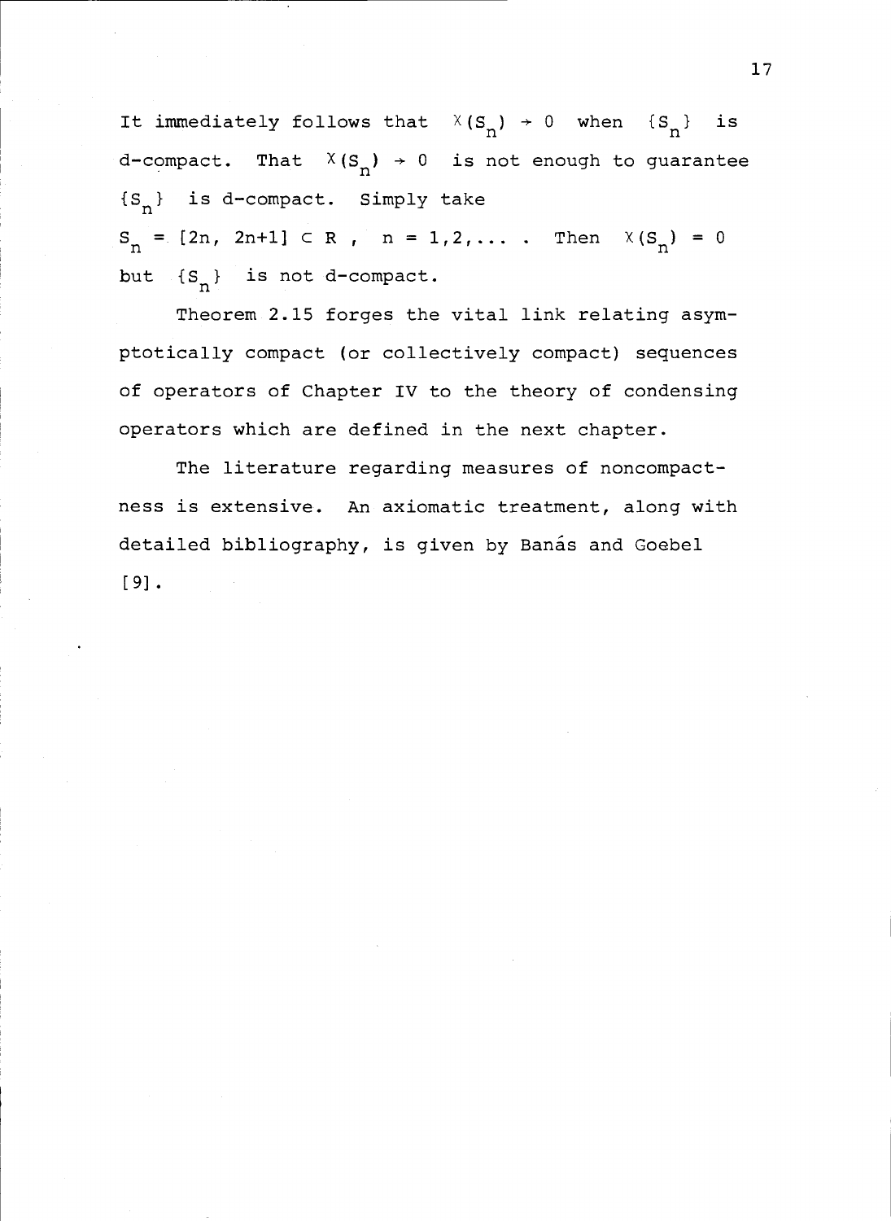It immediately follows that $\chi(S_n) \to 0$ when $\{S_n\}$ is d-compact. That $\chi(S_n) \to 0$ is not enough to guarantee $\{S_n\}$ is d-compact. Simply take $S_n = [2n, 2n+1] \subset R$, $n = 1,2,\ldots$. Then $\chi(S_n) = 0$ but $\{S_n\}$ is not d-compact.

Theorem 2.15 forges the vital link relating asymptotically compact (or collectively compact) sequences of operators of Chapter IV to the theory of condensing operators which are defined in the next chapter.

The literature regarding measures of noncompactness is extensive. An axiomatic treatment, along with detailed bibliography, is given by Banás and Goebel [9].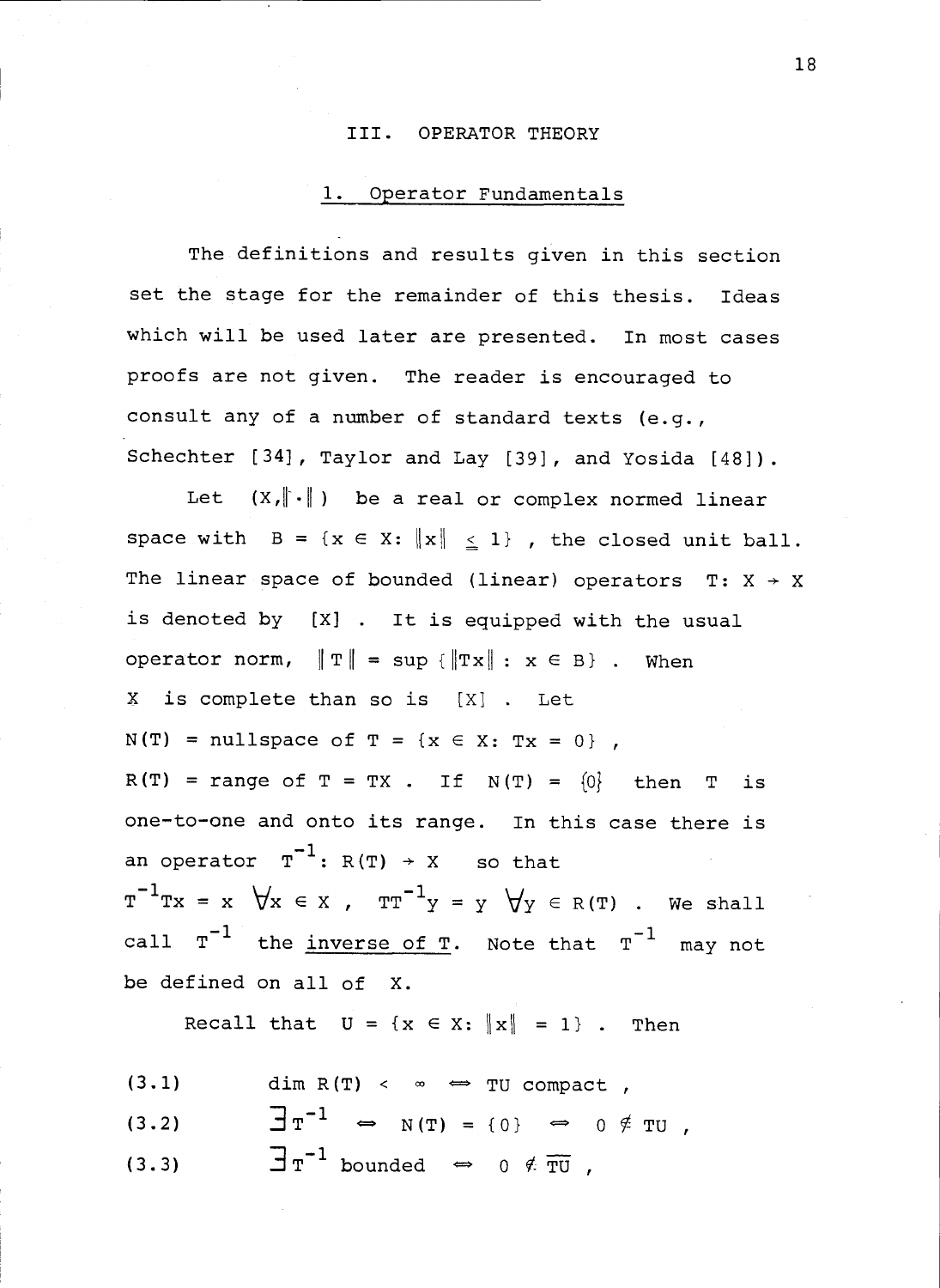# III. OPERATOR THEORY

## 1. Operator Fundamentals

The definitions and results given in this section set the stage for the remainder of this thesis. Ideas which will be used later are presented. In most cases proofs are not given. The reader is encouraged to consult any of a number of standard texts (e.g., Schechter [34], Taylor and Lay [39], and Yosida [48]).

Let $(X, \|\cdot\|)$ be a real or complex normed linear space with $B = \{x \in X: \|x\| \leq 1\}$, the closed unit ball. The linear space of bounded (linear) operators $T: X \to X$ is denoted by $[X]$. It is equipped with the usual operator norm, $\|T\| = \sup\{\|Tx\| : x \in B\}$. When $X$ is complete than so is $[X]$. Let $N(T) =$ nullspace of $T = \{x \in X: Tx = 0\}$, $R(T) =$ range of $T = TX$. If $N(T) = \{0\}$ then $T$ is one-to-one and onto its range. In this case there is an operator $T^{-1}: R(T) \to X$ so that $T^{-1}Tx = x \; \forall x \in X$, $TT^{-1}y = y \; \forall y \in R(T)$. We shall call $T^{-1}$ the <u>inverse of T</u>. Note that $T^{-1}$ may not be defined on all of $X$.

Recall that $U = \{x \in X: \|x\| = 1\}$. Then

$$(3.1) \qquad \dim R(T) < \infty \iff TU \text{ compact},$$

$$(3.2) \qquad \exists T^{-1} \iff N(T) = \{0\} \iff 0 \notin TU,$$

$$(3.3) \qquad \exists T^{-1} \text{ bounded} \iff 0 \notin \overline{TU},$$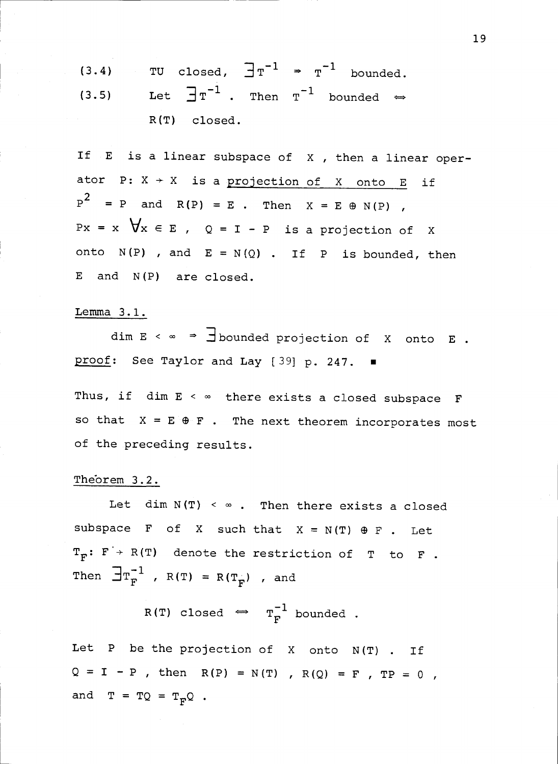(3.4) $TU$ closed, $\exists T^{-1} \Rightarrow T^{-1}$ bounded.

(3.5) Let $\exists T^{-1}$. Then $T^{-1}$ bounded $\iff$ $R(T)$ closed.

If $E$ is a linear subspace of $X$, then a linear operator $P: X \to X$ is a <u>projection of $X$ onto $E$</u> if $P^2 = P$ and $R(P) = E$. Then $X = E \oplus N(P)$, $Px = x \ \forall x \in E$, $Q = I - P$ is a projection of $X$ onto $N(P)$, and $E = N(Q)$. If $P$ is bounded, then $E$ and $N(P)$ are closed.

<u>Lemma 3.1.</u>

$\dim E < \infty \Rightarrow \exists$ bounded projection of $X$ onto $E$.

<u>proof</u>: See Taylor and Lay [39] p. 247. ∎

Thus, if $\dim E < \infty$ there exists a closed subspace $F$ so that $X = E \oplus F$. The next theorem incorporates most of the preceding results.

<u>Theorem 3.2.</u>

Let $\dim N(T) < \infty$. Then there exists a closed subspace $F$ of $X$ such that $X = N(T) \oplus F$. Let $T_F: F \to R(T)$ denote the restriction of $T$ to $F$. Then $\exists T_F^{-1}$, $R(T) = R(T_F)$, and

$$R(T) \text{ closed} \iff T_F^{-1} \text{ bounded}.$$

Let $P$ be the projection of $X$ onto $N(T)$. If $Q = I - P$, then $R(P) = N(T)$, $R(Q) = F$, $TP = 0$, and $T = TQ = T_F Q$.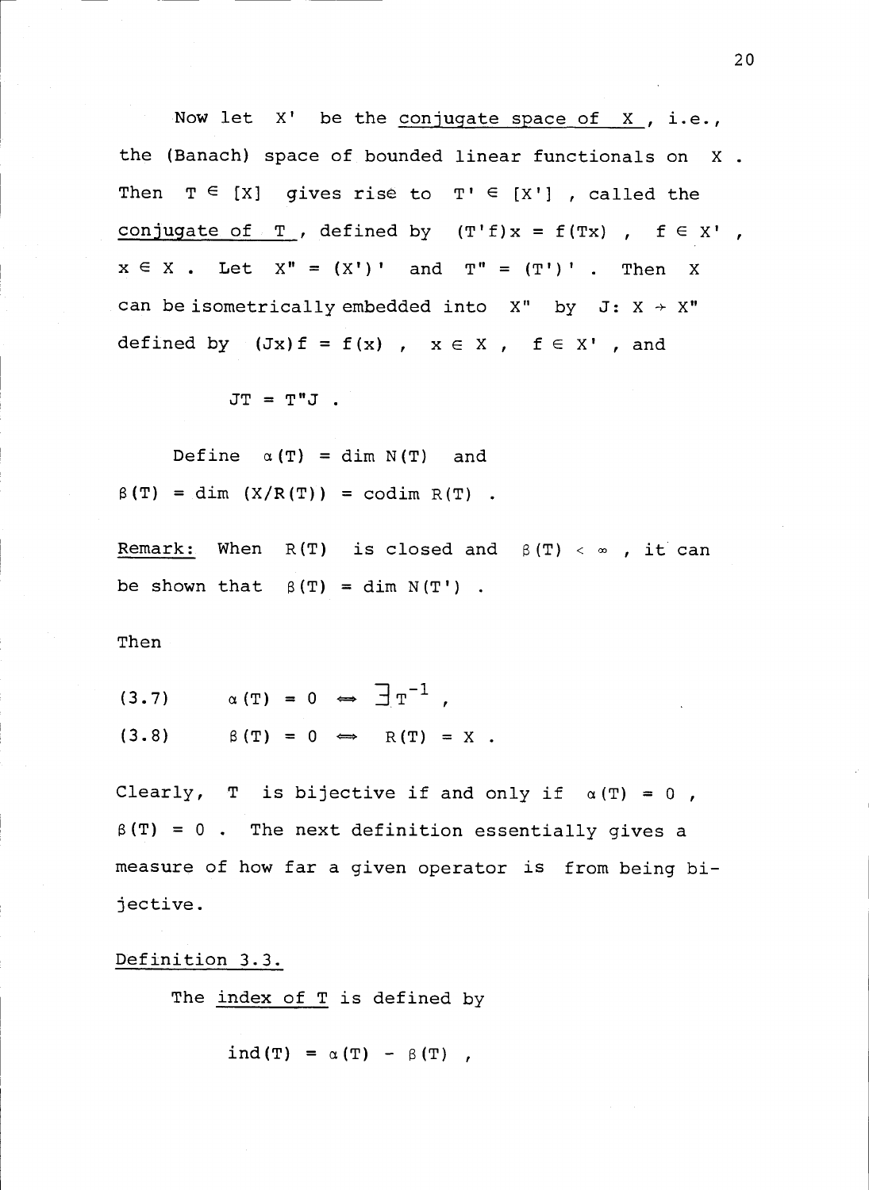Now let $X'$ be the <u>conjugate space of $X$</u>, i.e., the (Banach) space of bounded linear functionals on $X$. Then $T \in [X]$ gives rise to $T' \in [X']$, called the <u>conjugate of $T$</u>, defined by $(T'f)x = f(Tx)$, $f \in X'$, $x \in X$. Let $X'' = (X')'$ and $T'' = (T')'$. Then $X$ can be isometrically embedded into $X''$ by $J: X \to X''$ defined by $(Jx)f = f(x)$, $x \in X$, $f \in X'$, and

$$JT = T''J \ .$$

Define $\alpha(T) = \dim N(T)$ and $\beta(T) = \dim (X/R(T)) = \operatorname{codim} R(T)$.

<u>Remark:</u> When $R(T)$ is closed and $\beta(T) < \infty$, it can be shown that $\beta(T) = \dim N(T')$.

Then

$$(3.7) \qquad \alpha(T) = 0 \iff \exists\, T^{-1} \ ,$$

$$(3.8) \qquad \beta(T) = 0 \iff R(T) = X \ .$$

Clearly, $T$ is bijective if and only if $\alpha(T) = 0$, $\beta(T) = 0$. The next definition essentially gives a measure of how far a given operator is from being bijective.

<u>Definition 3.3.</u>

The <u>index of $T$</u> is defined by

$$\operatorname{ind}(T) = \alpha(T) - \beta(T) \ ,$$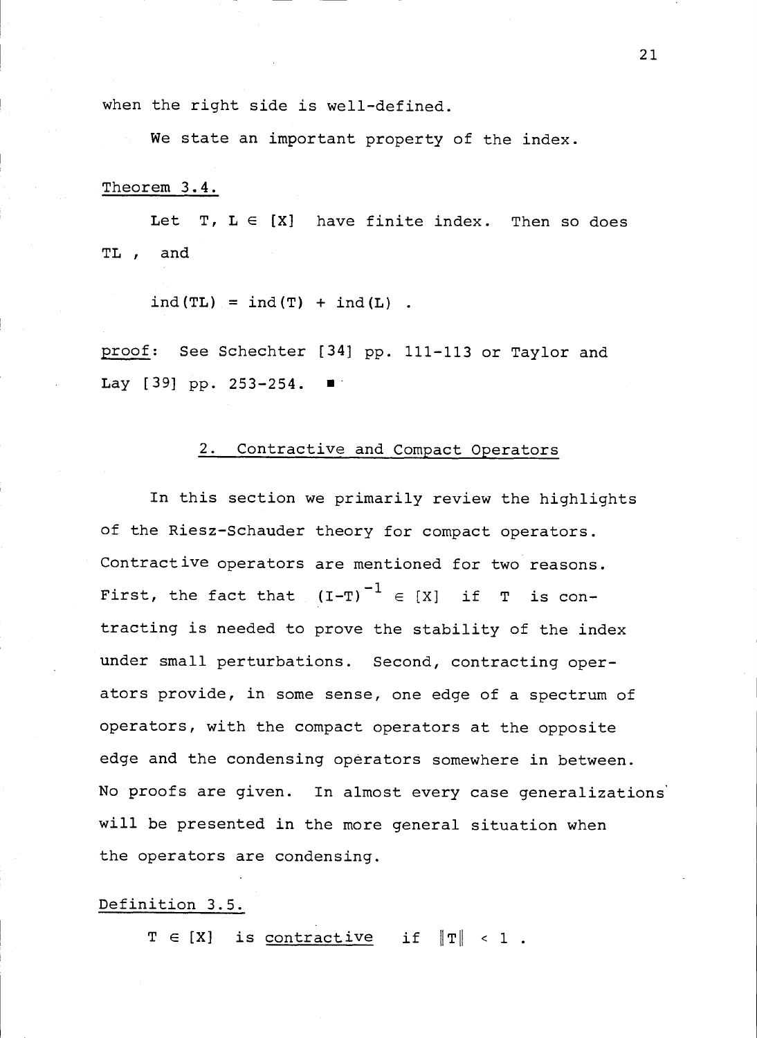when the right side is well-defined.

We state an important property of the index.

Theorem 3.4.

Let $T, L \in [X]$ have finite index. Then so does $TL$, and

$$\operatorname{ind}(TL) = \operatorname{ind}(T) + \operatorname{ind}(L) .$$

proof: See Schechter [34] pp. 111-113 or Taylor and Lay [39] pp. 253-254. ∎

## 2. Contractive and Compact Operators

In this section we primarily review the highlights of the Riesz-Schauder theory for compact operators. Contractive operators are mentioned for two reasons. First, the fact that $(I-T)^{-1} \in [X]$ if $T$ is contracting is needed to prove the stability of the index under small perturbations. Second, contracting operators provide, in some sense, one edge of a spectrum of operators, with the compact operators at the opposite edge and the condensing operators somewhere in between. No proofs are given. In almost every case generalizations will be presented in the more general situation when the operators are condensing.

Definition 3.5.

$T \in [X]$ is contractive if $\|T\| < 1$ .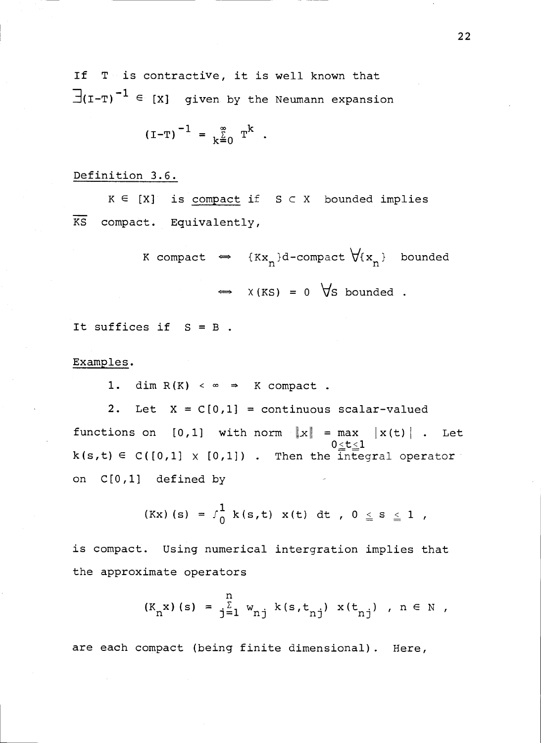If $T$ is contractive, it is well known that $\exists (I-T)^{-1} \in [X]$ given by the Neumann expansion

$$(I-T)^{-1} = \sum_{k=0}^{\infty} T^k .$$

Definition 3.6.

$K \in [X]$ is compact if $S \subset X$ bounded implies $\overline{KS}$ compact. Equivalently,

$$K \text{ compact} \iff \{Kx_n\}\text{d-compact } \forall \{x_n\} \text{ bounded}$$

$$\iff \chi(KS) = 0 \ \forall S \text{ bounded} .$$

It suffices if $S = B$ .

Examples.

1. $\dim R(K) < \infty \Rightarrow K$ compact .

2. Let $X = C[0,1]$ = continuous scalar-valued functions on $[0,1]$ with norm $\|x\| = \max_{0 \leq t \leq 1} |x(t)|$ . Let $k(s,t) \in C([0,1] \times [0,1])$ . Then the integral operator on $C[0,1]$ defined by

$$(Kx)(s) = \int_0^1 k(s,t)\, x(t)\, dt \ , \ 0 \leq s \leq 1 \ ,$$

is compact. Using numerical intergration implies that the approximate operators

$$(K_n x)(s) = \sum_{j=1}^{n} w_{nj}\, k(s,t_{nj})\, x(t_{nj}) \ , \ n \in N \ ,$$

are each compact (being finite dimensional). Here,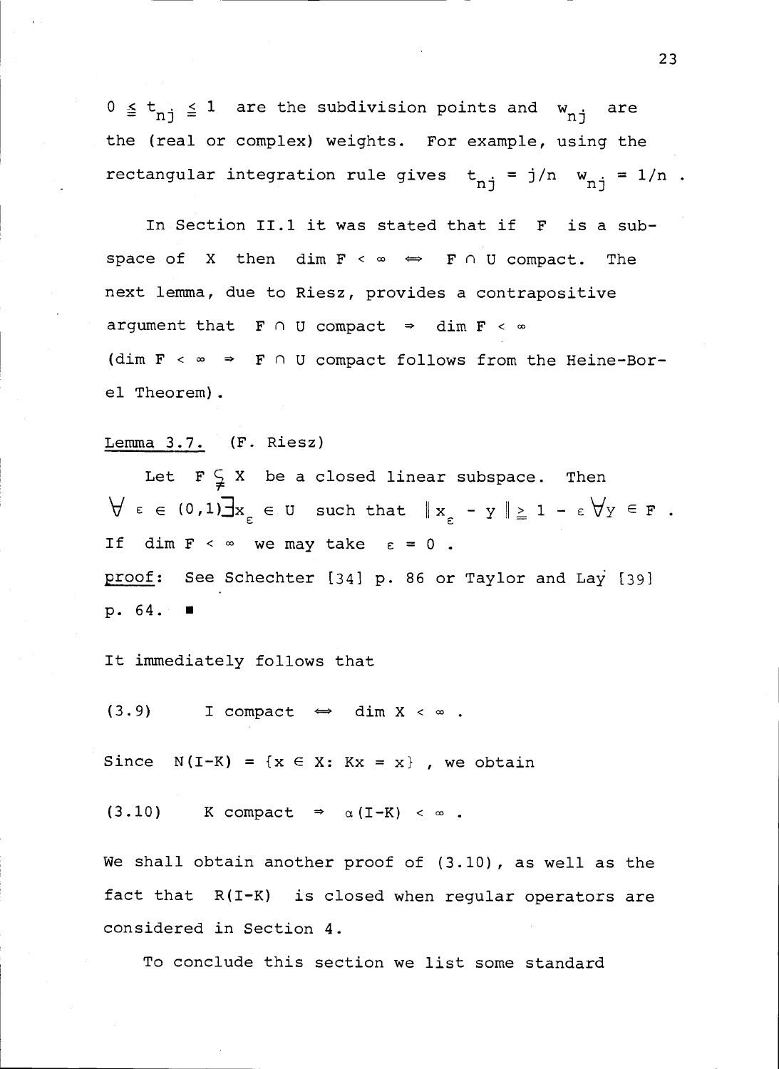$0 \leq t_{nj} \leq 1$ are the subdivision points and $w_{nj}$ are the (real or complex) weights. For example, using the rectangular integration rule gives $t_{nj} = j/n$ $w_{nj} = 1/n$ .

In Section II.1 it was stated that if $F$ is a subspace of $X$ then $\dim F < \infty \iff F \cap U$ compact. The next lemma, due to Riesz, provides a contrapositive argument that $F \cap U$ compact $\Rightarrow \dim F < \infty$ ($\dim F < \infty \Rightarrow F \cap U$ compact follows from the Heine-Borel Theorem).

Lemma 3.7. (F. Riesz)

Let $F \subsetneq X$ be a closed linear subspace. Then $\forall\, \varepsilon \in (0,1) \exists x_\varepsilon \in U$ such that $\| x_\varepsilon - y \| \geq 1 - \varepsilon \,\forall y \in F$ . If $\dim F < \infty$ we may take $\varepsilon = 0$ .

proof: See Schechter [34] p. 86 or Taylor and Lay [39] p. 64. ■

It immediately follows that

(3.9) $\quad I$ compact $\iff \dim X < \infty$ .

Since $N(I-K) = \{x \in X\colon Kx = x\}$ , we obtain

(3.10) $\quad K$ compact $\Rightarrow \alpha(I-K) < \infty$ .

We shall obtain another proof of (3.10), as well as the fact that $R(I-K)$ is closed when regular operators are considered in Section 4.

To conclude this section we list some standard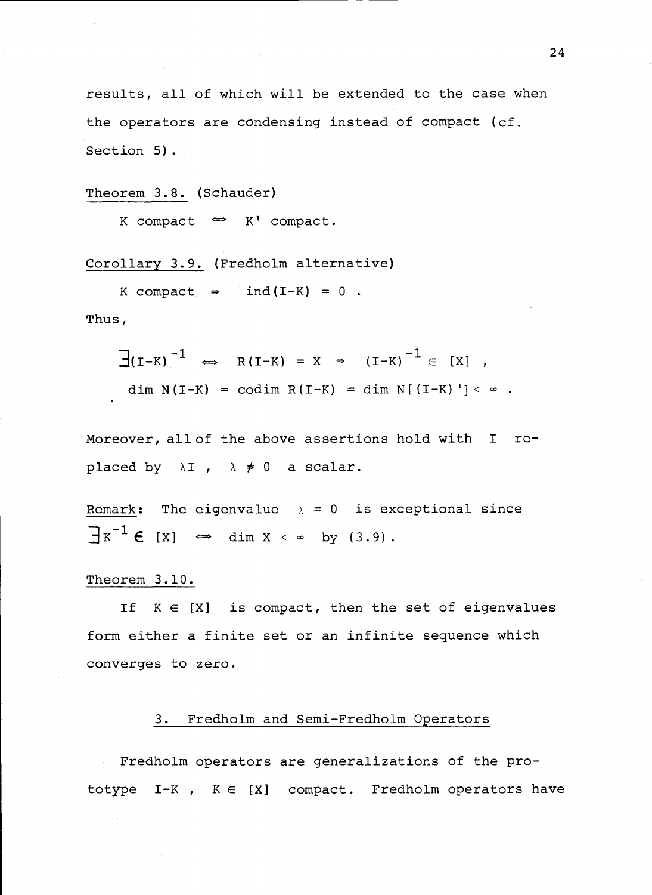results, all of which will be extended to the case when the operators are condensing instead of compact (cf. Section 5).

<u>Theorem 3.8.</u> (Schauder)

$K$ compact $\Leftrightarrow$ $K'$ compact.

<u>Corollary 3.9.</u> (Fredholm alternative)

$K$ compact $\Rightarrow$ $\operatorname{ind}(I-K) = 0$ .

Thus,

$$\exists (I-K)^{-1} \iff R(I-K) = X \Rightarrow (I-K)^{-1} \in [X] ,$$

$$\dim N(I-K) = \operatorname{codim} R(I-K) = \dim N[(I-K)'] < \infty .$$

Moreover, all of the above assertions hold with $I$ replaced by $\lambda I$ , $\lambda \neq 0$ a scalar.

<u>Remark</u>: The eigenvalue $\lambda = 0$ is exceptional since $\exists K^{-1} \in [X] \iff \dim X < \infty$ by (3.9).

<u>Theorem 3.10.</u>

If $K \in [X]$ is compact, then the set of eigenvalues form either a finite set or an infinite sequence which converges to zero.

## 3. Fredholm and Semi-Fredholm Operators

Fredholm operators are generalizations of the prototype $I-K$ , $K \in [X]$ compact. Fredholm operators have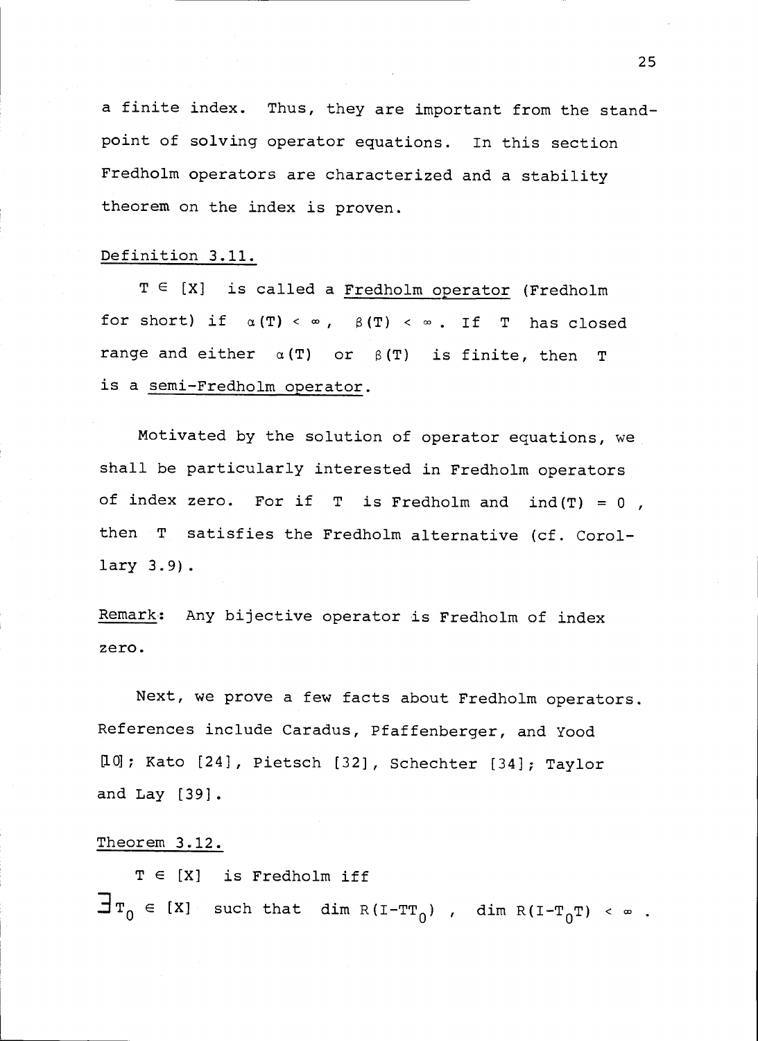a finite index. Thus, they are important from the standpoint of solving operator equations. In this section Fredholm operators are characterized and a stability theorem on the index is proven.

Definition 3.11.

$T \in [X]$ is called a Fredholm operator (Fredholm for short) if $\alpha(T) < \infty$, $\beta(T) < \infty$. If $T$ has closed range and either $\alpha(T)$ or $\beta(T)$ is finite, then $T$ is a semi-Fredholm operator.

Motivated by the solution of operator equations, we shall be particularly interested in Fredholm operators of index zero. For if $T$ is Fredholm and $\text{ind}(T) = 0$, then $T$ satisfies the Fredholm alternative (cf. Corollary 3.9).

Remark: Any bijective operator is Fredholm of index zero.

Next, we prove a few facts about Fredholm operators. References include Caradus, Pfaffenberger, and Yood [10]; Kato [24], Pietsch [32], Schechter [34]; Taylor and Lay [39].

Theorem 3.12.

$T \in [X]$ is Fredholm iff
$\exists T_0 \in [X]$ such that $\dim R(I-TT_0)$, $\dim R(I-T_0T) < \infty$.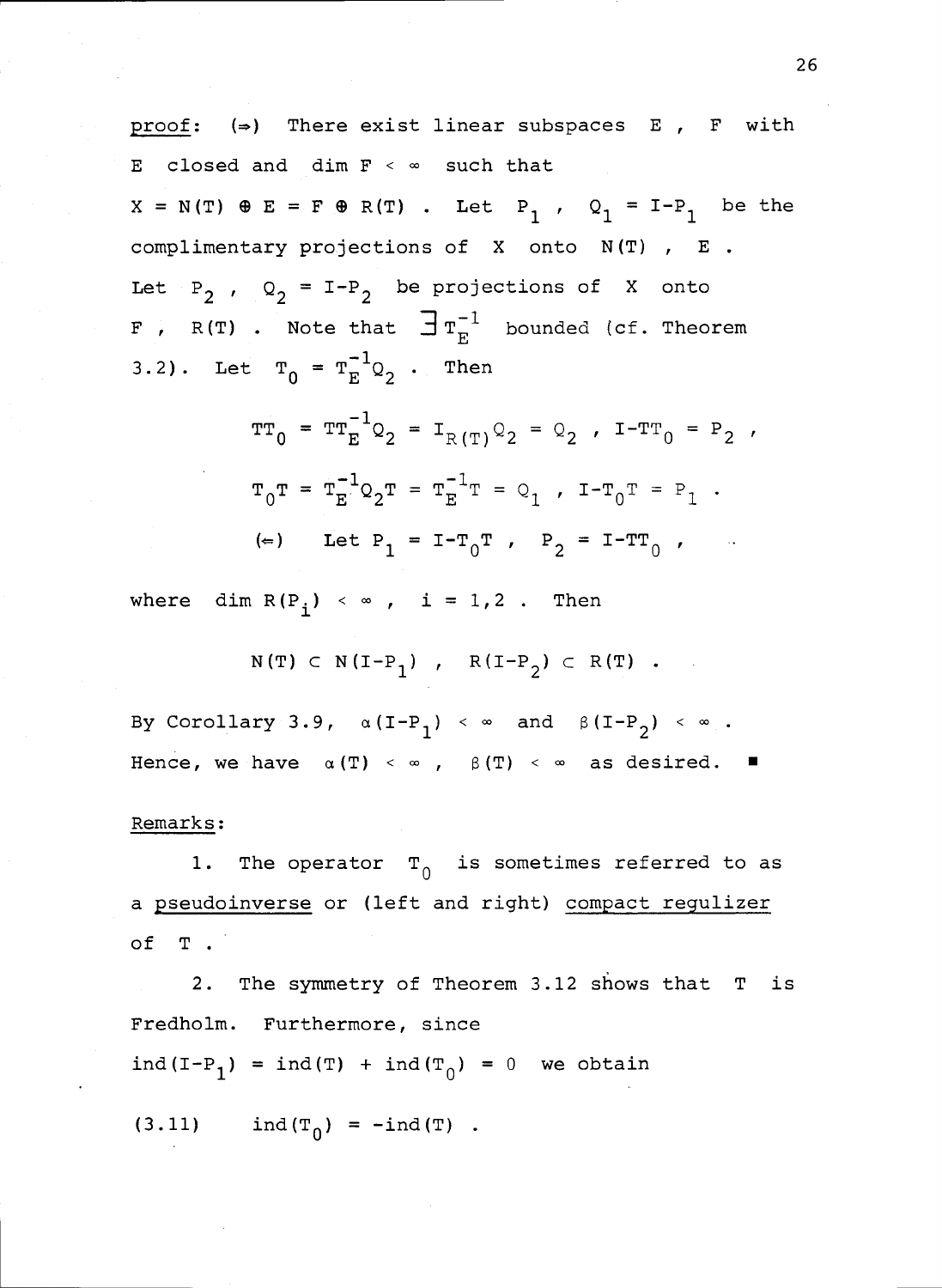proof: $(\Rightarrow)$ There exist linear subspaces $E$, $F$ with $E$ closed and $\dim F < \infty$ such that $X = N(T) \oplus E = F \oplus R(T)$. Let $P_1$, $Q_1 = I - P_1$ be the complimentary projections of $X$ onto $N(T)$, $E$. Let $P_2$, $Q_2 = I - P_2$ be projections of $X$ onto $F$, $R(T)$. Note that $\exists\, T_E^{-1}$ bounded (cf. Theorem 3.2). Let $T_0 = T_E^{-1} Q_2$. Then

$$TT_0 = TT_E^{-1} Q_2 = I_{R(T)} Q_2 = Q_2 \ , \ I - TT_0 = P_2 \ ,$$

$$T_0 T = T_E^{-1} Q_2 T = T_E^{-1} T = Q_1 \ , \ I - T_0 T = P_1 \ .$$

$(\Leftarrow)$ Let $P_1 = I - T_0 T$, $P_2 = I - TT_0$,

where $\dim R(P_i) < \infty$, $i = 1,2$. Then

$$N(T) \subset N(I - P_1) \ , \quad R(I - P_2) \subset R(T) \ .$$

By Corollary 3.9, $\alpha(I - P_1) < \infty$ and $\beta(I - P_2) < \infty$. Hence, we have $\alpha(T) < \infty$, $\beta(T) < \infty$ as desired. ∎

Remarks:

1. The operator $T_0$ is sometimes referred to as a pseudoinverse or (left and right) compact regulizer of $T$.

2. The symmetry of Theorem 3.12 shows that $T$ is Fredholm. Furthermore, since $\operatorname{ind}(I - P_1) = \operatorname{ind}(T) + \operatorname{ind}(T_0) = 0$ we obtain

$$\operatorname{ind}(T_0) = -\operatorname{ind}(T) \ . \tag{3.11}$$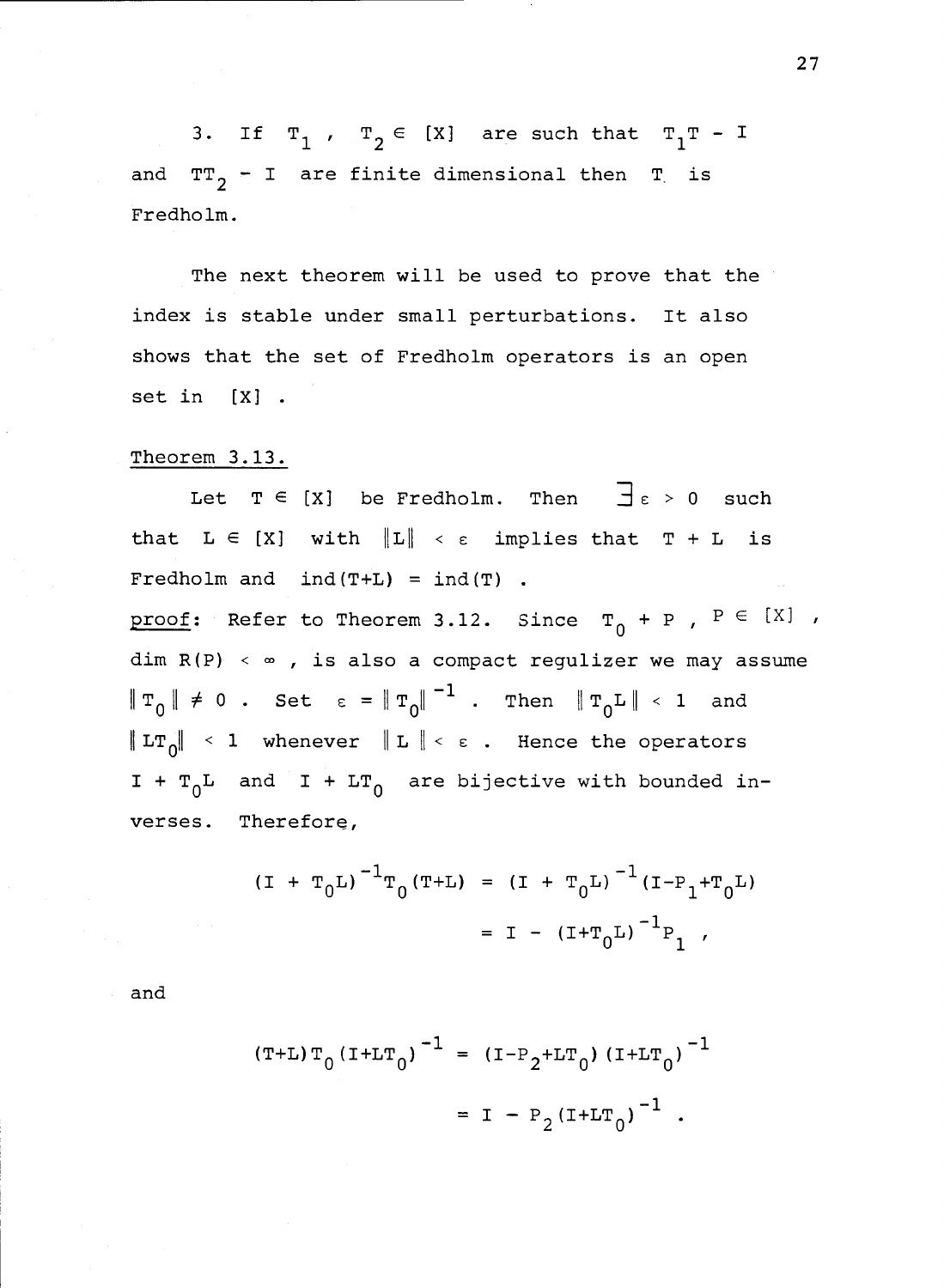3. If $T_1$ , $T_2 \in [X]$ are such that $T_1T - I$ and $TT_2 - I$ are finite dimensional then $T$ is Fredholm.

The next theorem will be used to prove that the index is stable under small perturbations. It also shows that the set of Fredholm operators is an open set in $[X]$ .

Theorem 3.13.

Let $T \in [X]$ be Fredholm. Then $\exists\, \varepsilon > 0$ such that $L \in [X]$ with $\|L\| < \varepsilon$ implies that $T + L$ is Fredholm and $\mathrm{ind}(T+L) = \mathrm{ind}(T)$ .

proof: Refer to Theorem 3.12. Since $T_0 + P$ , $P \in [X]$ , $\dim R(P) < \infty$ , is also a compact regulizer we may assume $\|T_0\| \neq 0$ . Set $\varepsilon = \|T_0\|^{-1}$ . Then $\|T_0L\| < 1$ and $\|LT_0\| < 1$ whenever $\|L\| < \varepsilon$ . Hence the operators $I + T_0L$ and $I + LT_0$ are bijective with bounded inverses. Therefore,

$$
\begin{aligned}
(I + T_0L)^{-1}T_0(T+L) &= (I + T_0L)^{-1}(I-P_1+T_0L) \\
&= I - (I+T_0L)^{-1}P_1 ,
\end{aligned}
$$

and

$$
\begin{aligned}
(T+L)T_0(I+LT_0)^{-1} &= (I-P_2+LT_0)(I+LT_0)^{-1} \\
&= I - P_2(I+LT_0)^{-1} .
\end{aligned}
$$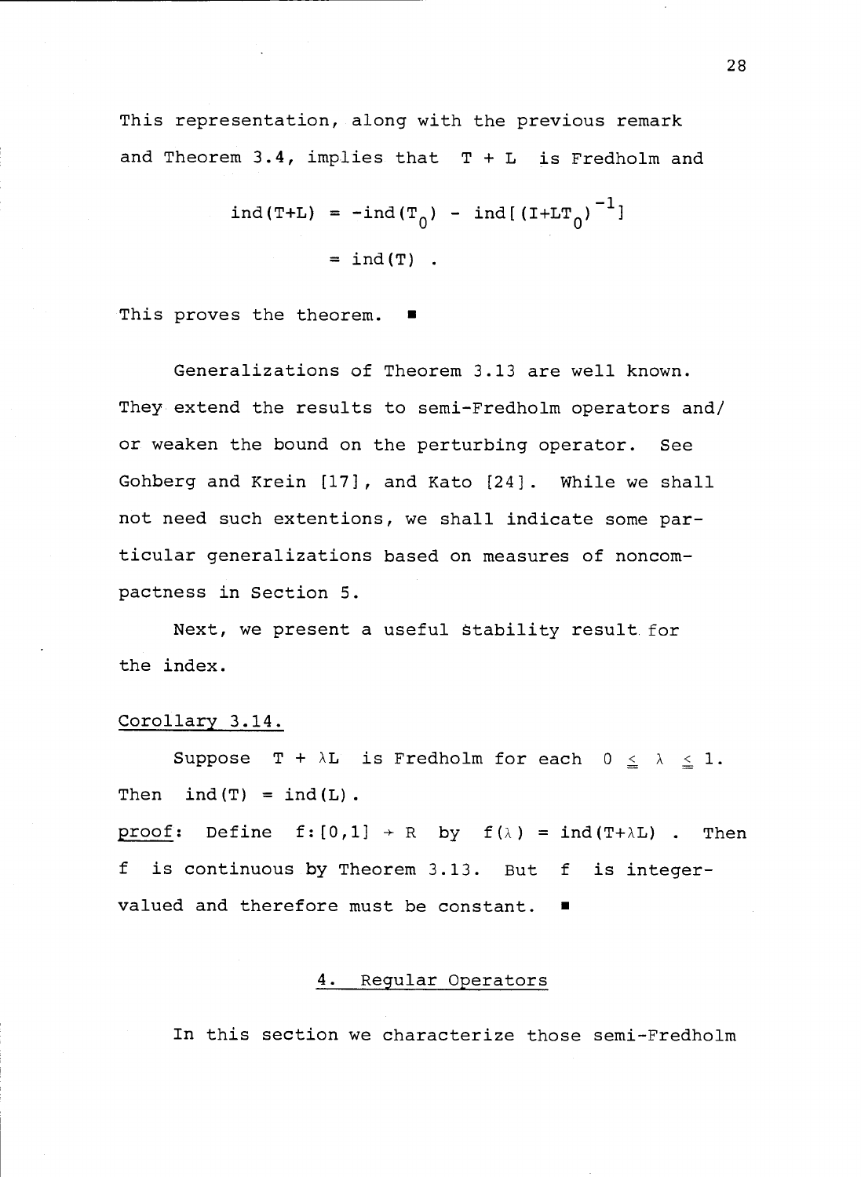This representation, along with the previous remark and Theorem 3.4, implies that $T + L$ is Fredholm and

$$\begin{aligned} \text{ind}(T+L) &= -\text{ind}(T_0) - \text{ind}[(I+LT_0)^{-1}] \\ &= \text{ind}(T) \ . \end{aligned}$$

This proves the theorem. ∎

Generalizations of Theorem 3.13 are well known. They extend the results to semi-Fredholm operators and/ or weaken the bound on the perturbing operator. See Gohberg and Krein [17], and Kato [24]. While we shall not need such extentions, we shall indicate some particular generalizations based on measures of noncompactness in Section 5.

Next, we present a useful stability result for the index.

<u>Corollary 3.14.</u>

Suppose $T + \lambda L$ is Fredholm for each $0 \leq \lambda \leq 1$. Then $\text{ind}(T) = \text{ind}(L)$.

<u>proof</u>: Define $f:[0,1] \to R$ by $f(\lambda) = \text{ind}(T+\lambda L)$ . Then $f$ is continuous by Theorem 3.13. But $f$ is integer-valued and therefore must be constant. ∎

## 4. Regular Operators

In this section we characterize those semi-Fredholm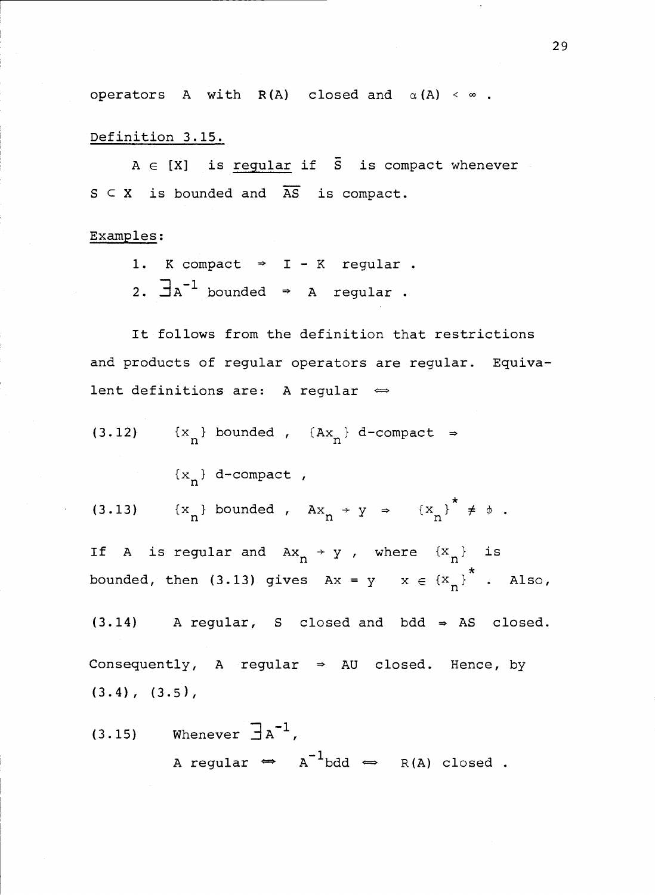operators $A$ with $R(A)$ closed and $\alpha(A) < \infty$.

Definition 3.15.

$A \in [X]$ is *regular* if $\bar{S}$ is compact whenever $S \subset X$ is bounded and $\overline{AS}$ is compact.

Examples:

1. $K$ compact $\Rightarrow$ $I - K$ regular.
2. $\exists A^{-1}$ bounded $\Rightarrow$ $A$ regular.

It follows from the definition that restrictions and products of regular operators are regular. Equivalent definitions are: $A$ regular $\Longleftrightarrow$

$$\text{(3.12)} \qquad \{x_n\} \text{ bounded}, \quad \{Ax_n\} \text{ d-compact} \Rightarrow \{x_n\} \text{ d-compact},$$

$$\text{(3.13)} \qquad \{x_n\} \text{ bounded}, \quad Ax_n \to y \Rightarrow \{x_n\}^* \neq \phi .$$

If $A$ is regular and $Ax_n \to y$, where $\{x_n\}$ is bounded, then (3.13) gives $Ax = y \quad x \in \{x_n\}^*$. Also,

$$\text{(3.14)} \qquad A \text{ regular}, \ S \text{ closed and bdd} \Rightarrow AS \text{ closed}.$$

Consequently, $A$ regular $\Rightarrow$ $AU$ closed. Hence, by (3.4), (3.5),

$$\text{(3.15)} \qquad \text{Whenever } \exists A^{-1}, \quad A \text{ regular} \Longleftrightarrow A^{-1} \text{bdd} \Longleftrightarrow R(A) \text{ closed}.$$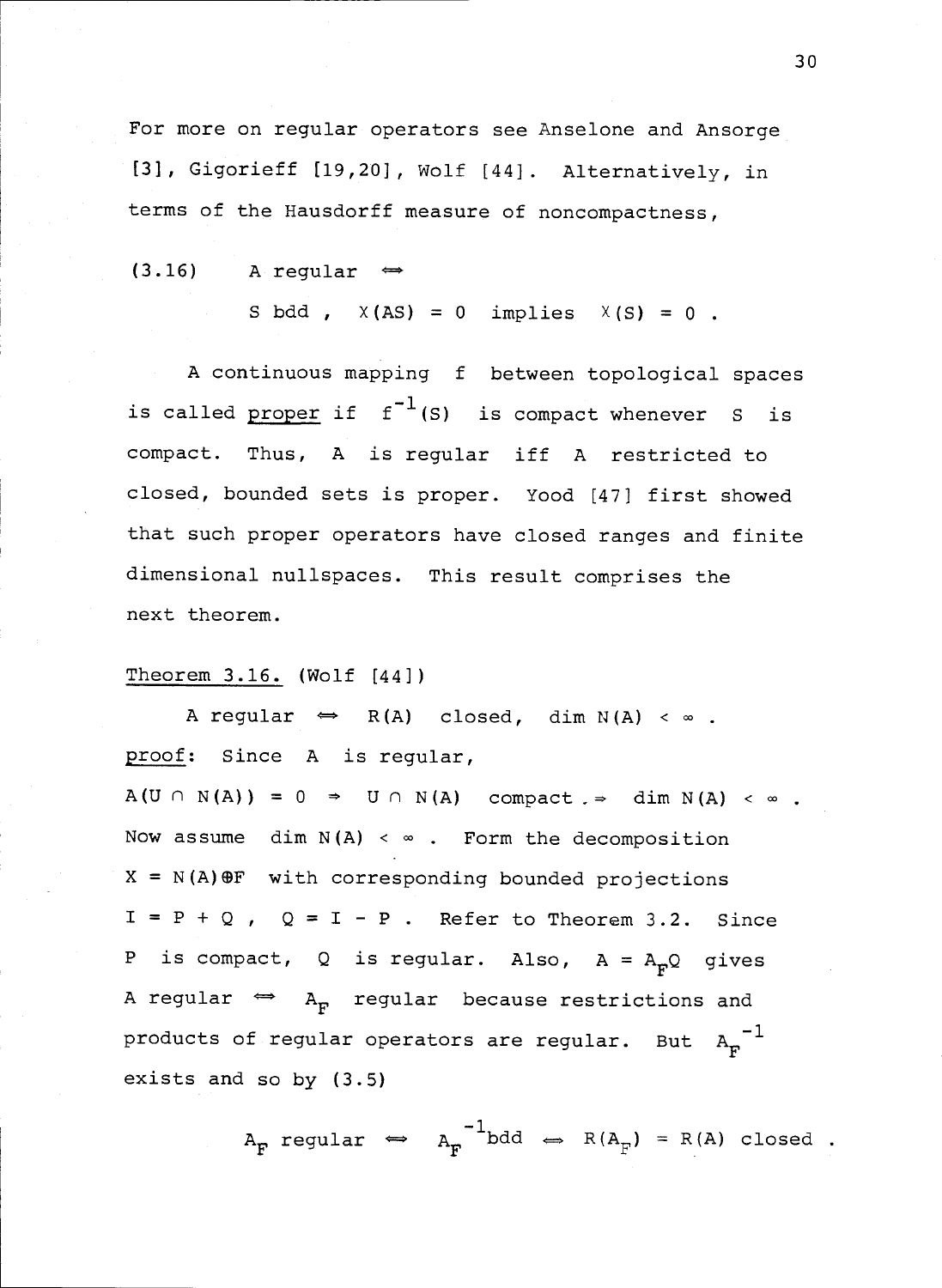For more on regular operators see Anselone and Ansorge [3], Gigorieff [19,20], Wolf [44]. Alternatively, in terms of the Hausdorff measure of noncompactness,

$$(3.16) \quad A \text{ regular } \Leftrightarrow$$
$$S \text{ bdd }, \quad \chi(AS) = 0 \text{ implies } \chi(S) = 0 .$$

A continuous mapping $f$ between topological spaces is called <u>proper</u> if $f^{-1}(S)$ is compact whenever $S$ is compact. Thus, $A$ is regular iff $A$ restricted to closed, bounded sets is proper. Yood [47] first showed that such proper operators have closed ranges and finite dimensional nullspaces. This result comprises the next theorem.

<u>Theorem 3.16.</u> (Wolf [44])

$A$ regular $\Leftrightarrow$ $R(A)$ closed, $\dim N(A) < \infty$ .

<u>proof</u>: Since $A$ is regular,

$A(U \cap N(A)) = 0 \Rightarrow U \cap N(A)$ compact $\Rightarrow \dim N(A) < \infty$ .

Now assume $\dim N(A) < \infty$ . Form the decomposition $X = N(A) \oplus F$ with corresponding bounded projections $I = P + Q$ , $Q = I - P$ . Refer to Theorem 3.2. Since $P$ is compact, $Q$ is regular. Also, $A = A_F Q$ gives $A$ regular $\Leftrightarrow$ $A_F$ regular because restrictions and products of regular operators are regular. But $A_F^{-1}$ exists and so by (3.5)

$$A_F \text{ regular } \Leftrightarrow A_F^{-1} \text{bdd} \Leftrightarrow R(A_F) = R(A) \text{ closed} .$$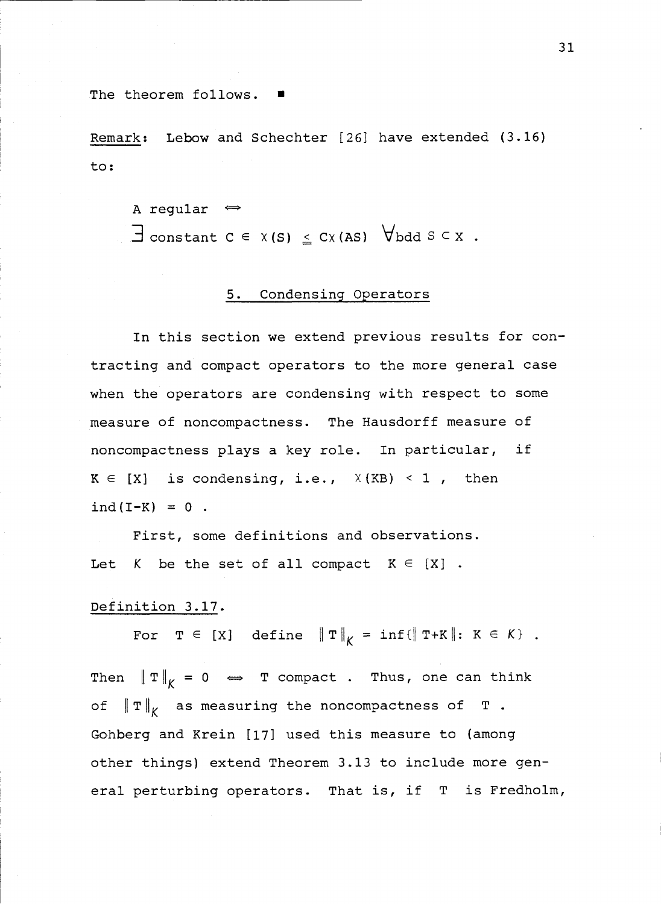The theorem follows. ■

Remark: Lebow and Schechter [26] have extended (3.16) to:

$$\text{A regular} \iff$$
$$\exists \text{ constant } C \ni \chi(S) \leq C\chi(AS) \quad \forall \text{bdd } S \subset X \ .$$

## 5. Condensing Operators

In this section we extend previous results for contracting and compact operators to the more general case when the operators are condensing with respect to some measure of noncompactness. The Hausdorff measure of noncompactness plays a key role. In particular, if $K \in [X]$ is condensing, i.e., $\chi(KB) < 1$, then $\operatorname{ind}(I-K) = 0$.

First, some definitions and observations. Let $\mathcal{K}$ be the set of all compact $K \in [X]$.

Definition 3.17.

For $T \in [X]$ define $\|T\|_{\mathcal{K}} = \inf\{\|T+K\| : K \in \mathcal{K}\}$.

Then $\|T\|_{\mathcal{K}} = 0 \iff T$ compact. Thus, one can think of $\|T\|_{\mathcal{K}}$ as measuring the noncompactness of $T$. Gohberg and Krein [17] used this measure to (among other things) extend Theorem 3.13 to include more general perturbing operators. That is, if $T$ is Fredholm,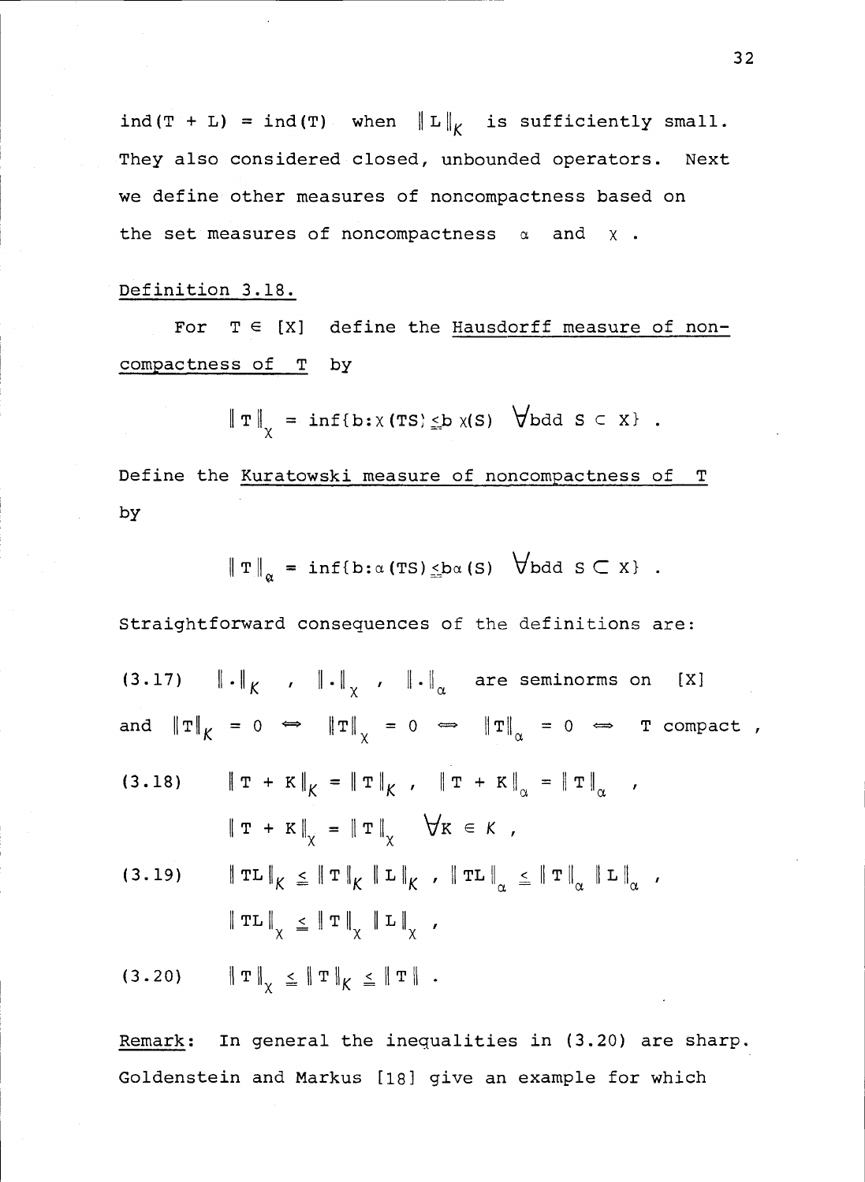$\text{ind}(T + L) = \text{ind}(T)$ when $\|L\|_K$ is sufficiently small. They also considered closed, unbounded operators. Next we define other measures of noncompactness based on the set measures of noncompactness $\alpha$ and $\chi$.

Definition 3.18.

For $T \in [X]$ define the Hausdorff measure of noncompactness of $T$ by

$$\|T\|_\chi = \inf\{b : \chi(TS) \leq b\,\chi(S) \quad \forall \text{bdd } S \subset X\} .$$

Define the Kuratowski measure of noncompactness of $T$ by

$$\|T\|_\alpha = \inf\{b : \alpha(TS) \leq b\,\alpha(S) \quad \forall \text{bdd } S \subset X\} .$$

Straightforward consequences of the definitions are:

(3.17) $\|\cdot\|_K$ , $\|\cdot\|_\chi$ , $\|\cdot\|_\alpha$ are seminorms on $[X]$ and $\|T\|_K = 0 \iff \|T\|_\chi = 0 \iff \|T\|_\alpha = 0 \iff T$ compact ,

(3.18) $\|T + K\|_K = \|T\|_K$ , $\|T + K\|_\alpha = \|T\|_\alpha$ , $\|T + K\|_\chi = \|T\|_\chi \quad \forall K \in K$ ,

(3.19) $\|TL\|_K \leq \|T\|_K \|L\|_K$ , $\|TL\|_\alpha \leq \|T\|_\alpha \|L\|_\alpha$ , $\|TL\|_\chi \leq \|T\|_\chi \|L\|_\chi$ ,

(3.20) $\|T\|_\chi \leq \|T\|_K \leq \|T\|$ .

Remark: In general the inequalities in (3.20) are sharp. Goldenstein and Markus [18] give an example for which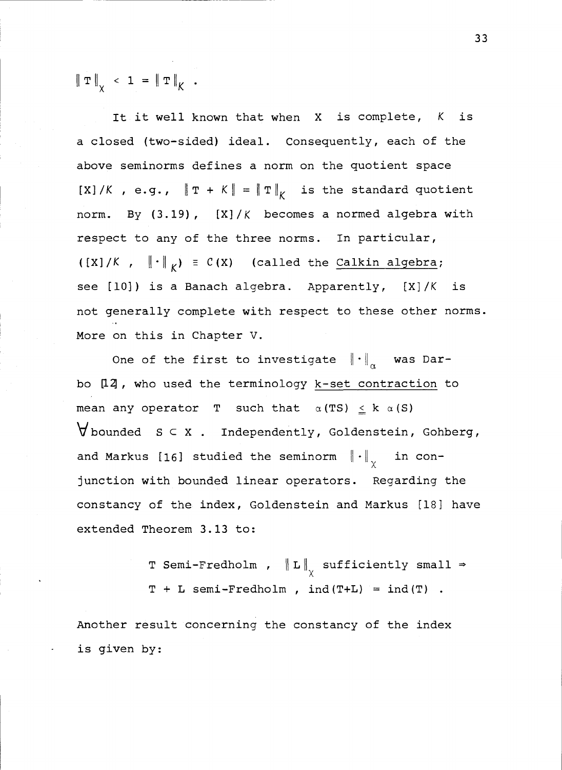$\|T\|_\chi < 1 = \|T\|_K$ .

It it well known that when X is complete, $K$ is a closed (two-sided) ideal. Consequently, each of the above seminorms defines a norm on the quotient space $[X]/K$ , e.g., $\|T + K\| = \|T\|_K$ is the standard quotient norm. By (3.19), $[X]/K$ becomes a normed algebra with respect to any of the three norms. In particular, $([X]/K\ ,\ \|\cdot\|_K) \equiv C(X)$ (called the Calkin algebra; see [10]) is a Banach algebra. Apparently, $[X]/K$ is not generally complete with respect to these other norms. More on this in Chapter V.

One of the first to investigate $\|\cdot\|_\alpha$ was Darbo [12], who used the terminology k-set contraction to mean any operator T such that $\alpha(TS) \leq k\ \alpha(S)$ $\forall$ bounded $S \subset X$ . Independently, Goldenstein, Gohberg, and Markus [16] studied the seminorm $\|\cdot\|_\chi$ in conjunction with bounded linear operators. Regarding the constancy of the index, Goldenstein and Markus [18] have extended Theorem 3.13 to:

$$T \text{ Semi-Fredholm }, \ \|L\|_\chi \text{ sufficiently small} \Rightarrow$$
$$T + L \text{ semi-Fredholm }, \ \text{ind}(T+L) = \text{ind}(T) \ .$$

Another result concerning the constancy of the index is given by: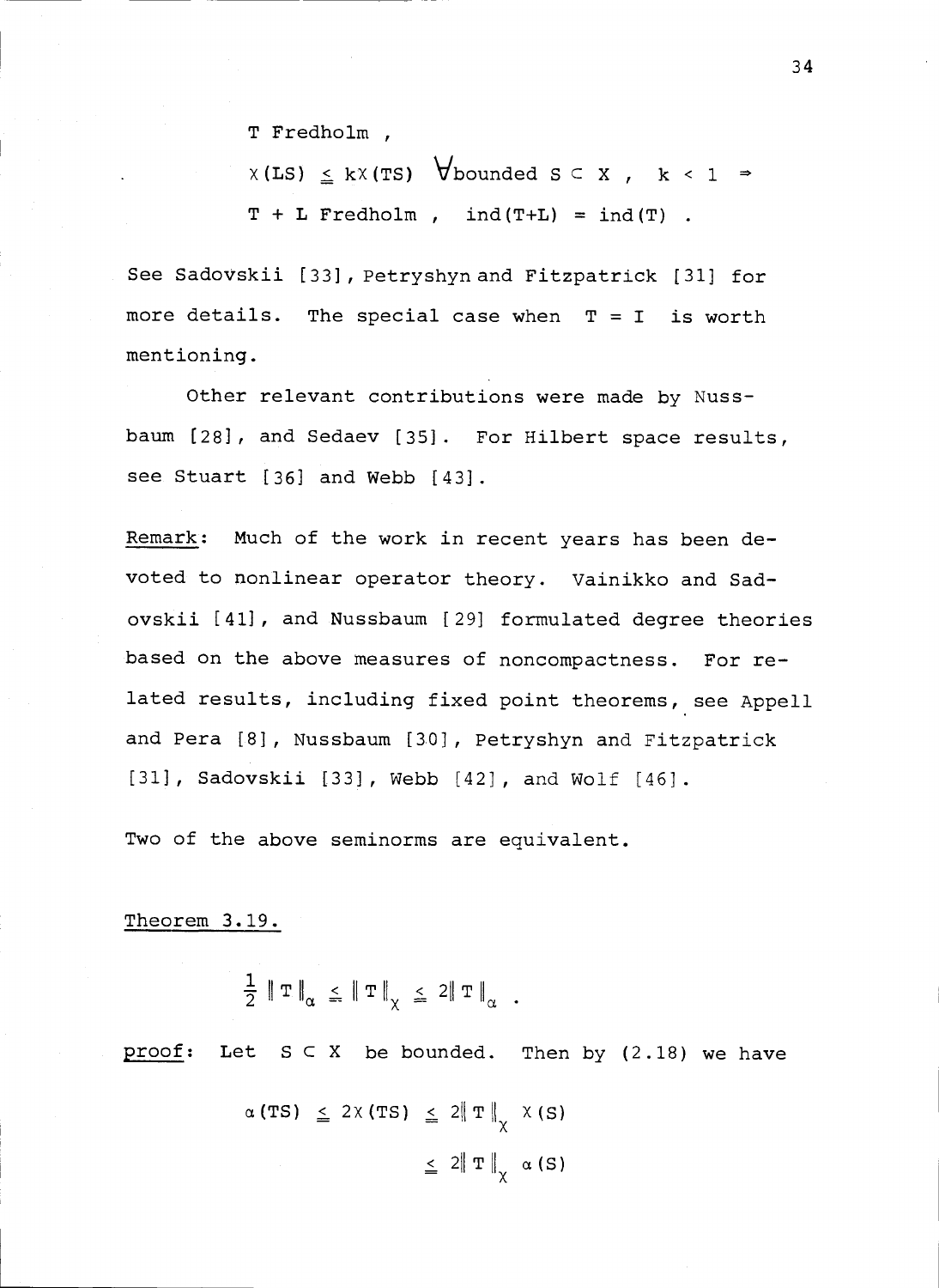$$T \text{ Fredholm },$$

$$\chi(LS) \leq k\chi(TS) \quad \forall \text{bounded } S \subset X \,, \quad k < 1 \Rightarrow$$

$$T + L \text{ Fredholm }, \quad \text{ind}(T+L) = \text{ind}(T) \,.$$

See Sadovskii [33], Petryshyn and Fitzpatrick [31] for more details. The special case when $T = I$ is worth mentioning.

Other relevant contributions were made by Nussbaum [28], and Sedaev [35]. For Hilbert space results, see Stuart [36] and Webb [43].

Remark: Much of the work in recent years has been devoted to nonlinear operator theory. Vainikko and Sadovskii [41], and Nussbaum [29] formulated degree theories based on the above measures of noncompactness. For related results, including fixed point theorems, see Appell and Pera [8], Nussbaum [30], Petryshyn and Fitzpatrick [31], Sadovskii [33], Webb [42], and Wolf [46].

Two of the above seminorms are equivalent.

Theorem 3.19.

$$\frac{1}{2}\|T\|_{\alpha} \leq \|T\|_{\chi} \leq 2\|T\|_{\alpha} \,.$$

proof: Let $S \subset X$ be bounded. Then by (2.18) we have

$$\begin{aligned}
\alpha(TS) &\leq 2\chi(TS) \leq 2\|T\|_{\chi}\, \chi(S) \\
&\leq 2\|T\|_{\chi}\, \alpha(S)
\end{aligned}$$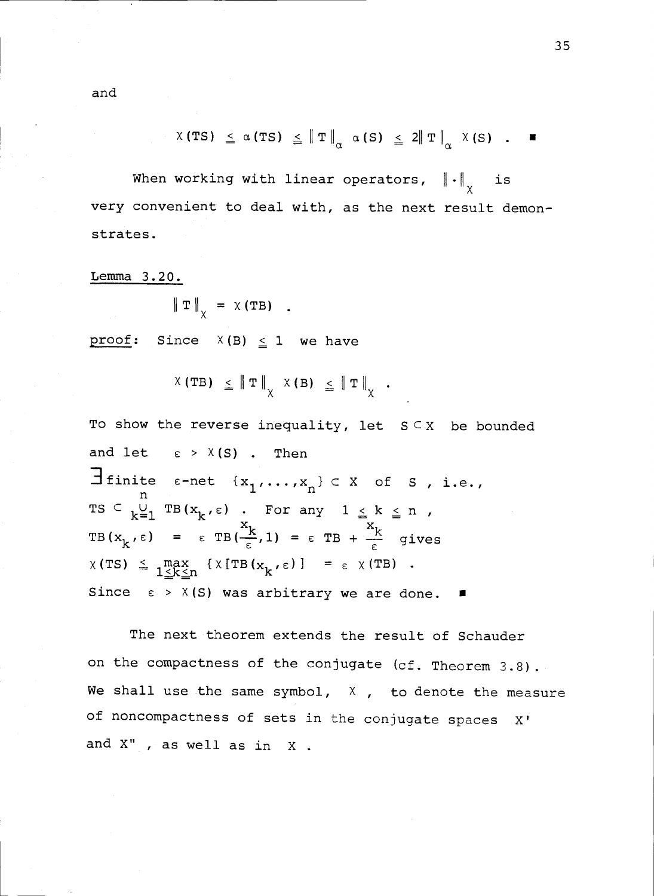and

$$\chi(TS) \leqq \alpha(TS) \leqq \|T\|_\alpha \, \alpha(S) \leqq 2\|T\|_\alpha \, \chi(S) \ . \quad \blacksquare$$

When working with linear operators, $\|\cdot\|_\chi$ is very convenient to deal with, as the next result demonstrates.

Lemma 3.20.

$$\|T\|_\chi = \chi(TB) \ .$$

proof: Since $\chi(B) \leqq 1$ we have

$$\chi(TB) \leqq \|T\|_\chi \, \chi(B) \leqq \|T\|_\chi \ .$$

To show the reverse inequality, let $S \subset X$ be bounded and let $\varepsilon > \chi(S)$. Then $\exists$ finite $\varepsilon$-net $\{x_1, \ldots, x_n\} \subset X$ of $S$, i.e., $TS \subset \bigcup_{k=1}^{n} TB(x_k, \varepsilon)$. For any $1 \leqq k \leqq n$, $TB(x_k, \varepsilon) = \varepsilon \, TB(\frac{x_k}{\varepsilon}, 1) = \varepsilon \, TB + \frac{x_k}{\varepsilon}$ gives $\chi(TS) \leqq \max_{1 \leqq k \leqq n} \{\chi[TB(x_k, \varepsilon)] = \varepsilon \, \chi(TB)$.
Since $\varepsilon > \chi(S)$ was arbitrary we are done. $\blacksquare$

The next theorem extends the result of Schauder on the compactness of the conjugate (cf. Theorem 3.8). We shall use the same symbol, $\chi$, to denote the measure of noncompactness of sets in the conjugate spaces $X'$ and $X''$, as well as in $X$.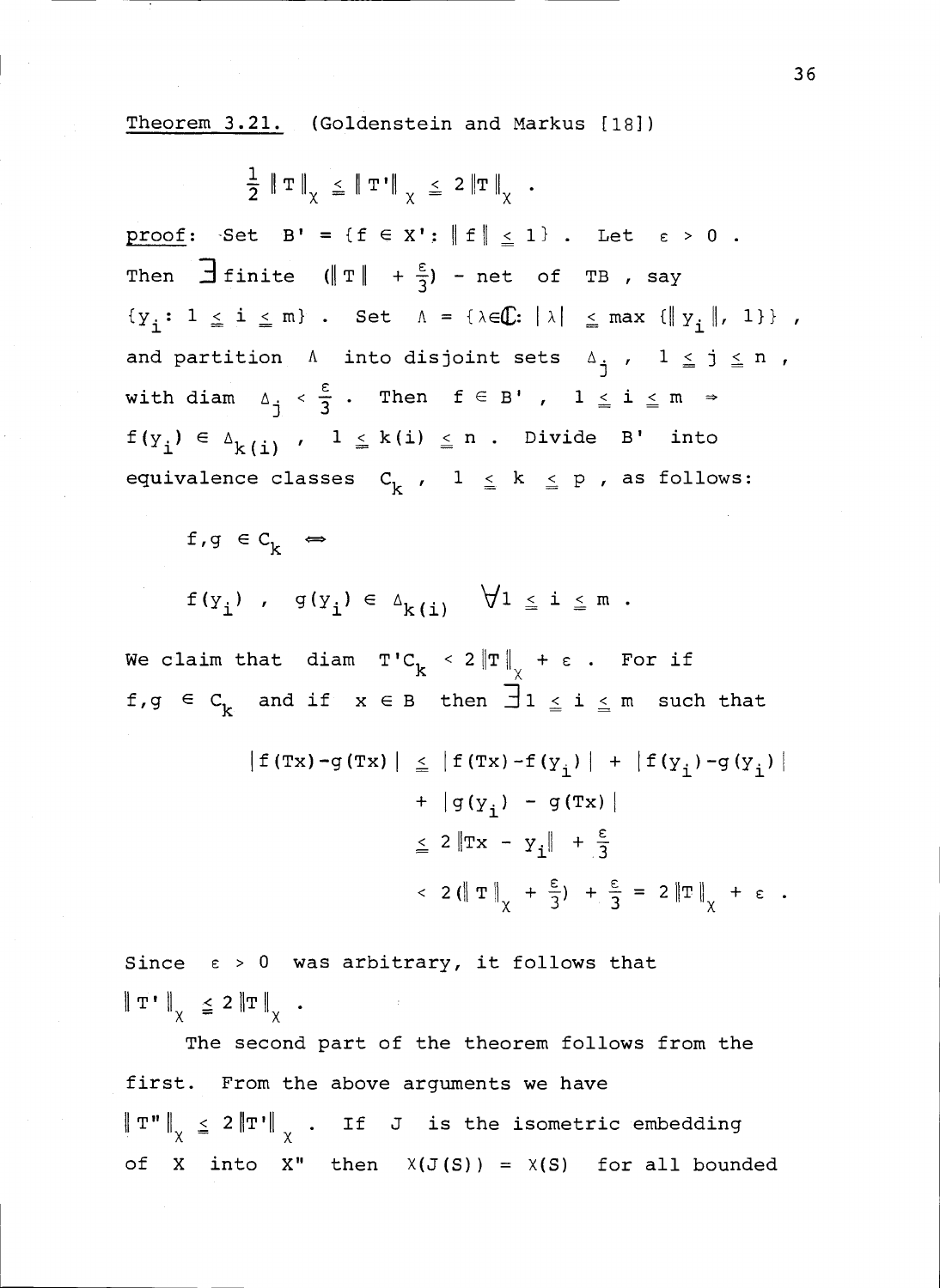<u>Theorem 3.21.</u> (Goldenstein and Markus [18])

$$\frac{1}{2}\|T\|_\chi \leq \|T'\|_\chi \leq 2\|T\|_\chi .$$

<u>proof</u>: Set $B' = \{f \in X' : \|f\| \leq 1\}$. Let $\varepsilon > 0$. Then $\exists$ finite $(\|T\| + \frac{\varepsilon}{3})$ - net of $TB$, say $\{y_i : 1 \leq i \leq m\}$. Set $\Lambda = \{\lambda \in \mathbb{C} : |\lambda| \leq \max\{\|y_i\|, 1\}\}$, and partition $\Lambda$ into disjoint sets $\Delta_j$, $1 \leq j \leq n$, with diam $\Delta_j < \frac{\varepsilon}{3}$. Then $f \in B'$, $1 \leq i \leq m \Rightarrow f(y_i) \in \Delta_{k(i)}$, $1 \leq k(i) \leq n$. Divide $B'$ into equivalence classes $C_k$, $1 \leq k \leq p$, as follows:

$$f, g \in C_k \iff$$

$$f(y_i),\ g(y_i) \in \Delta_{k(i)} \quad \forall 1 \leq i \leq m .$$

We claim that diam $T'C_k < 2\|T\|_\chi + \varepsilon$. For if $f, g \in C_k$ and if $x \in B$ then $\exists 1 \leq i \leq m$ such that

$$\begin{aligned}
|f(Tx) - g(Tx)| &\leq |f(Tx) - f(y_i)| + |f(y_i) - g(y_i)| \\
&\quad + |g(y_i) - g(Tx)| \\
&\leq 2\|Tx - y_i\| + \frac{\varepsilon}{3} \\
&< 2(\|T\|_\chi + \frac{\varepsilon}{3}) + \frac{\varepsilon}{3} = 2\|T\|_\chi + \varepsilon .
\end{aligned}$$

Since $\varepsilon > 0$ was arbitrary, it follows that $\|T'\|_\chi \leq 2\|T\|_\chi$.

The second part of the theorem follows from the first. From the above arguments we have $\|T''\|_\chi \leq 2\|T'\|_\chi$. If $J$ is the isometric embedding of $X$ into $X''$ then $\chi(J(S)) = \chi(S)$ for all bounded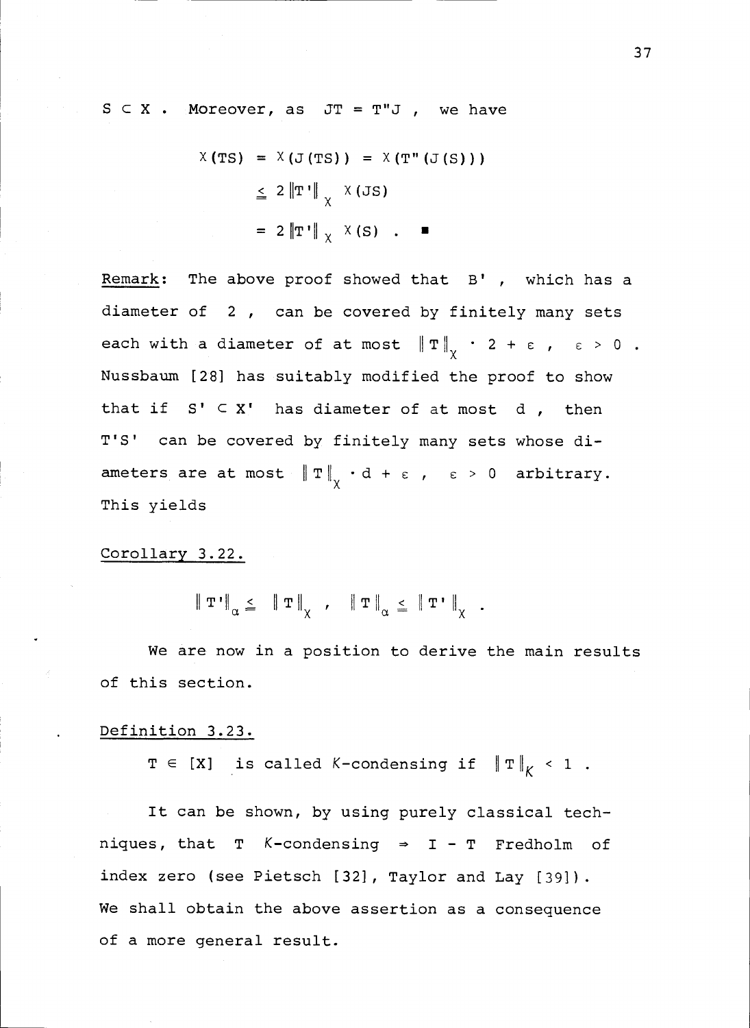$S \subset X$. Moreover, as $JT = T''J$, we have

$$\begin{aligned}
\chi(TS) &= \chi(J(TS)) = \chi(T''(J(S))) \\
&\leqq 2\|T'\|_\chi \ \chi(JS) \\
&= 2\|T'\|_\chi \ \chi(S) \ . \quad \blacksquare
\end{aligned}$$

Remark: The above proof showed that $B'$, which has a diameter of $2$, can be covered by finitely many sets each with a diameter of at most $\|T\|_\chi \cdot 2 + \varepsilon$, $\varepsilon > 0$. Nussbaum [28] has suitably modified the proof to show that if $S' \subset X'$ has diameter of at most $d$, then $T'S'$ can be covered by finitely many sets whose diameters are at most $\|T\|_\chi \cdot d + \varepsilon$, $\varepsilon > 0$ arbitrary. This yields

Corollary 3.22.

$$\|T'\|_\alpha \leqq \|T\|_\chi \ , \quad \|T\|_\alpha \leqq \|T'\|_\chi \ .$$

We are now in a position to derive the main results of this section.

Definition 3.23.

$T \in [X]$ is called $K$-condensing if $\|T\|_K < 1$.

It can be shown, by using purely classical techniques, that $T$ $K$-condensing $\Rightarrow$ $I - T$ Fredholm of index zero (see Pietsch [32], Taylor and Lay [39]). We shall obtain the above assertion as a consequence of a more general result.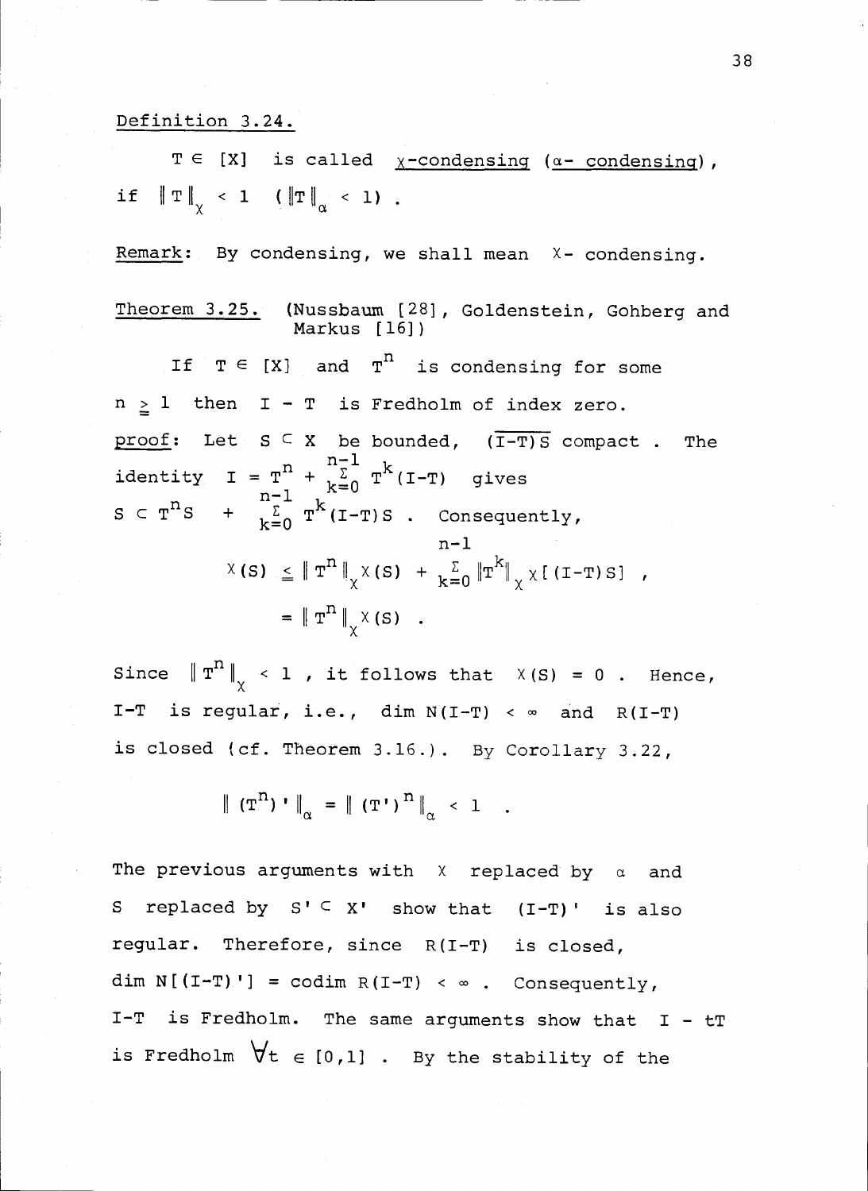Definition 3.24.

$T \in [X]$ is called $\chi$-condensing ($\alpha$- condensing), if $\|T\|_\chi < 1$ ($\|T\|_\alpha < 1$).

Remark: By condensing, we shall mean $\chi$- condensing.

Theorem 3.25. (Nussbaum [28], Goldenstein, Gohberg and Markus [16])

If $T \in [X]$ and $T^n$ is condensing for some $n \geq 1$ then $I - T$ is Fredholm of index zero.

proof: Let $S \subset X$ be bounded, $\overline{(I-T)S}$ compact. The identity $I = T^n + \sum_{k=0}^{n-1} T^k(I-T)$ gives $S \subset T^n S + \sum_{k=0}^{n-1} T^k(I-T)S$. Consequently,

$$\chi(S) \leq \|T^n\|_\chi \chi(S) + \sum_{k=0}^{n-1} \|T^k\|_\chi \chi[(I-T)S] ,$$

$$= \|T^n\|_\chi \chi(S) .$$

Since $\|T^n\|_\chi < 1$, it follows that $\chi(S) = 0$. Hence, I-T is regular, i.e., $\dim N(I-T) < \infty$ and $R(I-T)$ is closed (cf. Theorem 3.16.). By Corollary 3.22,

$$\|(T^n)'\|_\alpha = \|(T')^n\|_\alpha < 1 .$$

The previous arguments with $\chi$ replaced by $\alpha$ and $S$ replaced by $S' \subset X'$ show that $(I-T)'$ is also regular. Therefore, since $R(I-T)$ is closed, $\dim N[(I-T)'] = \operatorname{codim} R(I-T) < \infty$. Consequently, I-T is Fredholm. The same arguments show that $I - tT$ is Fredholm $\forall t \in [0,1]$. By the stability of the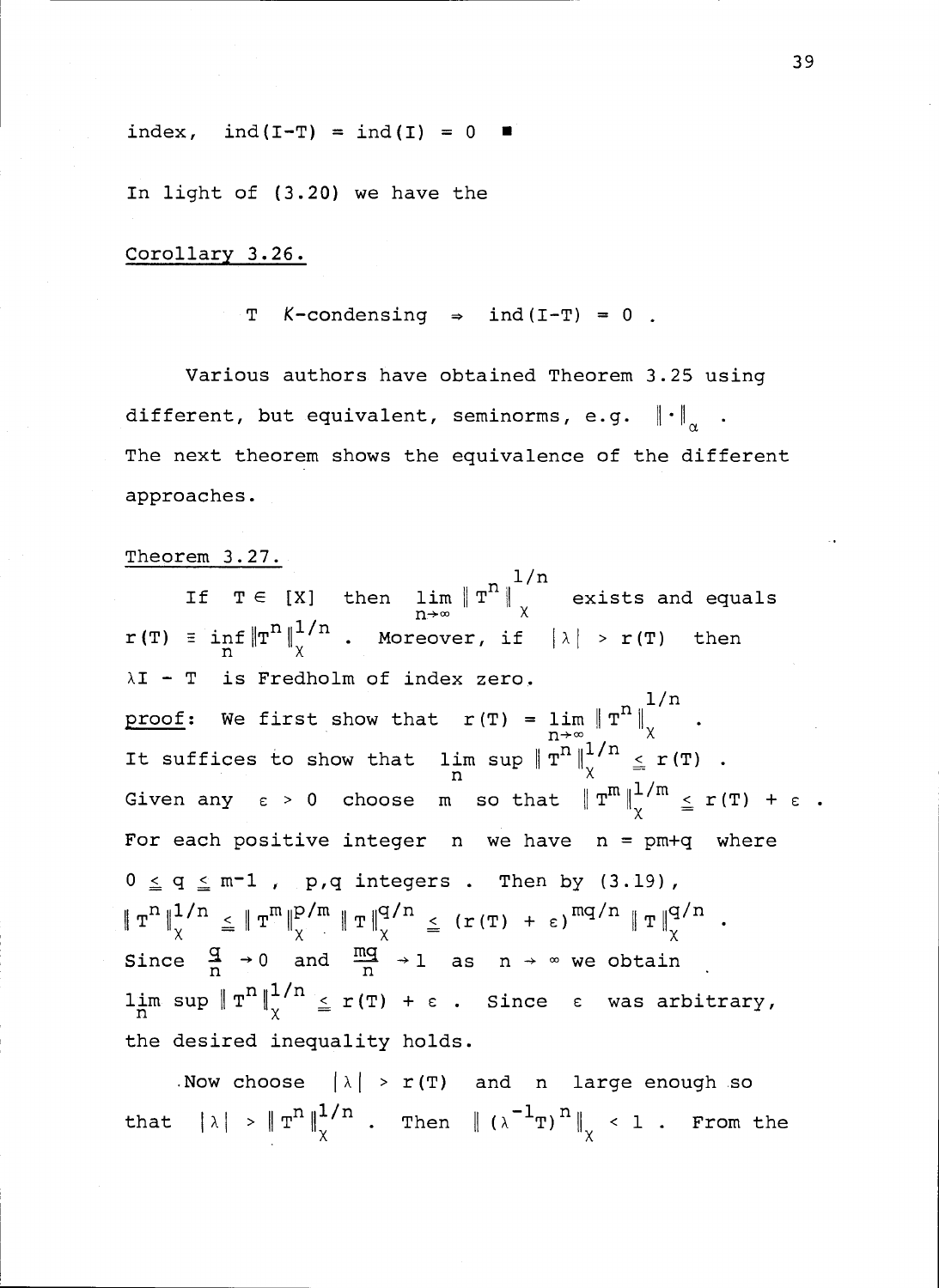index, $\operatorname{ind}(I-T) = \operatorname{ind}(I) = 0$ ∎

In light of (3.20) we have the

Corollary 3.26.

$$T \ \mathcal{K}\text{-condensing} \Rightarrow \operatorname{ind}(I-T) = 0 .$$

Various authors have obtained Theorem 3.25 using different, but equivalent, seminorms, e.g. $\|\cdot\|_\alpha$ . The next theorem shows the equivalence of the different approaches.

Theorem 3.27.

If $T \in [X]$ then $\lim\limits_{n\to\infty} \|T^n\|_X^{1/n}$ exists and equals $r(T) \equiv \inf\limits_n \|T^n\|_X^{1/n}$ . Moreover, if $|\lambda| > r(T)$ then $\lambda I - T$ is Fredholm of index zero.

proof: We first show that $r(T) = \lim\limits_{n\to\infty} \|T^n\|_X^{1/n}$ . It suffices to show that $\limsup\limits_n \|T^n\|_X^{1/n} \leqq r(T)$ . Given any $\varepsilon > 0$ choose $m$ so that $\|T^m\|_X^{1/m} \leqq r(T) + \varepsilon$ . For each positive integer $n$ we have $n = pm+q$ where $0 \leqq q \leqq m-1$ , $p,q$ integers . Then by (3.19),

$$\|T^n\|_X^{1/n} \leqq \|T^m\|_X^{p/m} \|T\|_X^{q/n} \leqq (r(T) + \varepsilon)^{mq/n} \|T\|_X^{q/n} .$$

Since $\frac{q}{n} \to 0$ and $\frac{mq}{n} \to 1$ as $n \to \infty$ we obtain $\limsup\limits_n \|T^n\|_X^{1/n} \leqq r(T) + \varepsilon$ . Since $\varepsilon$ was arbitrary, the desired inequality holds.

Now choose $|\lambda| > r(T)$ and $n$ large enough so that $|\lambda| > \|T^n\|_X^{1/n}$ . Then $\|(\lambda^{-1}T)^n\|_X < 1$ . From the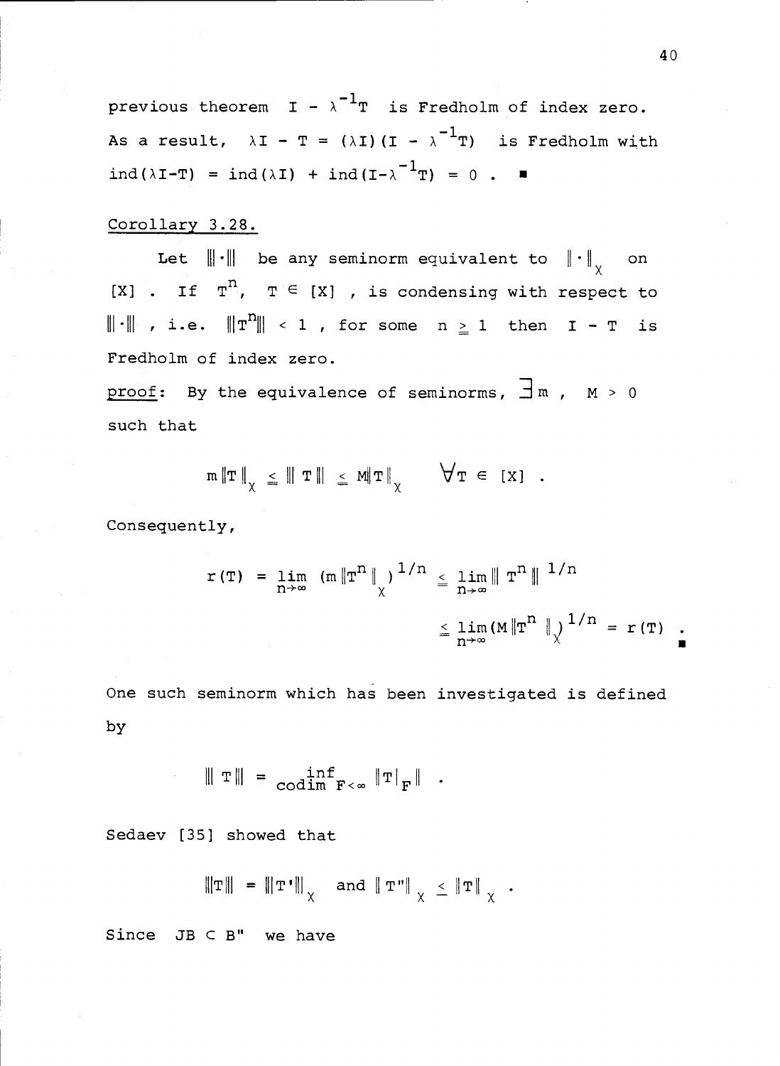previous theorem $I - \lambda^{-1}T$ is Fredholm of index zero. As a result, $\lambda I - T = (\lambda I)(I - \lambda^{-1}T)$ is Fredholm with $\text{ind}(\lambda I - T) = \text{ind}(\lambda I) + \text{ind}(I - \lambda^{-1}T) = 0$ . ∎

Corollary 3.28.

Let $|||\cdot|||$ be any seminorm equivalent to $\|\cdot\|_\chi$ on $[X]$ . If $T^n$, $T \in [X]$ , is condensing with respect to $|||\cdot|||$ , i.e. $|||T^n||| < 1$ , for some $n \geq 1$ then $I - T$ is Fredholm of index zero.

proof: By the equivalence of seminorms, $\exists m$ , $M > 0$ such that

$$m\|T\|_\chi \leq |||T||| \leq M\|T\|_\chi \qquad \forall T \in [X] .$$

Consequently,

$$r(T) = \lim_{n\to\infty} (m\|T^n\|_\chi)^{1/n} \leq \lim_{n\to\infty} |||T^n|||^{1/n}$$

$$\leq \lim_{n\to\infty} (M\|T^n\|_\chi)^{1/n} = r(T) .$$

∎

One such seminorm which has been investigated is defined by

$$|||T||| = \inf_{\text{codim } F < \infty} \|T|_F\| .$$

Sedaev [35] showed that

$$|||T||| = |||T'|||_\chi \quad \text{and} \quad \|T''\|_\chi \leq \|T\|_\chi .$$

Since $JB \subset B''$ we have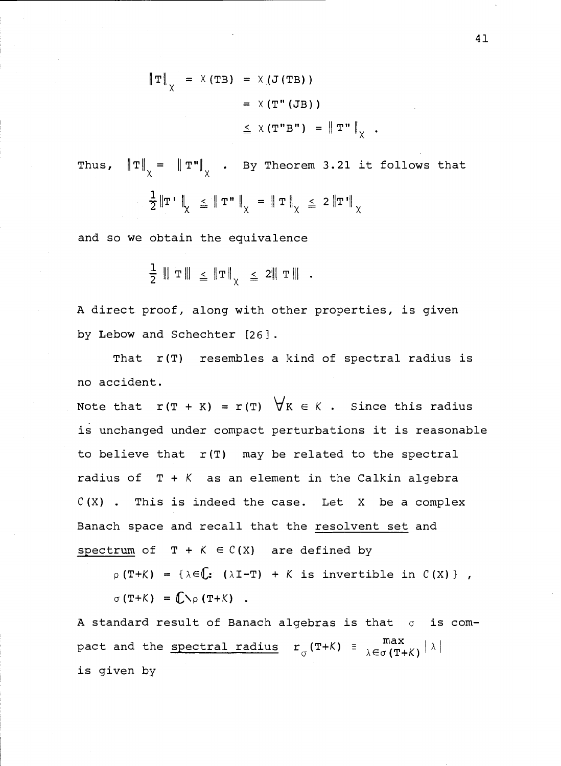$$
\begin{aligned}
\|T\|_\chi = \chi(TB) &= \chi(J(TB)) \\
&= \chi(T''(JB)) \\
&\leqq \chi(T''B'') = \|T''\|_\chi .
\end{aligned}
$$

Thus, $\|T\|_\chi = \|T''\|_\chi$ . By Theorem 3.21 it follows that

$$
\tfrac{1}{2}\|T'\|_\chi \leqq \|T''\|_\chi = \|T\|_\chi \leqq 2\|T'\|_\chi
$$

and so we obtain the equivalence

$$
\tfrac{1}{2} |||T||| \leqq \|T\|_\chi \leqq 2|||T||| .
$$

A direct proof, along with other properties, is given by Lebow and Schechter [26].

That $r(T)$ resembles a kind of spectral radius is no accident.

Note that $r(T + K) = r(T)$ $\forall K \in \mathcal{K}$ . Since this radius is unchanged under compact perturbations it is reasonable to believe that $r(T)$ may be related to the spectral radius of $T + \mathcal{K}$ as an element in the Calkin algebra $\mathcal{C}(X)$ . This is indeed the case. Let $X$ be a complex Banach space and recall that the <u>resolvent set</u> and <u>spectrum</u> of $T + \mathcal{K} \in \mathcal{C}(X)$ are defined by

$$
\rho(T+\mathcal{K}) = \{\lambda \in \mathbb{C} : (\lambda I - T) + \mathcal{K} \text{ is invertible in } \mathcal{C}(X)\} ,
$$

$$
\sigma(T+\mathcal{K}) = \mathbb{C} \setminus \rho(T+\mathcal{K}) .
$$

A standard result of Banach algebras is that $\sigma$ is compact and the <u>spectral radius</u> $r_\sigma(T+\mathcal{K}) \equiv \max_{\lambda \in \sigma(T+\mathcal{K})} |\lambda|$ is given by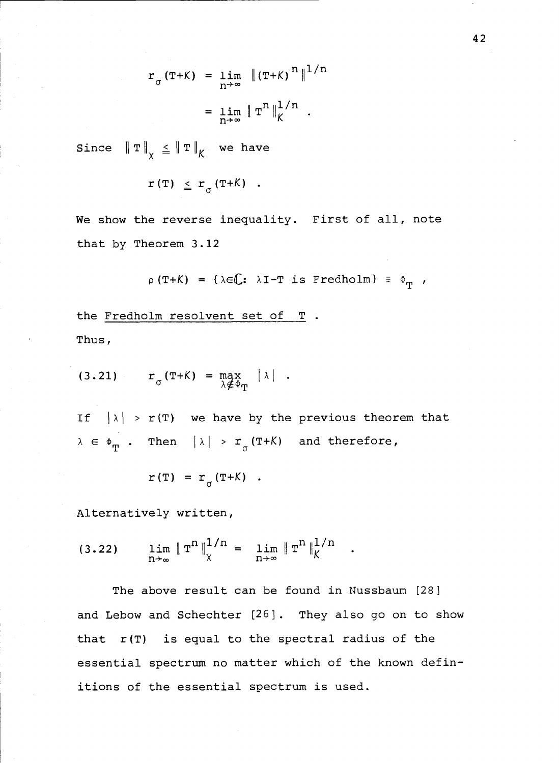$$r_\sigma(T+K) = \lim_{n\to\infty} \|(T+K)^n\|^{1/n}$$

$$= \lim_{n\to\infty} \|T^n\|_K^{1/n} .$$

Since $\|T\|_X \leqq \|T\|_K$ we have

$$r(T) \leqq r_\sigma(T+K) .$$

We show the reverse inequality. First of all, note that by Theorem 3.12

$$\rho(T+K) = \{\lambda\in\mathbb{C}: \lambda I - T \text{ is Fredholm}\} \equiv \Phi_T ,$$

the <u>Fredholm resolvent set of T</u>.

Thus,

$$r_\sigma(T+K) = \max_{\lambda\notin\Phi_T} |\lambda| . \tag{3.21}$$

If $|\lambda| > r(T)$ we have by the previous theorem that $\lambda \in \Phi_T$. Then $|\lambda| > r_\sigma(T+K)$ and therefore,

$$r(T) = r_\sigma(T+K) .$$

Alternatively written,

$$\lim_{n\to\infty} \|T^n\|_X^{1/n} = \lim_{n\to\infty} \|T^n\|_K^{1/n} . \tag{3.22}$$

The above result can be found in Nussbaum [28] and Lebow and Schechter [26]. They also go on to show that $r(T)$ is equal to the spectral radius of the essential spectrum no matter which of the known definitions of the essential spectrum is used.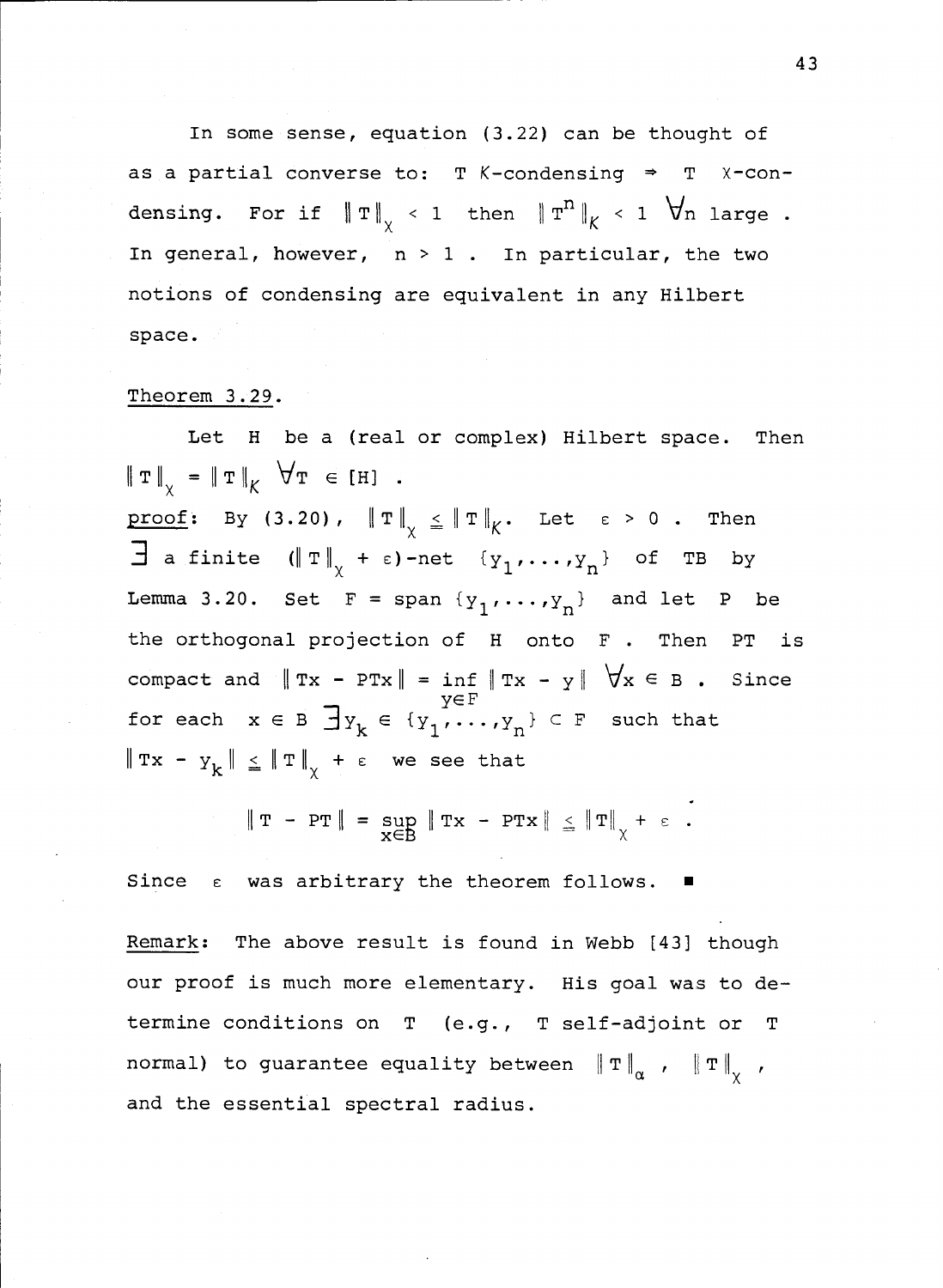In some sense, equation (3.22) can be thought of as a partial converse to: T $K$-condensing $\Rightarrow$ T $\chi$-condensing. For if $\|T\|_\chi < 1$ then $\|T^n\|_K < 1$ $\forall n$ large. In general, however, $n > 1$. In particular, the two notions of condensing are equivalent in any Hilbert space.

Theorem 3.29.

Let H be a (real or complex) Hilbert space. Then $\|T\|_\chi = \|T\|_K$ $\forall T \in [H]$.

proof: By (3.20), $\|T\|_\chi \leq \|T\|_K$. Let $\varepsilon > 0$. Then $\exists$ a finite $(\|T\|_\chi + \varepsilon)$-net $\{y_1,\ldots,y_n\}$ of TB by Lemma 3.20. Set $F = \operatorname{span}\{y_1,\ldots,y_n\}$ and let P be the orthogonal projection of H onto F. Then PT is compact and $\|Tx - PTx\| = \inf_{y\in F} \|Tx - y\|$ $\forall x \in B$. Since for each $x \in B$ $\exists y_k \in \{y_1,\ldots,y_n\} \subset F$ such that $\|Tx - y_k\| \leq \|T\|_\chi + \varepsilon$ we see that

$$\|T - PT\| = \sup_{x\in B} \|Tx - PTx\| \leq \|T\|_\chi + \varepsilon .$$

Since $\varepsilon$ was arbitrary the theorem follows. ∎

Remark: The above result is found in Webb [43] though our proof is much more elementary. His goal was to determine conditions on T (e.g., T self-adjoint or T normal) to guarantee equality between $\|T\|_\alpha$, $\|T\|_\chi$, and the essential spectral radius.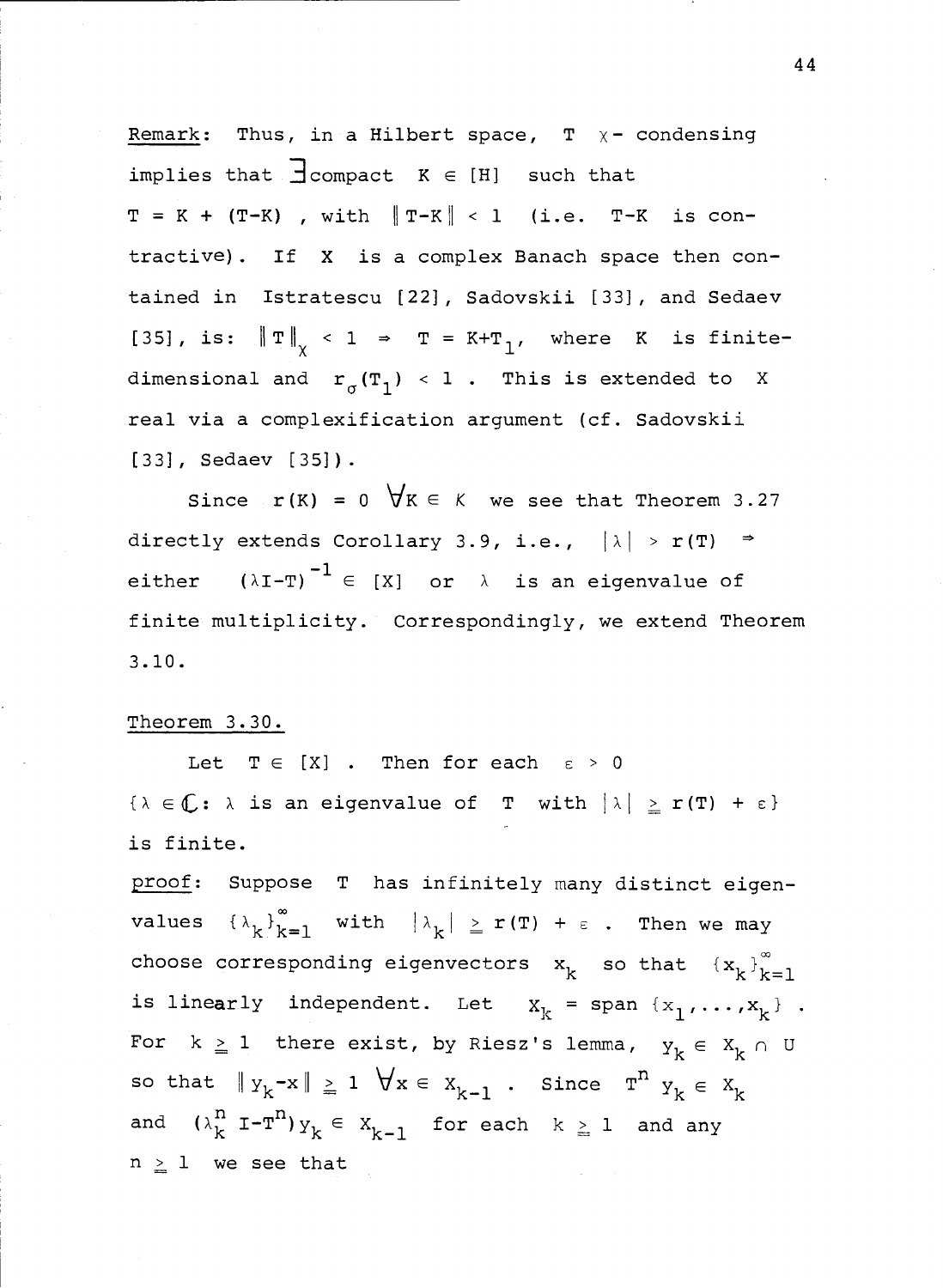Remark: Thus, in a Hilbert space, $T$ $\chi$- condensing implies that $\exists$ compact $K \in [H]$ such that $T = K + (T-K)$, with $\|T-K\| < 1$ (i.e. $T-K$ is contractive). If $X$ is a complex Banach space then contained in Istratescu [22], Sadovskii [33], and Sedaev [35], is: $\|T\|_\chi < 1 \Rightarrow T = K+T_1$, where $K$ is finite-dimensional and $r_\sigma(T_1) < 1$. This is extended to $X$ real via a complexification argument (cf. Sadovskii [33], Sedaev [35]).

Since $r(K) = 0$ $\forall K \in \mathcal{K}$ we see that Theorem 3.27 directly extends Corollary 3.9, i.e., $|\lambda| > r(T) \Rightarrow$ either $(\lambda I-T)^{-1} \in [X]$ or $\lambda$ is an eigenvalue of finite multiplicity. Correspondingly, we extend Theorem 3.10.

Theorem 3.30.

Let $T \in [X]$. Then for each $\varepsilon > 0$ $\{\lambda \in \mathbb{C}: \lambda$ is an eigenvalue of $T$ with $|\lambda| \geq r(T) + \varepsilon\}$ is finite.

proof: Suppose $T$ has infinitely many distinct eigenvalues $\{\lambda_k\}_{k=1}^\infty$ with $|\lambda_k| \geq r(T) + \varepsilon$. Then we may choose corresponding eigenvectors $x_k$ so that $\{x_k\}_{k=1}^\infty$ is linearly independent. Let $X_k = \text{span}\{x_1,\ldots,x_k\}$. For $k \geq 1$ there exist, by Riesz's lemma, $y_k \in X_k \cap U$ so that $\|y_k - x\| \geq 1$ $\forall x \in X_{k-1}$. Since $T^n y_k \in X_k$ and $(\lambda_k^n I-T^n)y_k \in X_{k-1}$ for each $k \geq 1$ and any $n \geq 1$ we see that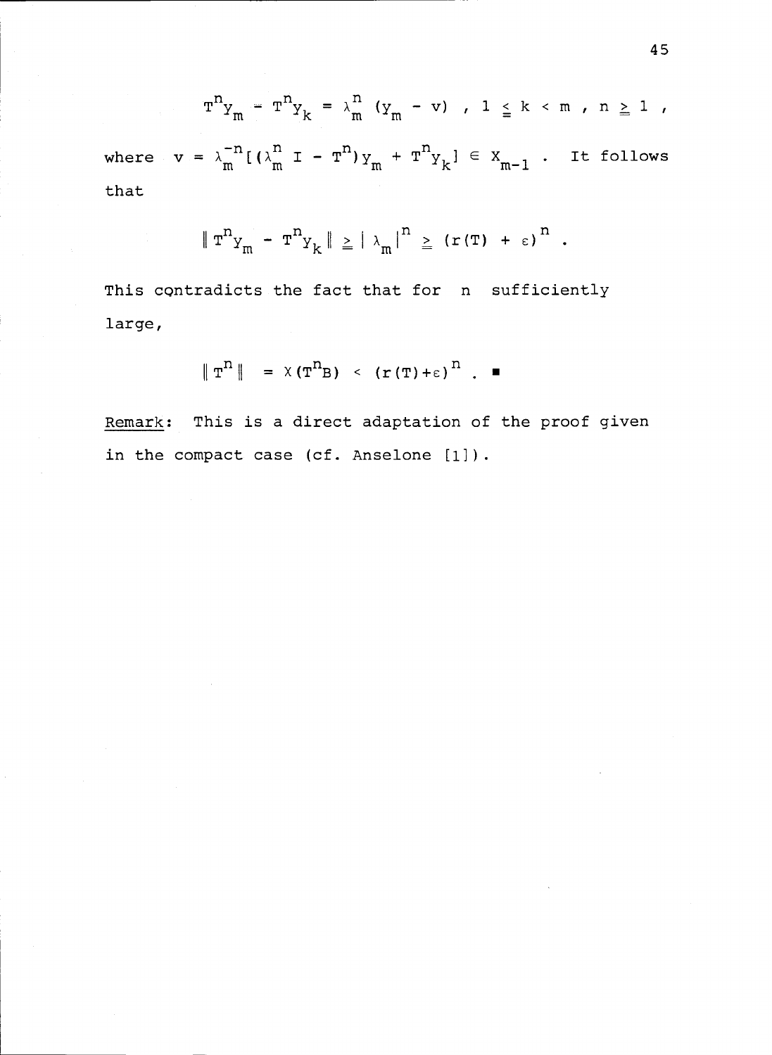$$T^n y_m - T^n y_k = \lambda_m^n (y_m - v) \ , \ 1 \leq k < m \ , \ n \geq 1 \ ,$$

where $v = \lambda_m^{-n}[(\lambda_m^n I - T^n) y_m + T^n y_k] \in X_{m-1}$ . It follows that

$$\| T^n y_m - T^n y_k \| \geq | \lambda_m |^n \geq (r(T) + \varepsilon)^n \ .$$

This contradicts the fact that for $n$ sufficiently large,

$$\| T^n \| = \chi(T^n B) < (r(T)+\varepsilon)^n \ . \ \blacksquare$$

Remark: This is a direct adaptation of the proof given in the compact case (cf. Anselone [1]).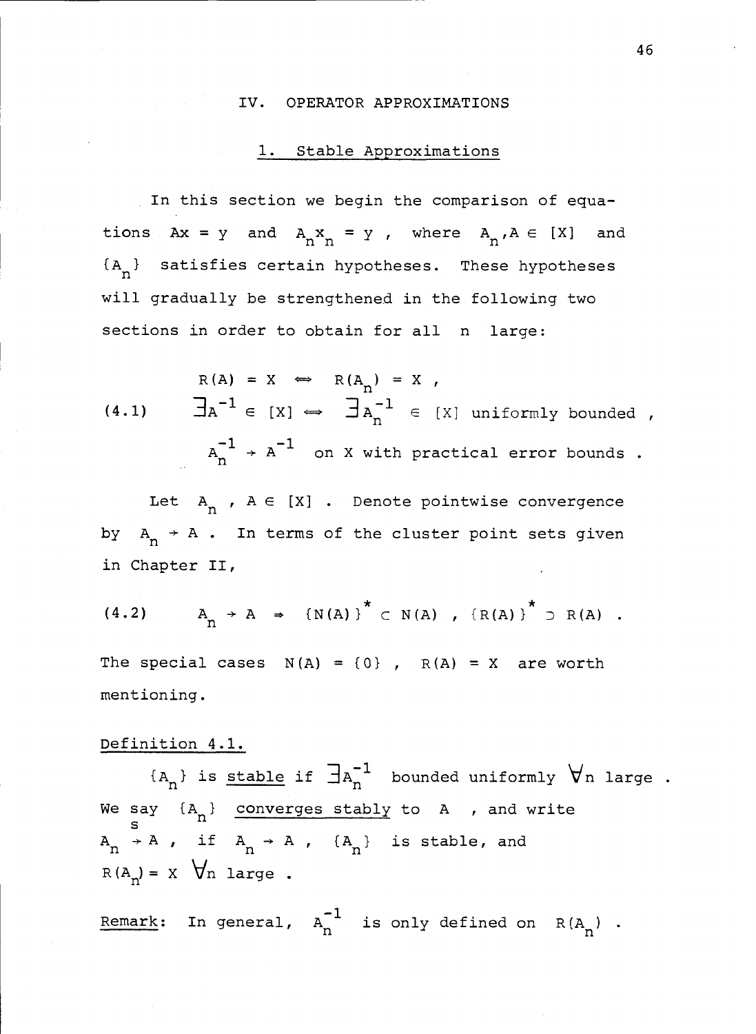## IV. OPERATOR APPROXIMATIONS

### 1. Stable Approximations

In this section we begin the comparison of equations $Ax = y$ and $A_n x_n = y$, where $A_n, A \in [X]$ and $\{A_n\}$ satisfies certain hypotheses. These hypotheses will gradually be strengthened in the following two sections in order to obtain for all $n$ large:

$$
\begin{aligned}
& R(A) = X \iff R(A_n) = X \,, \\
(4.1) \qquad & \exists A^{-1} \in [X] \iff \exists A_n^{-1} \in [X] \text{ uniformly bounded} \,, \\
& A_n^{-1} \to A^{-1} \text{ on X with practical error bounds} \,.
\end{aligned}
$$

Let $A_n, A \in [X]$. Denote pointwise convergence by $A_n \to A$. In terms of the cluster point sets given in Chapter II,

$$
(4.2) \qquad A_n \to A \Rightarrow \{N(A)\}^* \subset N(A) \,, \ \{R(A)\}^* \supset R(A) \,.
$$

The special cases $N(A) = \{0\}$, $R(A) = X$ are worth mentioning.

<u>Definition 4.1.</u>

$\{A_n\}$ is <u>stable</u> if $\exists A_n^{-1}$ bounded uniformly $\forall n$ large. We say $\{A_n\}$ <u>converges stably</u> to $A$, and write $A_n \overset{s}{\to} A$, if $A_n \to A$, $\{A_n\}$ is stable, and $R(A_n) = X \ \forall n$ large.

<u>Remark</u>: In general, $A_n^{-1}$ is only defined on $R(A_n)$.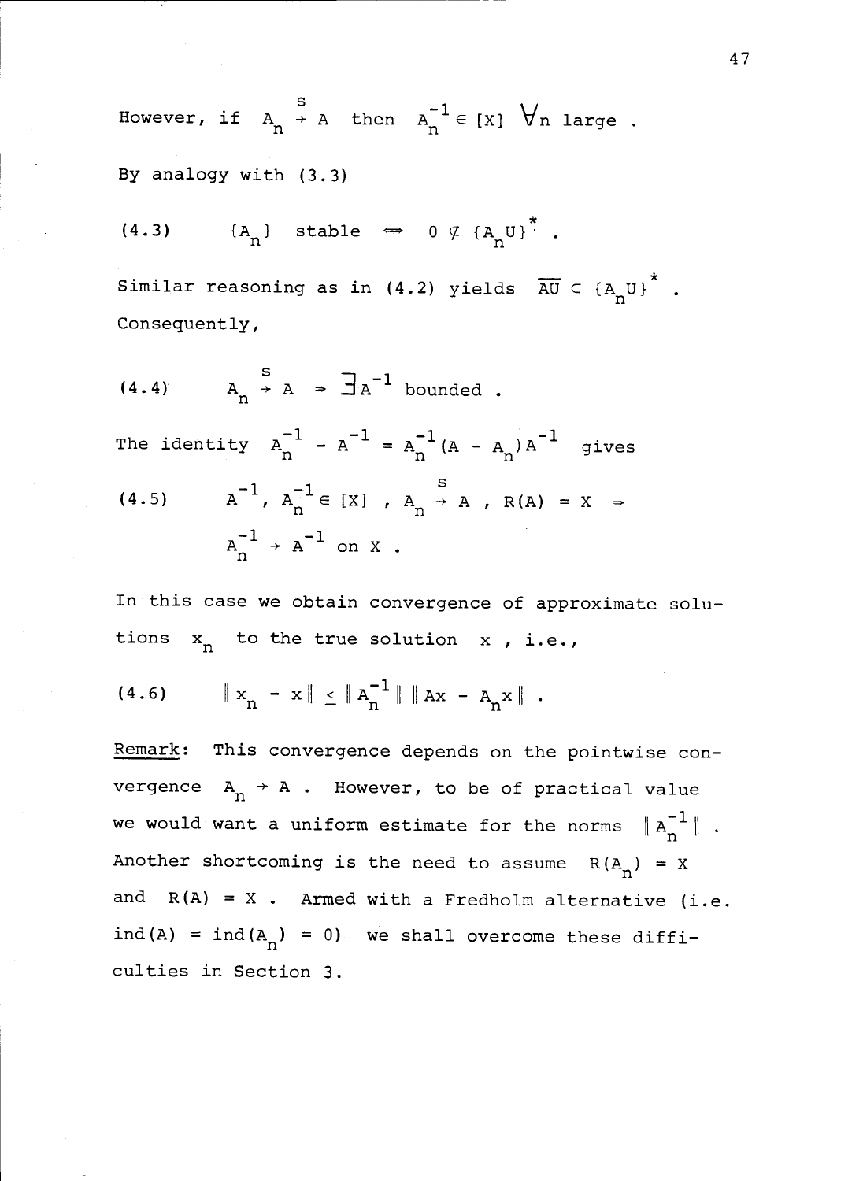However, if $A_n \overset{s}{\to} A$ then $A_n^{-1} \in [X]$ $\forall n$ large .

By analogy with (3.3)

$$\text{(4.3)} \qquad \{A_n\} \text{ stable} \iff 0 \notin \{A_n U\}^* .$$

Similar reasoning as in (4.2) yields $\overline{AU} \subset \{A_n U\}^*$ . Consequently,

$$\text{(4.4)} \qquad A_n \overset{s}{\to} A \Rightarrow \exists A^{-1} \text{ bounded} .$$

The identity $A_n^{-1} - A^{-1} = A_n^{-1}(A - A_n)A^{-1}$ gives

$$\text{(4.5)} \qquad A^{-1}, A_n^{-1} \in [X] \ , \ A_n \overset{s}{\to} A \ , \ R(A) = X \Rightarrow$$
$$A_n^{-1} \to A^{-1} \text{ on } X .$$

In this case we obtain convergence of approximate solutions $x_n$ to the true solution $x$ , i.e.,

$$\text{(4.6)} \qquad \| x_n - x \| \leqq \| A_n^{-1} \| \| Ax - A_n x \| .$$

Remark: This convergence depends on the pointwise convergence $A_n \to A$ . However, to be of practical value we would want a uniform estimate for the norms $\| A_n^{-1} \|$ . Another shortcoming is the need to assume $R(A_n) = X$ and $R(A) = X$ . Armed with a Fredholm alternative (i.e. $\text{ind}(A) = \text{ind}(A_n) = 0$) we shall overcome these difficulties in Section 3.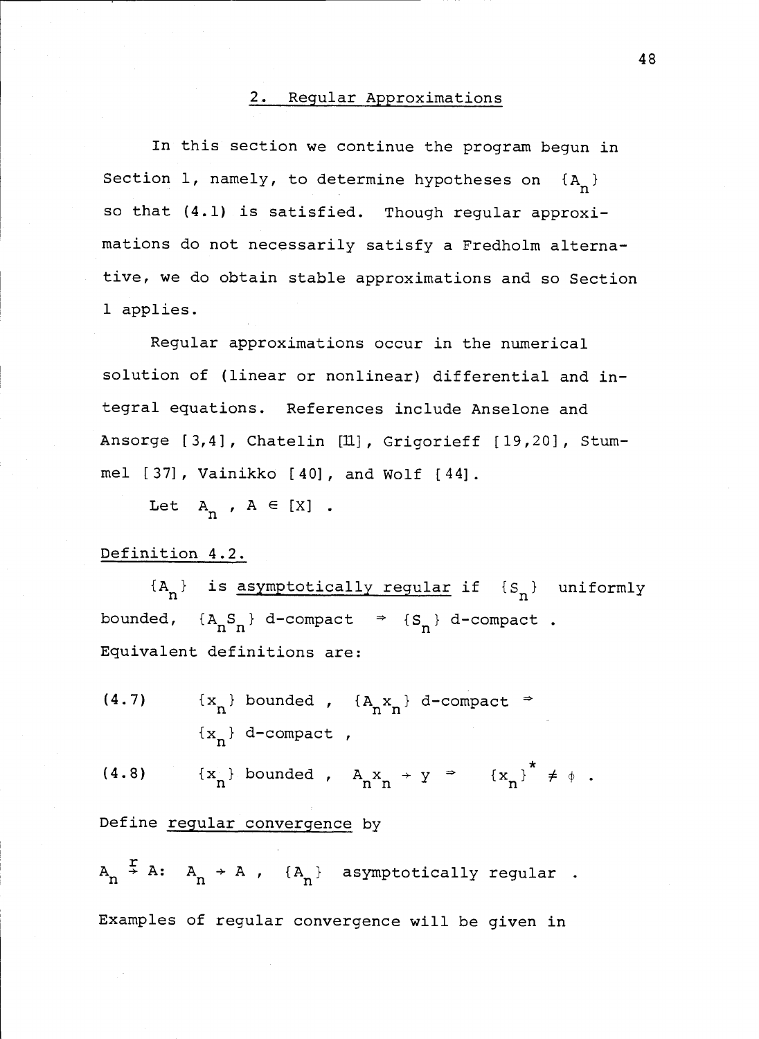## 2. Regular Approximations

In this section we continue the program begun in Section 1, namely, to determine hypotheses on $\{A_n\}$ so that (4.1) is satisfied. Though regular approximations do not necessarily satisfy a Fredholm alternative, we do obtain stable approximations and so Section 1 applies.

Regular approximations occur in the numerical solution of (linear or nonlinear) differential and integral equations. References include Anselone and Ansorge [3,4], Chatelin [11], Grigorieff [19,20], Stummel [37], Vainikko [40], and Wolf [44].

Let $A_n$ , $A \in [X]$ .

Definition 4.2.

$\{A_n\}$ is asymptotically regular if $\{S_n\}$ uniformly bounded, $\{A_n S_n\}$ d-compact $\Rightarrow$ $\{S_n\}$ d-compact . Equivalent definitions are:

(4.7) $\qquad \{x_n\}$ bounded , $\{A_n x_n\}$ d-compact $\Rightarrow$ $\{x_n\}$ d-compact ,

(4.8) $\qquad \{x_n\}$ bounded , $A_n x_n \to y$ $\Rightarrow$ $\{x_n\}^* \neq \phi$ .

Define regular convergence by

$A_n \overset{r}{\to} A$: $A_n \to A$ , $\{A_n\}$ asymptotically regular .

Examples of regular convergence will be given in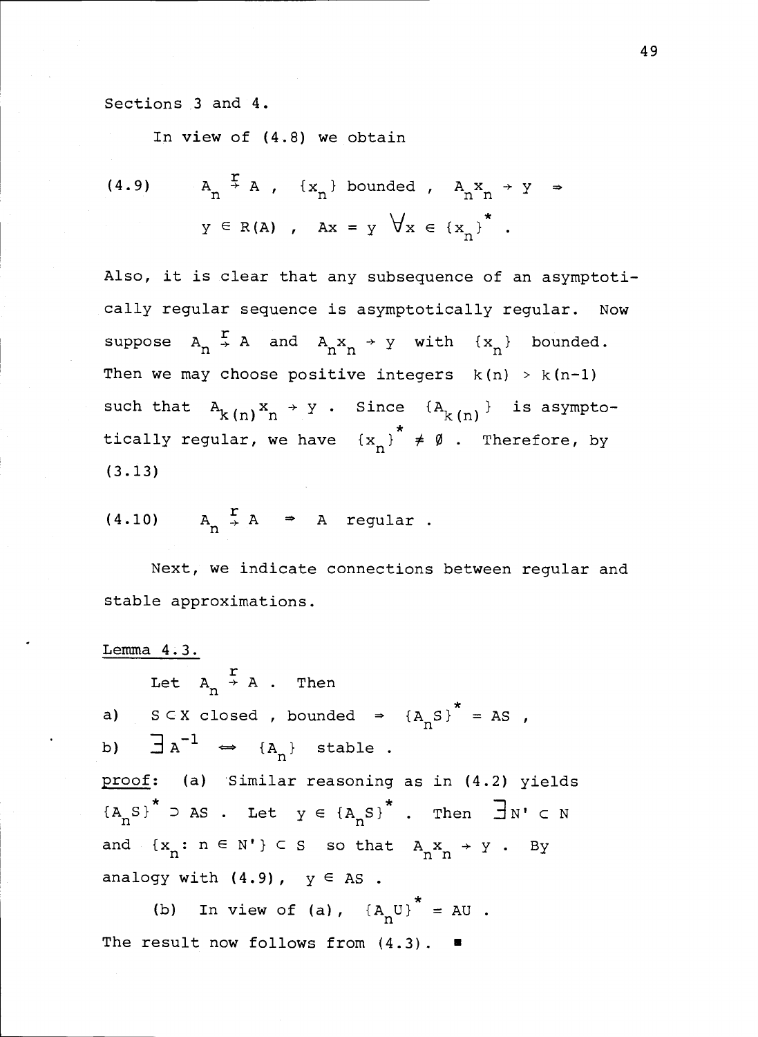Sections 3 and 4.

In view of (4.8) we obtain

$$(4.9) \qquad A_n \stackrel{r}{\to} A \; , \quad \{x_n\} \text{ bounded} \; , \quad A_n x_n \to y \;\Rightarrow$$
$$y \in R(A) \; , \quad Ax = y \;\; \forall x \in \{x_n\}^* \; .$$

Also, it is clear that any subsequence of an asymptotically regular sequence is asymptotically regular. Now suppose $A_n \stackrel{r}{\to} A$ and $A_n x_n \to y$ with $\{x_n\}$ bounded. Then we may choose positive integers $k(n) > k(n-1)$ such that $A_{k(n)} x_n \to y$. Since $\{A_{k(n)}\}$ is asymptotically regular, we have $\{x_n\}^* \neq \emptyset$. Therefore, by (3.13)

$$(4.10) \qquad A_n \stackrel{r}{\to} A \;\Rightarrow\; A \text{ regular} \; .$$

Next, we indicate connections between regular and stable approximations.

<u>Lemma 4.3.</u>

Let $A_n \stackrel{r}{\to} A$. Then

a) $S \subset X$ closed , bounded $\Rightarrow$ $\{A_n S\}^* = AS$ ,

b) $\exists A^{-1} \Leftrightarrow \{A_n\}$ stable .

<u>proof</u>: (a) Similar reasoning as in (4.2) yields $\{A_n S\}^* \supset AS$. Let $y \in \{A_n S\}^*$. Then $\exists N' \subset N$ and $\{x_n : n \in N'\} \subset S$ so that $A_n x_n \to y$. By analogy with (4.9), $y \in AS$.

(b) In view of (a), $\{A_n U\}^* = AU$. The result now follows from (4.3). ∎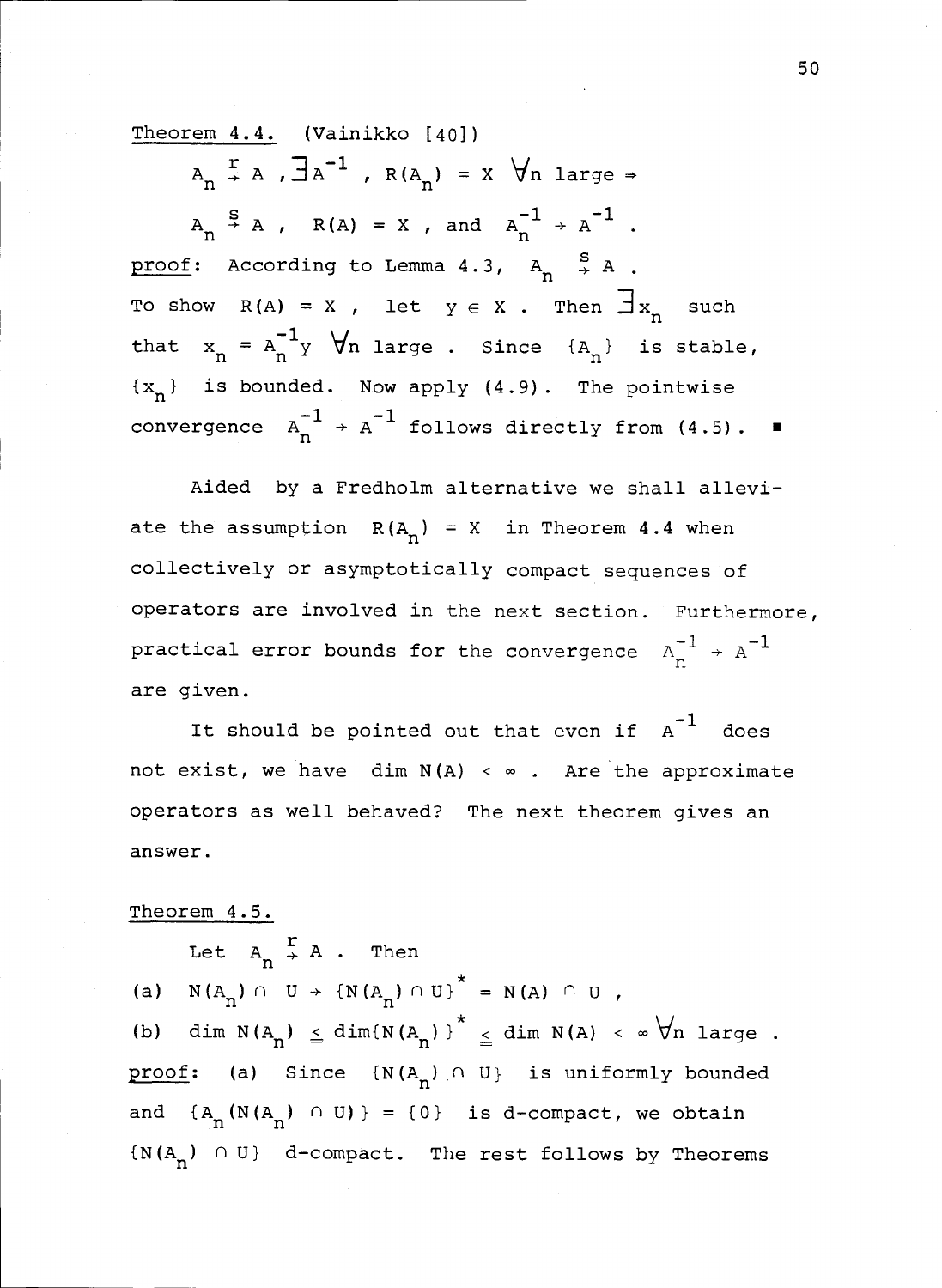Theorem 4.4. (Vainikko [40])

$A_n \overset{r}{\to} A$ , $\exists A^{-1}$ , $R(A_n) = X$ $\forall n$ large $\Rightarrow$

$A_n \overset{s}{\to} A$ , $R(A) = X$ , and $A_n^{-1} \to A^{-1}$ .

proof: According to Lemma 4.3, $A_n \overset{s}{\to} A$ . To show $R(A) = X$ , let $y \in X$ . Then $\exists x_n$ such that $x_n = A_n^{-1}y$ $\forall n$ large . Since $\{A_n\}$ is stable, $\{x_n\}$ is bounded. Now apply (4.9). The pointwise convergence $A_n^{-1} \to A^{-1}$ follows directly from (4.5). ∎

Aided by a Fredholm alternative we shall alleviate the assumption $R(A_n) = X$ in Theorem 4.4 when collectively or asymptotically compact sequences of operators are involved in the next section. Furthermore, practical error bounds for the convergence $A_n^{-1} \to A^{-1}$ are given.

It should be pointed out that even if $A^{-1}$ does not exist, we have $\dim N(A) < \infty$ . Are the approximate operators as well behaved? The next theorem gives an answer.

Theorem 4.5.

Let $A_n \overset{r}{\to} A$ . Then

(a) $N(A_n) \cap U \to \{N(A_n) \cap U\}^* = N(A) \cap U$ ,

(b) $\dim N(A_n) \leqq \dim\{N(A_n)\}^* \leqq \dim N(A) < \infty$ $\forall n$ large .

proof: (a) Since $\{N(A_n) \cap U\}$ is uniformly bounded and $\{A_n(N(A_n) \cap U)\} = \{0\}$ is d-compact, we obtain $\{N(A_n) \cap U\}$ d-compact. The rest follows by Theorems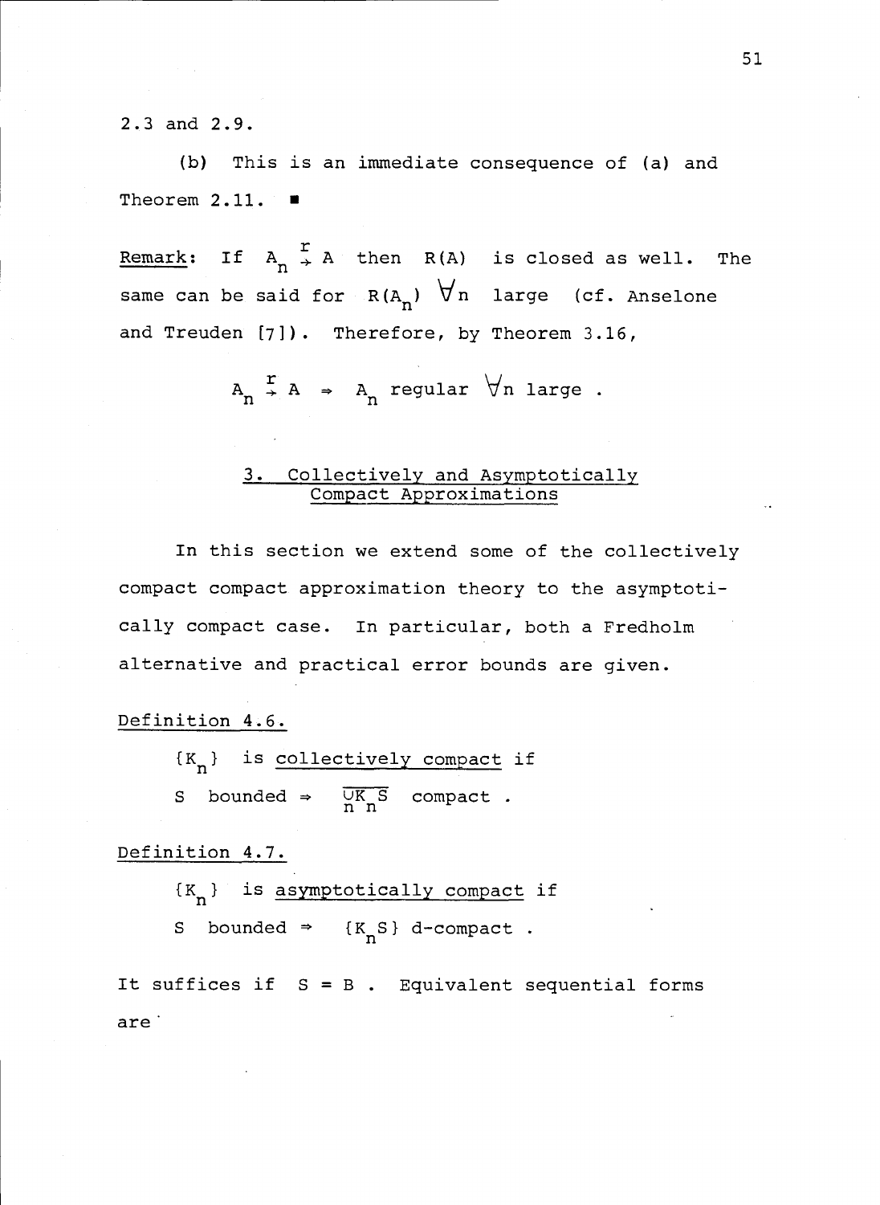2.3 and 2.9.

(b) This is an immediate consequence of (a) and Theorem 2.11. ∎

<u>Remark</u>: If $A_n \xrightarrow{r} A$ then $R(A)$ is closed as well. The same can be said for $R(A_n)$ $\forall n$ large (cf. Anselone and Treuden [7]). Therefore, by Theorem 3.16,

$$A_n \xrightarrow{r} A \Rightarrow A_n \text{ regular } \forall n \text{ large} .$$

## 3. Collectively and Asymptotically Compact Approximations

In this section we extend some of the collectively compact compact approximation theory to the asymptotically compact case. In particular, both a Fredholm alternative and practical error bounds are given.

<u>Definition 4.6.</u>

$\{K_n\}$ is <u>collectively compact</u> if

$S$ bounded $\Rightarrow$ $\overline{\cup K_n S}$ compact .

<u>Definition 4.7.</u>

$\{K_n\}$ is <u>asymptotically compact</u> if

$S$ bounded $\Rightarrow$ $\{K_n S\}$ d-compact .

It suffices if $S = B$ . Equivalent sequential forms are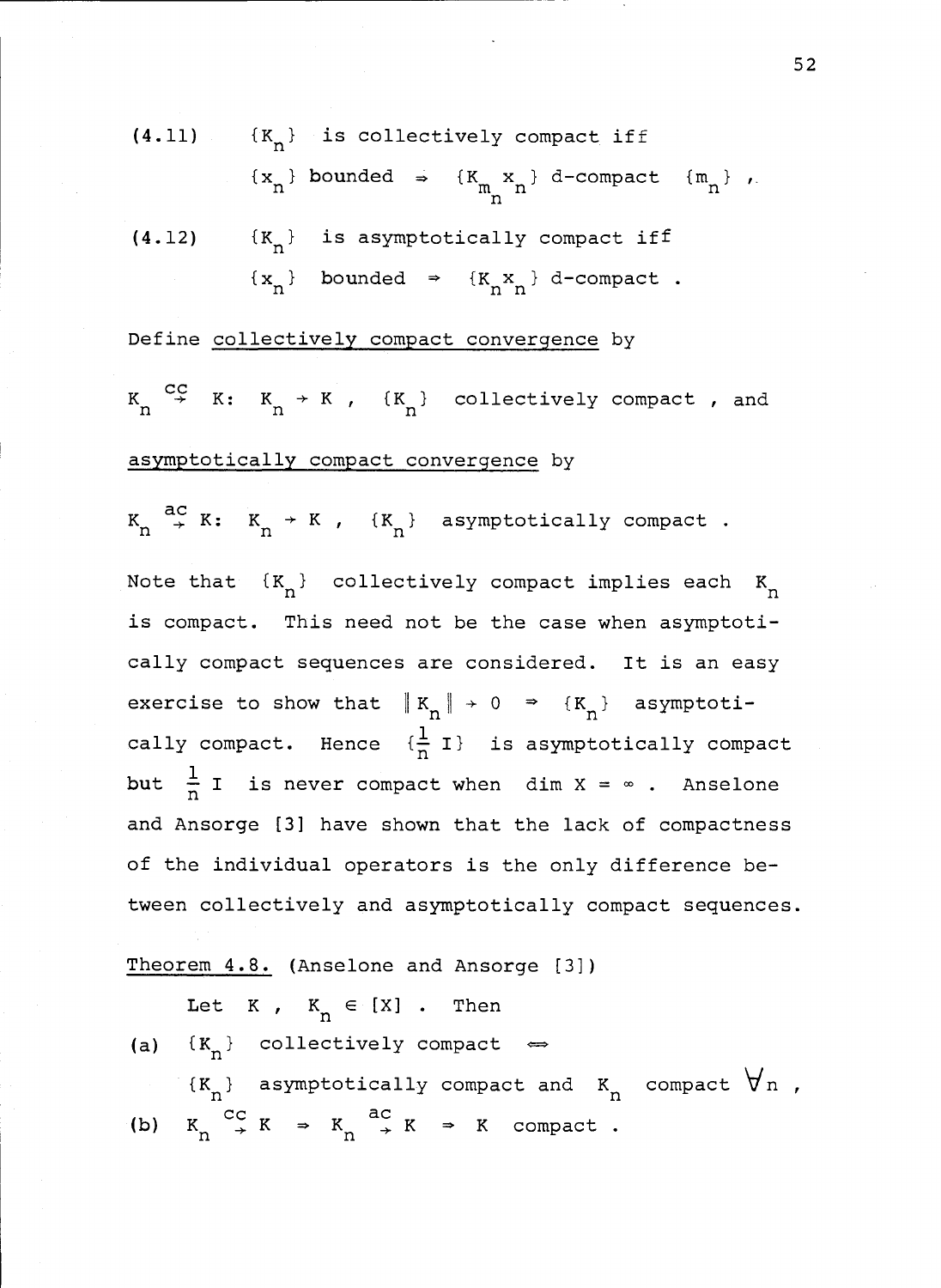(4.11) $\{K_n\}$ is collectively compact iff

$\{x_n\}$ bounded $\Rightarrow$ $\{K_{m_n} x_n\}$ d-compact $\{m_n\}$ ,

(4.12) $\{K_n\}$ is asymptotically compact iff

$\{x_n\}$ bounded $\Rightarrow$ $\{K_n x_n\}$ d-compact .

Define <u>collectively compact convergence</u> by

$K_n \overset{cc}{\to} K$: $K_n \to K$ , $\{K_n\}$ collectively compact , and

<u>asymptotically compact convergence</u> by

$K_n \overset{ac}{\to} K$: $K_n \to K$ , $\{K_n\}$ asymptotically compact .

Note that $\{K_n\}$ collectively compact implies each $K_n$ is compact. This need not be the case when asymptotically compact sequences are considered. It is an easy exercise to show that $\|K_n\| \to 0 \Rightarrow \{K_n\}$ asymptotically compact. Hence $\{\frac{1}{n} I\}$ is asymptotically compact but $\frac{1}{n} I$ is never compact when $\dim X = \infty$ . Anselone and Ansorge [3] have shown that the lack of compactness of the individual operators is the only difference between collectively and asymptotically compact sequences.

<u>Theorem 4.8.</u> (Anselone and Ansorge [3])

Let $K$ , $K_n \in [X]$ . Then

(a) $\{K_n\}$ collectively compact $\Leftrightarrow$

$\{K_n\}$ asymptotically compact and $K_n$ compact $\forall n$ ,

(b) $K_n \overset{cc}{\to} K \Rightarrow K_n \overset{ac}{\to} K \Rightarrow K$ compact .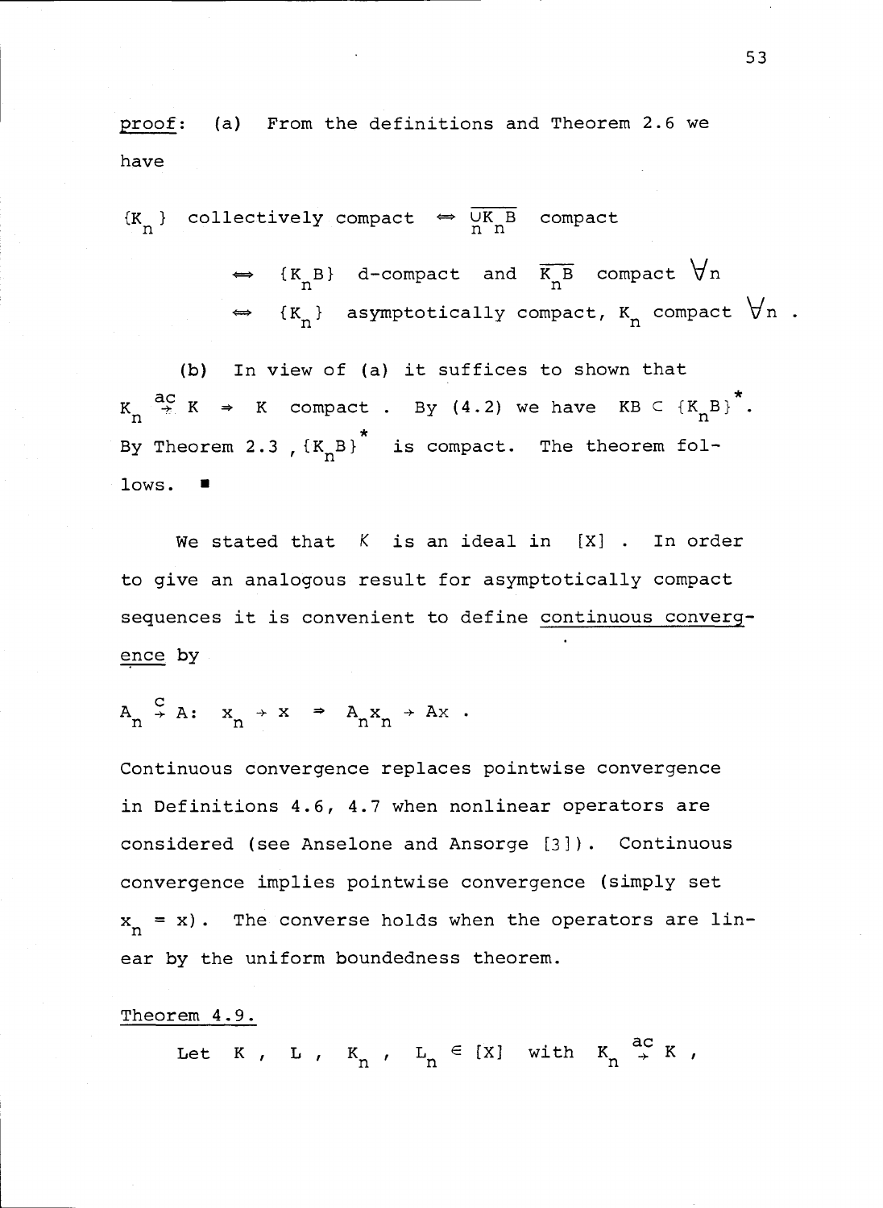proof: (a) From the definitions and Theorem 2.6 we have

$$\{K_n\} \text{ collectively compact } \Leftrightarrow \overline{\cup_n K_n B} \text{ compact}$$

$$\Leftrightarrow \{K_n B\} \text{ d-compact and } \overline{K_n B} \text{ compact } \forall n$$

$$\Leftrightarrow \{K_n\} \text{ asymptotically compact, } K_n \text{ compact } \forall n .$$

(b) In view of (a) it suffices to shown that $K_n \overset{ac}{\to} K \Rightarrow K$ compact . By (4.2) we have $KB \subset \{K_n B\}^*$. By Theorem 2.3 , $\{K_n B\}^*$ is compact. The theorem follows. ■

We stated that $\mathcal{K}$ is an ideal in $[X]$ . In order to give an analogous result for asymptotically compact sequences it is convenient to define continuous convergence by

$$A_n \overset{c}{\to} A: \ x_n \to x \ \Rightarrow \ A_n x_n \to Ax .$$

Continuous convergence replaces pointwise convergence in Definitions 4.6, 4.7 when nonlinear operators are considered (see Anselone and Ansorge [3]). Continuous convergence implies pointwise convergence (simply set $x_n = x$). The converse holds when the operators are linear by the uniform boundedness theorem.

Theorem 4.9.

Let $K$ , $L$ , $K_n$ , $L_n \in [X]$ with $K_n \overset{ac}{\to} K$ ,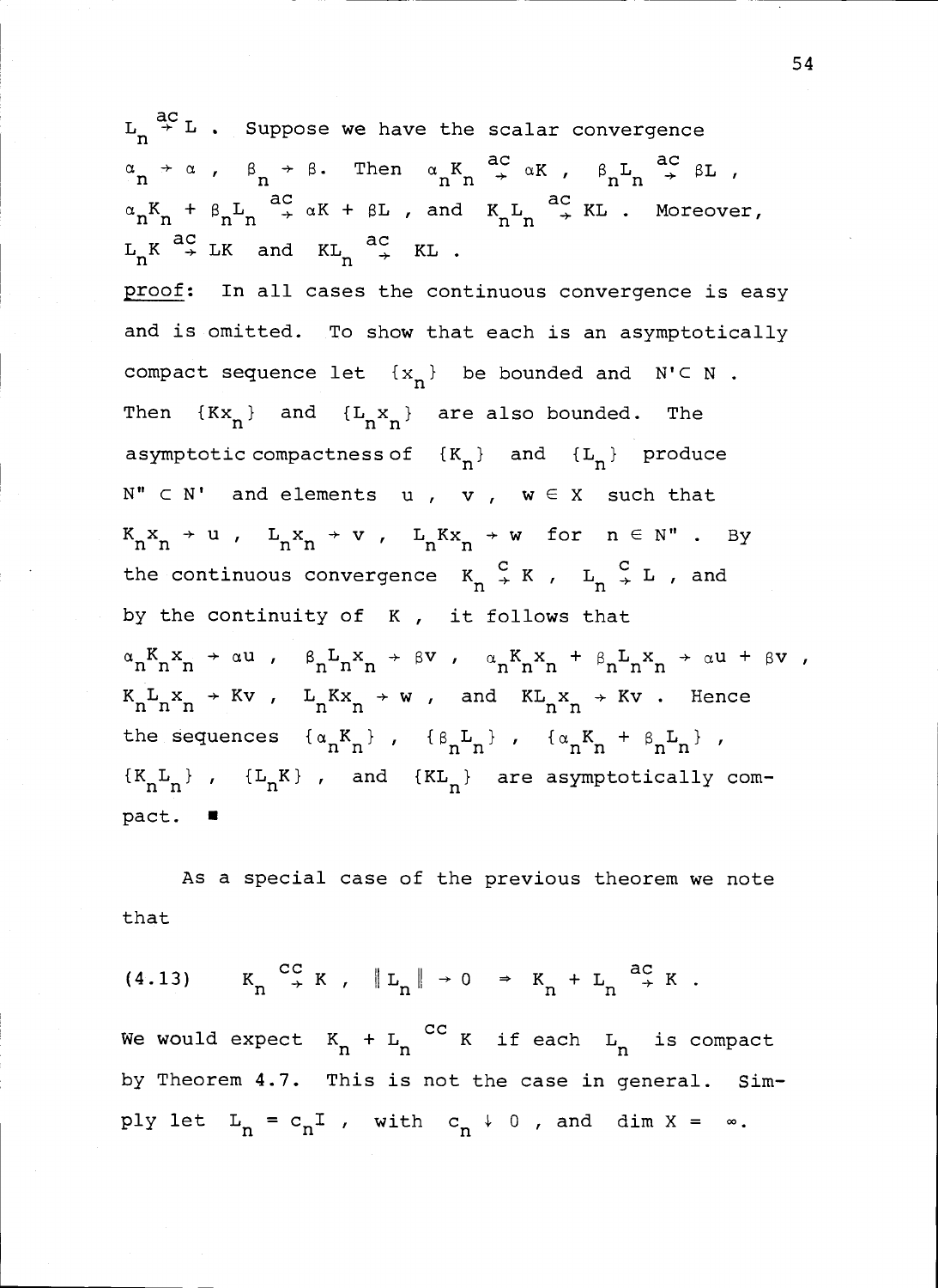$L_n \overset{ac}{\to} L$. Suppose we have the scalar convergence $\alpha_n \to \alpha$, $\beta_n \to \beta$. Then $\alpha_n K_n \overset{ac}{\to} \alpha K$, $\beta_n L_n \overset{ac}{\to} \beta L$, $\alpha_n K_n + \beta_n L_n \overset{ac}{\to} \alpha K + \beta L$, and $K_n L_n \overset{ac}{\to} KL$. Moreover, $L_n K \overset{ac}{\to} LK$ and $KL_n \overset{ac}{\to} KL$.

proof: In all cases the continuous convergence is easy and is omitted. To show that each is an asymptotically compact sequence let $\{x_n\}$ be bounded and $N' \subset N$. Then $\{Kx_n\}$ and $\{L_n x_n\}$ are also bounded. The asymptotic compactness of $\{K_n\}$ and $\{L_n\}$ produce $N'' \subset N'$ and elements $u$, $v$, $w \in X$ such that $K_n x_n \to u$, $L_n x_n \to v$, $L_n K x_n \to w$ for $n \in N''$. By the continuous convergence $K_n \overset{c}{\to} K$, $L_n \overset{c}{\to} L$, and by the continuity of $K$, it follows that $\alpha_n K_n x_n \to \alpha u$, $\beta_n L_n x_n \to \beta v$, $\alpha_n K_n x_n + \beta_n L_n x_n \to \alpha u + \beta v$, $K_n L_n x_n \to Kv$, $L_n K x_n \to w$, and $KL_n x_n \to Kv$. Hence the sequences $\{\alpha_n K_n\}$, $\{\beta_n L_n\}$, $\{\alpha_n K_n + \beta_n L_n\}$, $\{K_n L_n\}$, $\{L_n K\}$, and $\{KL_n\}$ are asymptotically compact. ∎

As a special case of the previous theorem we note that

$$(4.13) \qquad K_n \overset{cc}{\to} K, \ \|L_n\| \to 0 \ \Rightarrow \ K_n + L_n \overset{ac}{\to} K .$$

We would expect $K_n + L_n \overset{cc}{\to} K$ if each $L_n$ is compact by Theorem 4.7. This is not the case in general. Simply let $L_n = c_n I$, with $c_n \downarrow 0$, and $\dim X = \infty$.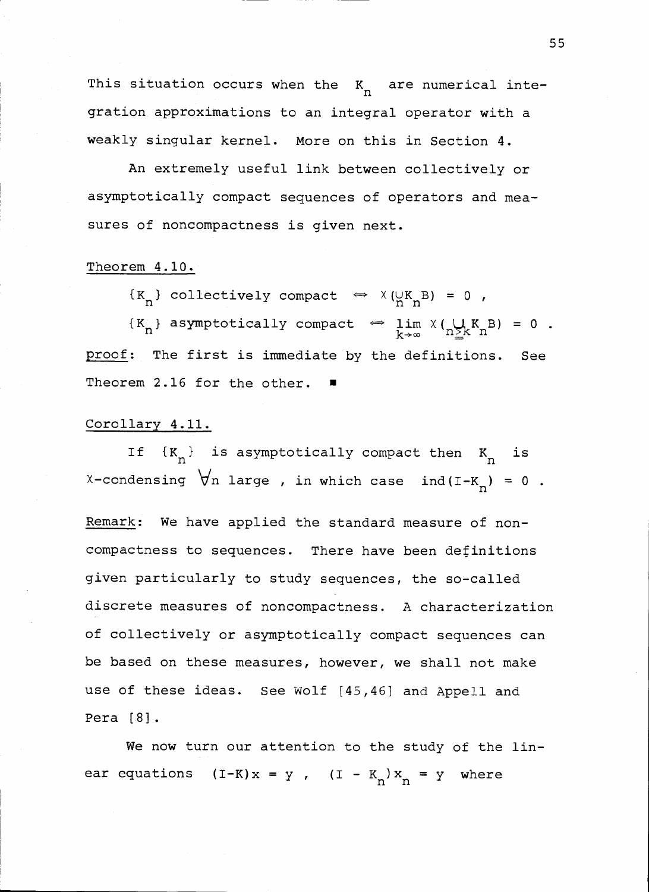This situation occurs when the $K_n$ are numerical integration approximations to an integral operator with a weakly singular kernel. More on this in Section 4.

An extremely useful link between collectively or asymptotically compact sequences of operators and measures of noncompactness is given next.

<u>Theorem 4.10.</u>

$$\{K_n\} \text{ collectively compact } \Leftrightarrow \chi(\underset{n}{\cup} K_n B) = 0 \,,$$

$$\{K_n\} \text{ asymptotically compact } \Leftrightarrow \lim_{k\to\infty} \chi(\bigcup_{n\geq k} K_n B) = 0 \,.$$

<u>proof</u>: The first is immediate by the definitions. See Theorem 2.16 for the other. ■

<u>Corollary 4.11.</u>

If $\{K_n\}$ is asymptotically compact then $K_n$ is $\chi$-condensing $\forall n$ large, in which case $\operatorname{ind}(I-K_n) = 0$.

<u>Remark</u>: We have applied the standard measure of noncompactness to sequences. There have been definitions given particularly to study sequences, the so-called discrete measures of noncompactness. A characterization of collectively or asymptotically compact sequences can be based on these measures, however, we shall not make use of these ideas. See Wolf [45,46] and Appell and Pera [8].

We now turn our attention to the study of the linear equations $(I-K)x = y$, $(I - K_n)x_n = y$ where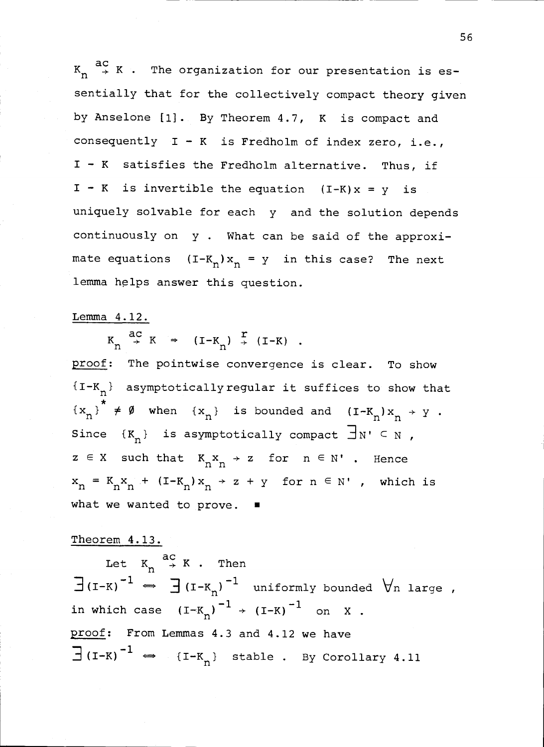$K_n \overset{ac}{\to} K$. The organization for our presentation is essentially that for the collectively compact theory given by Anselone [1]. By Theorem 4.7, $K$ is compact and consequently $I - K$ is Fredholm of index zero, i.e., $I - K$ satisfies the Fredholm alternative. Thus, if $I - K$ is invertible the equation $(I-K)x = y$ is uniquely solvable for each $y$ and the solution depends continuously on $y$. What can be said of the approximate equations $(I-K_n)x_n = y$ in this case? The next lemma helps answer this question.

Lemma 4.12.

$$K_n \overset{ac}{\to} K \Rightarrow (I-K_n) \overset{r}{\to} (I-K) .$$

proof: The pointwise convergence is clear. To show $\{I-K_n\}$ asymptotically regular it suffices to show that $\{x_n\}^* \neq \emptyset$ when $\{x_n\}$ is bounded and $(I-K_n)x_n \to y$. Since $\{K_n\}$ is asymptotically compact $\exists N' \subset N$, $z \in X$ such that $K_n x_n \to z$ for $n \in N'$. Hence $x_n = K_n x_n + (I-K_n)x_n \to z + y$ for $n \in N'$, which is what we wanted to prove. ∎

Theorem 4.13.

Let $K_n \overset{ac}{\to} K$. Then

$\exists (I-K)^{-1} \Leftrightarrow \exists (I-K_n)^{-1}$ uniformly bounded $\forall n$ large, in which case $(I-K_n)^{-1} \to (I-K)^{-1}$ on $X$.

proof: From Lemmas 4.3 and 4.12 we have

$\exists (I-K)^{-1} \Leftrightarrow \{I-K_n\}$ stable. By Corollary 4.11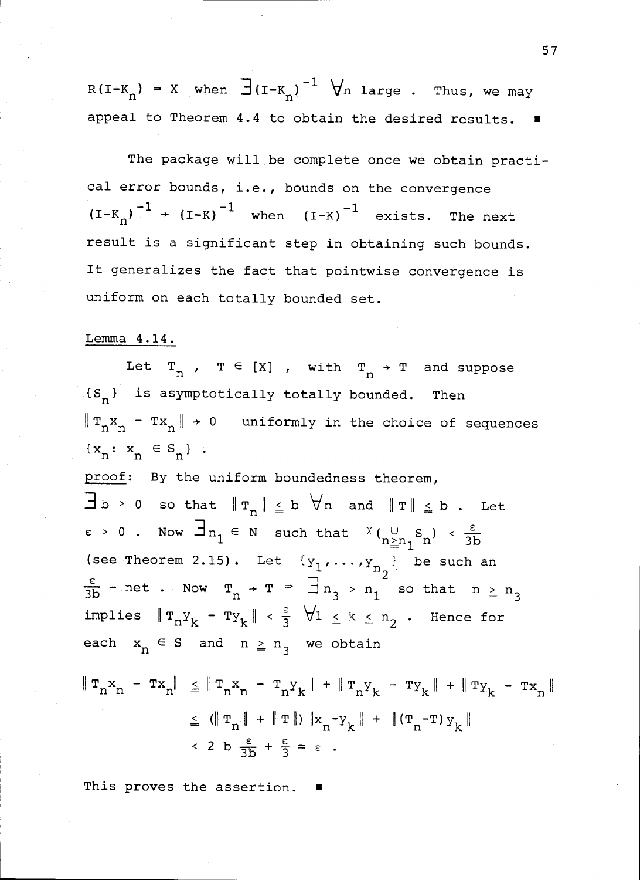$R(I-K_n) = X$ when $\exists (I-K_n)^{-1}$ $\forall n$ large. Thus, we may appeal to Theorem 4.4 to obtain the desired results. ∎

The package will be complete once we obtain practical error bounds, i.e., bounds on the convergence $(I-K_n)^{-1} \to (I-K)^{-1}$ when $(I-K)^{-1}$ exists. The next result is a significant step in obtaining such bounds. It generalizes the fact that pointwise convergence is uniform on each totally bounded set.

Lemma 4.14.

Let $T_n$, $T \in [X]$, with $T_n \to T$ and suppose $\{S_n\}$ is asymptotically totally bounded. Then $\| T_n x_n - T x_n \| \to 0$ uniformly in the choice of sequences $\{x_n : x_n \in S_n\}$.

proof: By the uniform boundedness theorem, $\exists b > 0$ so that $\| T_n \| \leqq b$ $\forall n$ and $\| T \| \leqq b$. Let $\varepsilon > 0$. Now $\exists n_1 \in N$ such that $\chi(\bigcup_{n \geqq n_1} S_n) < \frac{\varepsilon}{3b}$ (see Theorem 2.15). Let $\{y_1, \ldots, y_{n_2}\}$ be such an $\frac{\varepsilon}{3b}$ - net. Now $T_n \to T \Rightarrow \exists n_3 > n_1$ so that $n \geqq n_3$ implies $\| T_n y_k - T y_k \| < \frac{\varepsilon}{3}$ $\forall 1 \leqq k \leqq n_2$. Hence for each $x_n \in S$ and $n \geqq n_3$ we obtain

$$\begin{aligned} \| T_n x_n - T x_n \| &\leqq \| T_n x_n - T_n y_k \| + \| T_n y_k - T y_k \| + \| T y_k - T x_n \| \\ &\leqq (\| T_n \| + \| T \|) \| x_n - y_k \| + \| (T_n - T) y_k \| \\ &< 2 \, b \, \frac{\varepsilon}{3b} + \frac{\varepsilon}{3} = \varepsilon . \end{aligned}$$

This proves the assertion. ∎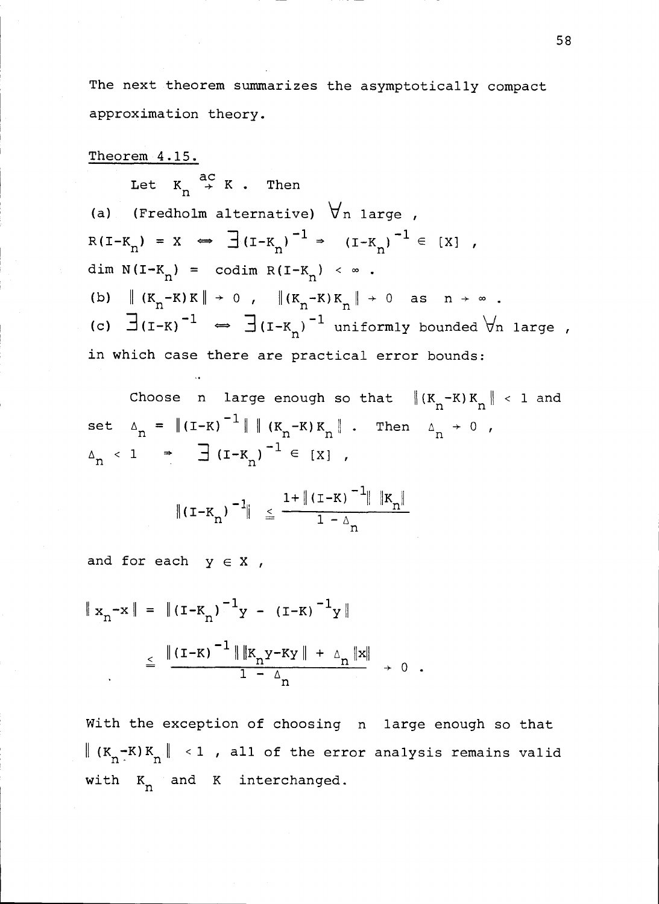The next theorem summarizes the asymptotically compact approximation theory.

Theorem 4.15.

Let $K_n \overset{ac}{\to} K$ . Then

(a) (Fredholm alternative) $\forall n$ large ,

$R(I-K_n) = X \iff \exists (I-K_n)^{-1} \Rightarrow (I-K_n)^{-1} \in [X]$ ,

$\dim N(I-K_n) = \operatorname{codim} R(I-K_n) < \infty$ .

(b) $\|(K_n-K)K\| \to 0$ , $\|(K_n-K)K_n\| \to 0$ as $n \to \infty$ .

(c) $\exists (I-K)^{-1} \iff \exists (I-K_n)^{-1}$ uniformly bounded $\forall n$ large ,

in which case there are practical error bounds:

Choose $n$ large enough so that $\|(K_n-K)K_n\| < 1$ and set $\Delta_n = \|(I-K)^{-1}\| \, \|(K_n-K)K_n\|$ . Then $\Delta_n \to 0$ , $\Delta_n < 1 \Rightarrow \exists (I-K_n)^{-1} \in [X]$ ,

$$\|(I-K_n)^{-1}\| \leqq \frac{1+\|(I-K)^{-1}\| \, \|K_n\|}{1-\Delta_n}$$

and for each $y \in X$ ,

$$\|x_n - x\| = \|(I-K_n)^{-1}y - (I-K)^{-1}y\|$$

$$\leqq \frac{\|(I-K)^{-1}\| \, \|K_n y - Ky\| + \Delta_n \|x\|}{1-\Delta_n} \to 0 \; .$$

With the exception of choosing $n$ large enough so that $\|(K_n-K)K_n\| < 1$ , all of the error analysis remains valid with $K_n$ and $K$ interchanged.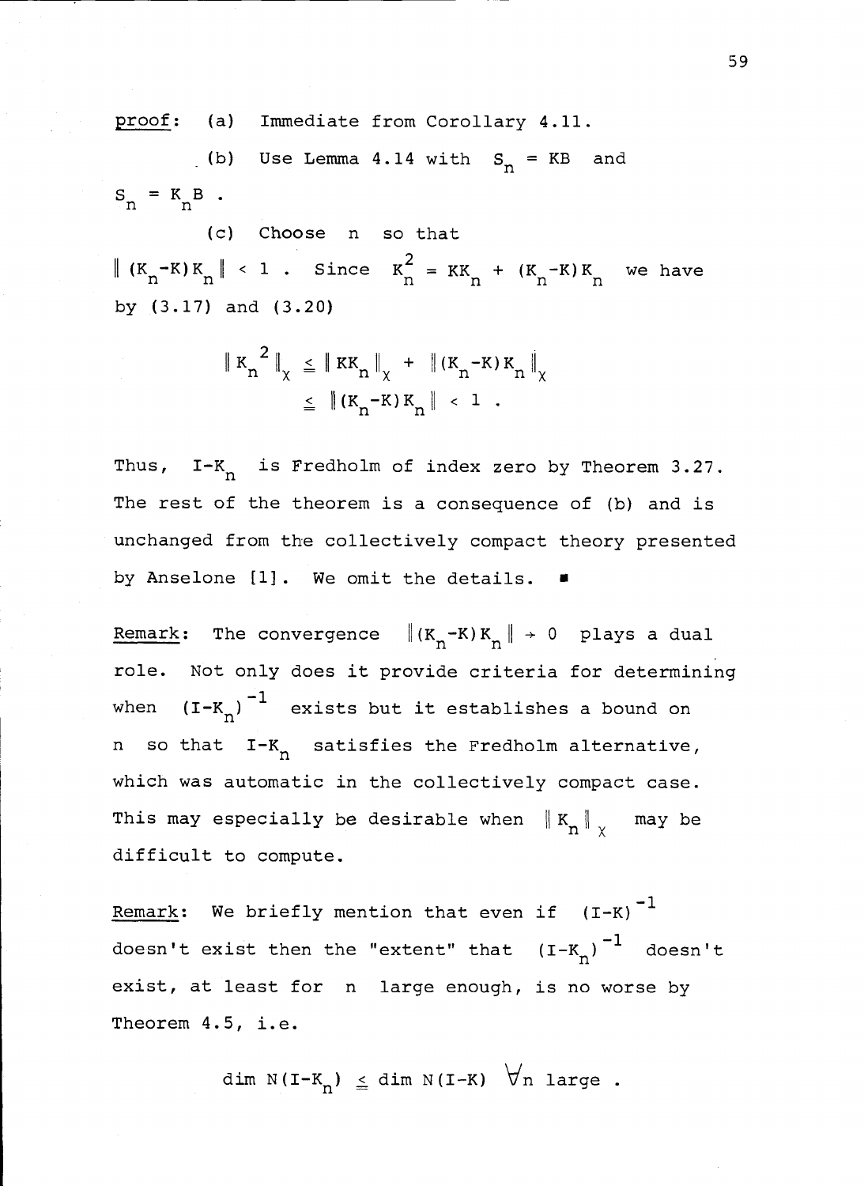proof: (a) Immediate from Corollary 4.11.

(b) Use Lemma 4.14 with $S_n = KB$ and $S_n = K_n B$.

(c) Choose $n$ so that $\| (K_n - K) K_n \| < 1$. Since $K_n^2 = KK_n + (K_n - K) K_n$ we have by (3.17) and (3.20)

$$\| K_n^{\,2} \|_\chi \leqq \| KK_n \|_\chi + \| (K_n - K) K_n \|_\chi$$
$$\leqq \| (K_n - K) K_n \| < 1 .$$

Thus, $I - K_n$ is Fredholm of index zero by Theorem 3.27. The rest of the theorem is a consequence of (b) and is unchanged from the collectively compact theory presented by Anselone [1]. We omit the details. ■

Remark: The convergence $\| (K_n - K) K_n \| \to 0$ plays a dual role. Not only does it provide criteria for determining when $(I - K_n)^{-1}$ exists but it establishes a bound on $n$ so that $I - K_n$ satisfies the Fredholm alternative, which was automatic in the collectively compact case. This may especially be desirable when $\| K_n \|_\chi$ may be difficult to compute.

Remark: We briefly mention that even if $(I-K)^{-1}$ doesn't exist then the "extent" that $(I-K_n)^{-1}$ doesn't exist, at least for $n$ large enough, is no worse by Theorem 4.5, i.e.

$$\dim N(I - K_n) \leqq \dim N(I - K) \quad \forall n \text{ large} .$$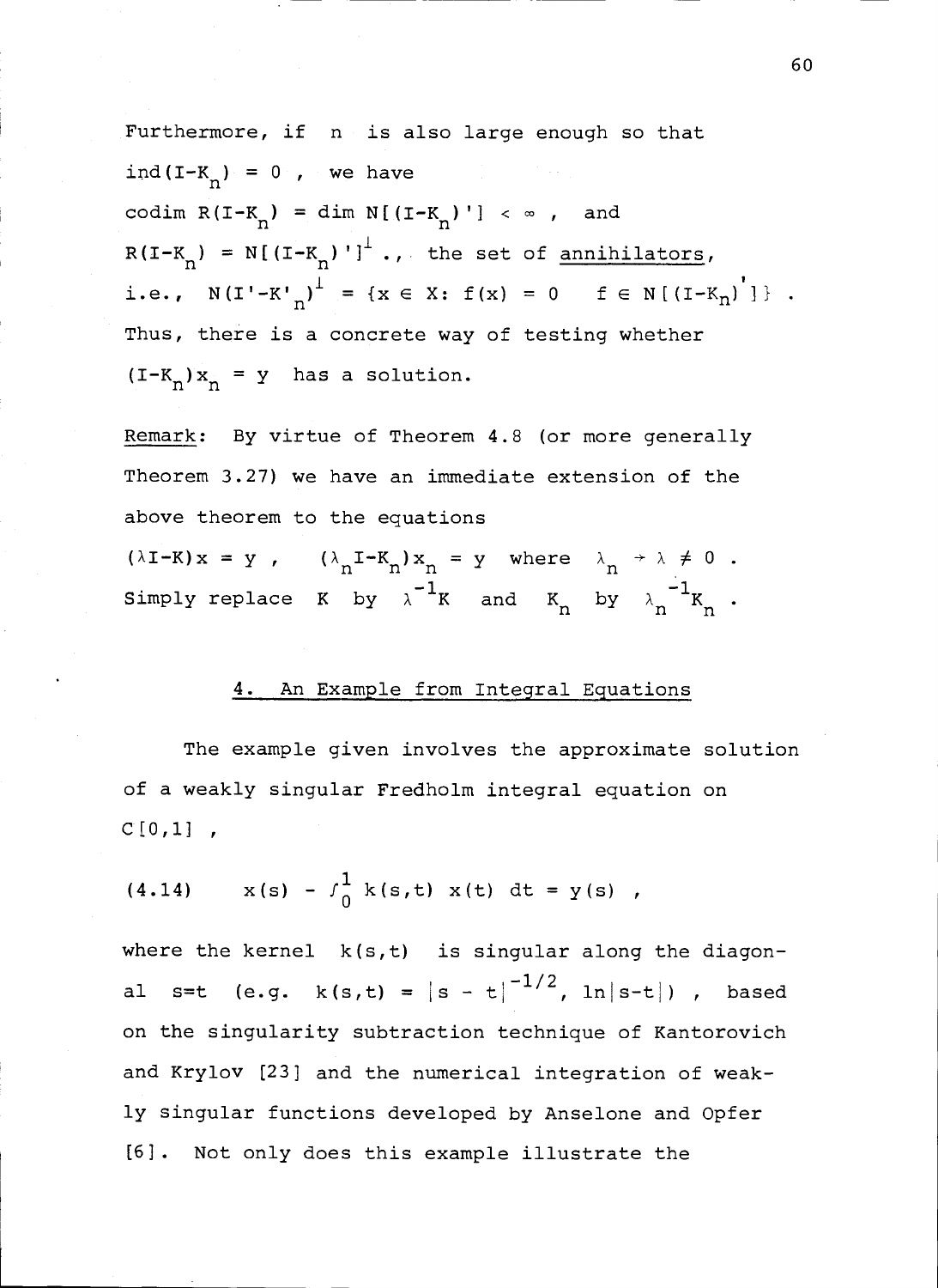Furthermore, if $n$ is also large enough so that $\text{ind}(I-K_n) = 0$, we have
$\text{codim } R(I-K_n) = \dim N[(I-K_n)'] < \infty$, and
$R(I-K_n) = N[(I-K_n)']^{\perp}$., the set of <u>annihilators</u>, i.e., $N(I'-K'_n)^{\perp} = \{x \in X: f(x) = 0 \quad f \in N[(I-K_n)']\}$.
Thus, there is a concrete way of testing whether $(I-K_n)x_n = y$ has a solution.

<u>Remark</u>: By virtue of Theorem 4.8 (or more generally Theorem 3.27) we have an immediate extension of the above theorem to the equations

$(\lambda I-K)x = y$, $\quad (\lambda_n I-K_n)x_n = y$ where $\lambda_n \to \lambda \neq 0$.
Simply replace $K$ by $\lambda^{-1}K$ and $K_n$ by $\lambda_n^{-1}K_n$.

## 4. An Example from Integral Equations

The example given involves the approximate solution of a weakly singular Fredholm integral equation on $C[0,1]$,

$$(4.14) \qquad x(s) - \int_0^1 k(s,t)\, x(t)\, dt = y(s) \ ,$$

where the kernel $k(s,t)$ is singular along the diagonal $s=t$ (e.g. $k(s,t) = |s-t|^{-1/2}, \ln|s-t|$), based on the singularity subtraction technique of Kantorovich and Krylov [23] and the numerical integration of weakly singular functions developed by Anselone and Opfer [6]. Not only does this example illustrate the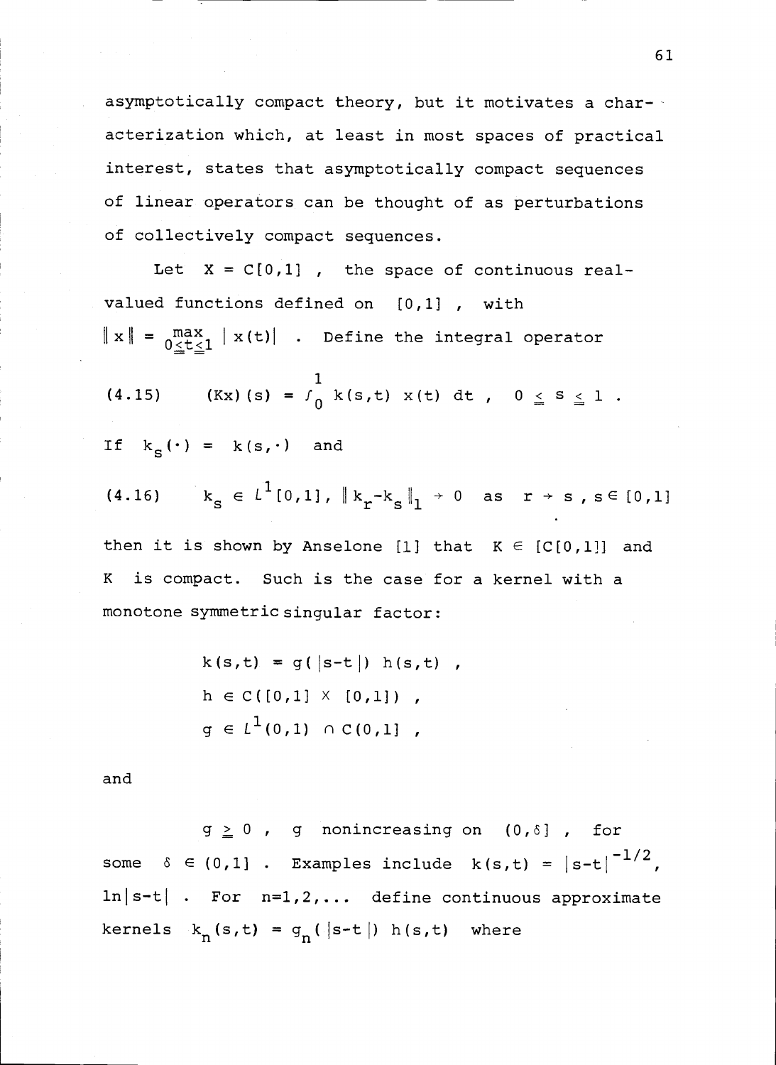asymptotically compact theory, but it motivates a characterization which, at least in most spaces of practical interest, states that asymptotically compact sequences of linear operators can be thought of as perturbations of collectively compact sequences.

Let $X = C[0,1]$, the space of continuous real-valued functions defined on $[0,1]$, with $\|x\| = \max_{0 \leq t \leq 1} |x(t)|$. Define the integral operator

$$(4.15) \qquad (Kx)(s) = \int_0^1 k(s,t)\, x(t)\, dt\,, \quad 0 \leq s \leq 1\,.$$

If $k_s(\cdot) = k(s,\cdot)$ and

$$(4.16) \qquad k_s \in L^1[0,1]\,,\ \|k_r - k_s\|_1 \to 0 \quad \text{as} \quad r \to s\,,\ s \in [0,1]$$

then it is shown by Anselone [1] that $K \in [C[0,1]]$ and $K$ is compact. Such is the case for a kernel with a monotone symmetric singular factor:

$$k(s,t) = g(|s-t|)\, h(s,t)\,,$$
$$h \in C([0,1] \times [0,1])\,,$$
$$g \in L^1(0,1) \cap C(0,1]\,,$$

and

$g \geq 0$, $g$ nonincreasing on $(0,\delta]$, for some $\delta \in (0,1]$. Examples include $k(s,t) = |s-t|^{-1/2}$, $\ln|s-t|$. For $n=1,2,\ldots$ define continuous approximate kernels $k_n(s,t) = g_n(|s-t|)\, h(s,t)$ where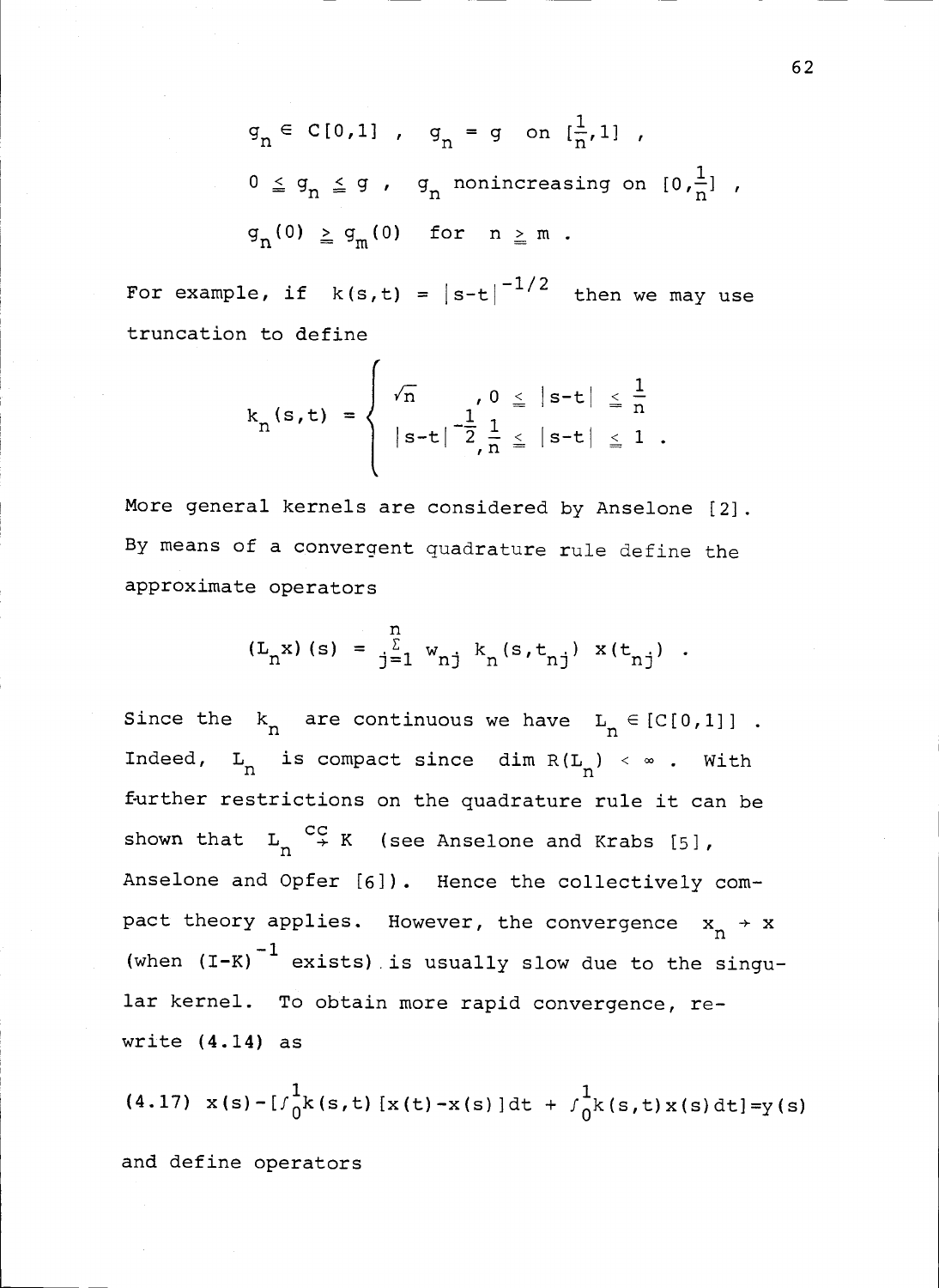$$g_n \in C[0,1] \ , \quad g_n = g \quad \text{on } [\tfrac{1}{n},1] \ ,$$

$$0 \leqq g_n \leqq g \ , \quad g_n \text{ nonincreasing on } [0,\tfrac{1}{n}] \ ,$$

$$g_n(0) \geqq g_m(0) \quad \text{for} \quad n \geqq m \ .$$

For example, if $k(s,t) = |s-t|^{-1/2}$ then we may use truncation to define

$$k_n(s,t) = \begin{cases} \sqrt{n} & , 0 \leqq |s-t| \leqq \frac{1}{n} \\ |s-t|^{-\frac{1}{2}} & , \frac{1}{n} \leqq |s-t| \leqq 1 \ . \end{cases}$$

More general kernels are considered by Anselone [2]. By means of a convergent quadrature rule define the approximate operators

$$(L_n x)(s) = \sum_{j=1}^{n} w_{nj} \, k_n(s,t_{nj}) \, x(t_{nj}) \ .$$

Since the $k_n$ are continuous we have $L_n \in [C[0,1]]$. Indeed, $L_n$ is compact since $\dim R(L_n) < \infty$. With further restrictions on the quadrature rule it can be shown that $L_n \overset{cc}{\to} K$ (see Anselone and Krabs [5], Anselone and Opfer [6]). Hence the collectively compact theory applies. However, the convergence $x_n \to x$ (when $(I-K)^{-1}$ exists) is usually slow due to the singular kernel. To obtain more rapid convergence, rewrite (4.14) as

$$(4.17) \quad x(s) - [\int_0^1 k(s,t)[x(t)-x(s)]dt + \int_0^1 k(s,t)x(s)dt] = y(s)$$

and define operators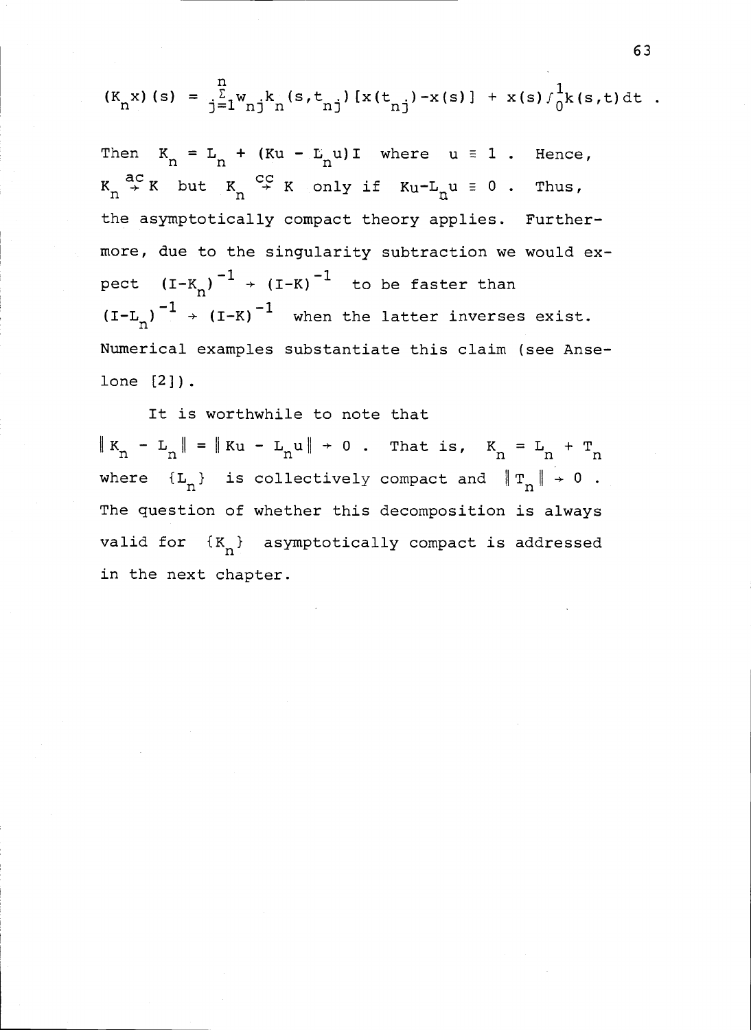$$(K_n x)(s) = \sum_{j=1}^{n} w_{nj} k_n(s,t_{nj})[x(t_{nj}) - x(s)] + x(s) \int_0^1 k(s,t)\,dt \ .$$

Then $K_n = L_n + (Ku - L_n u)I$ where $u \equiv 1$. Hence, $K_n \overset{ac}{\to} K$ but $K_n \overset{cc}{\to} K$ only if $Ku - L_n u \equiv 0$. Thus, the asymptotically compact theory applies. Furthermore, due to the singularity subtraction we would expect $(I-K_n)^{-1} \to (I-K)^{-1}$ to be faster than $(I-L_n)^{-1} \to (I-K)^{-1}$ when the latter inverses exist. Numerical examples substantiate this claim (see Anselone [2]).

It is worthwhile to note that $\| K_n - L_n \| = \| Ku - L_n u \| \to 0$. That is, $K_n = L_n + T_n$ where $\{L_n\}$ is collectively compact and $\| T_n \| \to 0$. The question of whether this decomposition is always valid for $\{K_n\}$ asymptotically compact is addressed in the next chapter.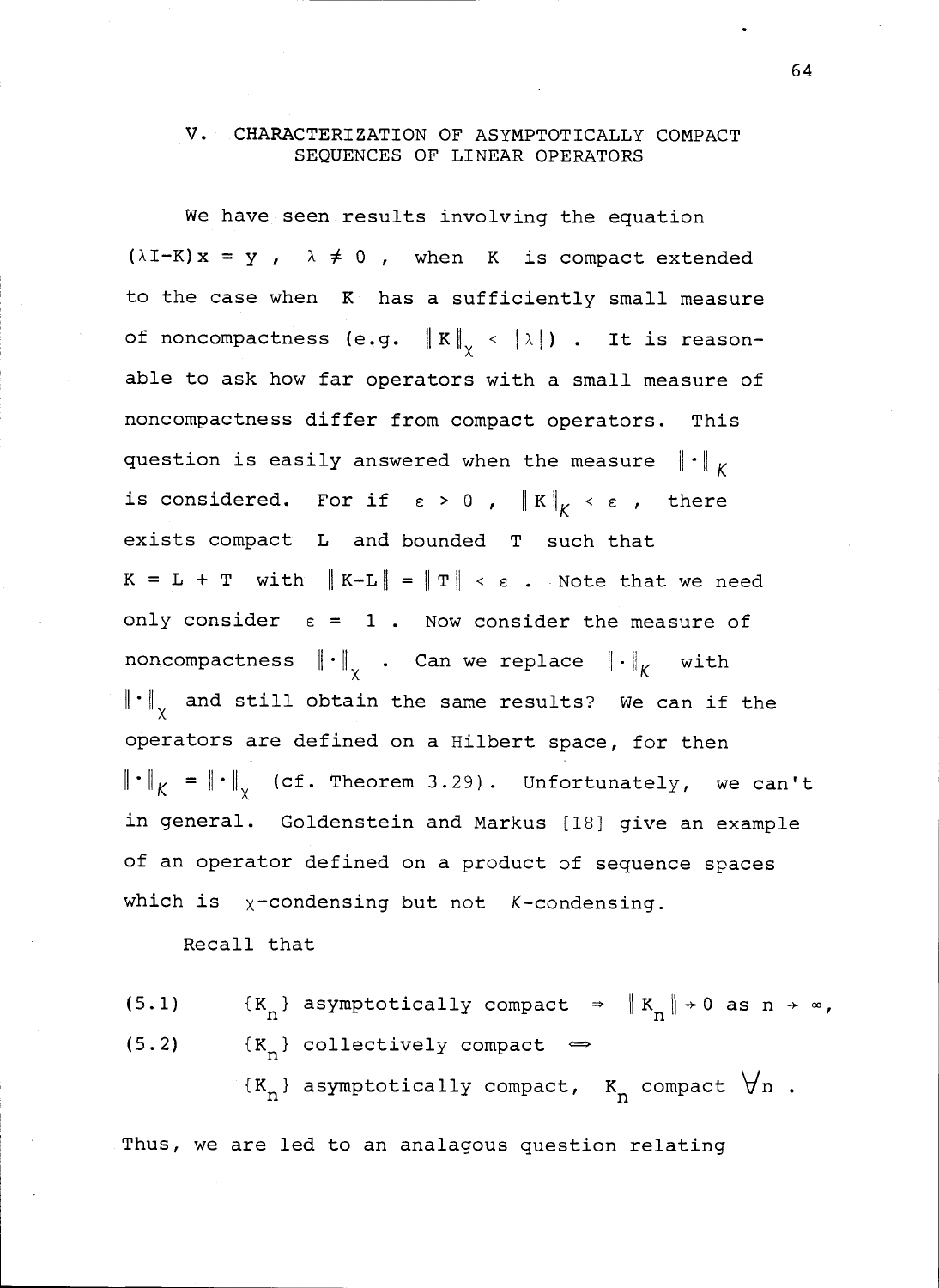## V. CHARACTERIZATION OF ASYMPTOTICALLY COMPACT SEQUENCES OF LINEAR OPERATORS

We have seen results involving the equation $(\lambda I-K)x = y$ , $\lambda \neq 0$ , when $K$ is compact extended to the case when $K$ has a sufficiently small measure of noncompactness (e.g. $\|K\|_{\chi} < |\lambda|$) . It is reasonable to ask how far operators with a small measure of noncompactness differ from compact operators. This question is easily answered when the measure $\|\cdot\|_{K}$ is considered. For if $\varepsilon > 0$ , $\|K\|_{K} < \varepsilon$ , there exists compact $L$ and bounded $T$ such that $K = L + T$ with $\|K-L\| = \|T\| < \varepsilon$ . Note that we need only consider $\varepsilon = 1$ . Now consider the measure of noncompactness $\|\cdot\|_{\chi}$ . Can we replace $\|\cdot\|_{K}$ with $\|\cdot\|_{\chi}$ and still obtain the same results? We can if the operators are defined on a Hilbert space, for then $\|\cdot\|_{K} = \|\cdot\|_{\chi}$ (cf. Theorem 3.29). Unfortunately, we can't in general. Goldenstein and Markus [18] give an example of an operator defined on a product of sequence spaces which is $\chi$-condensing but not $K$-condensing.

Recall that

(5.1) $\{K_n\}$ asymptotically compact $\Rightarrow$ $\|K_n\| \to 0$ as $n \to \infty$,

(5.2) $\{K_n\}$ collectively compact $\Longleftrightarrow$
$\{K_n\}$ asymptotically compact, $K_n$ compact $\forall n$ .

Thus, we are led to an analagous question relating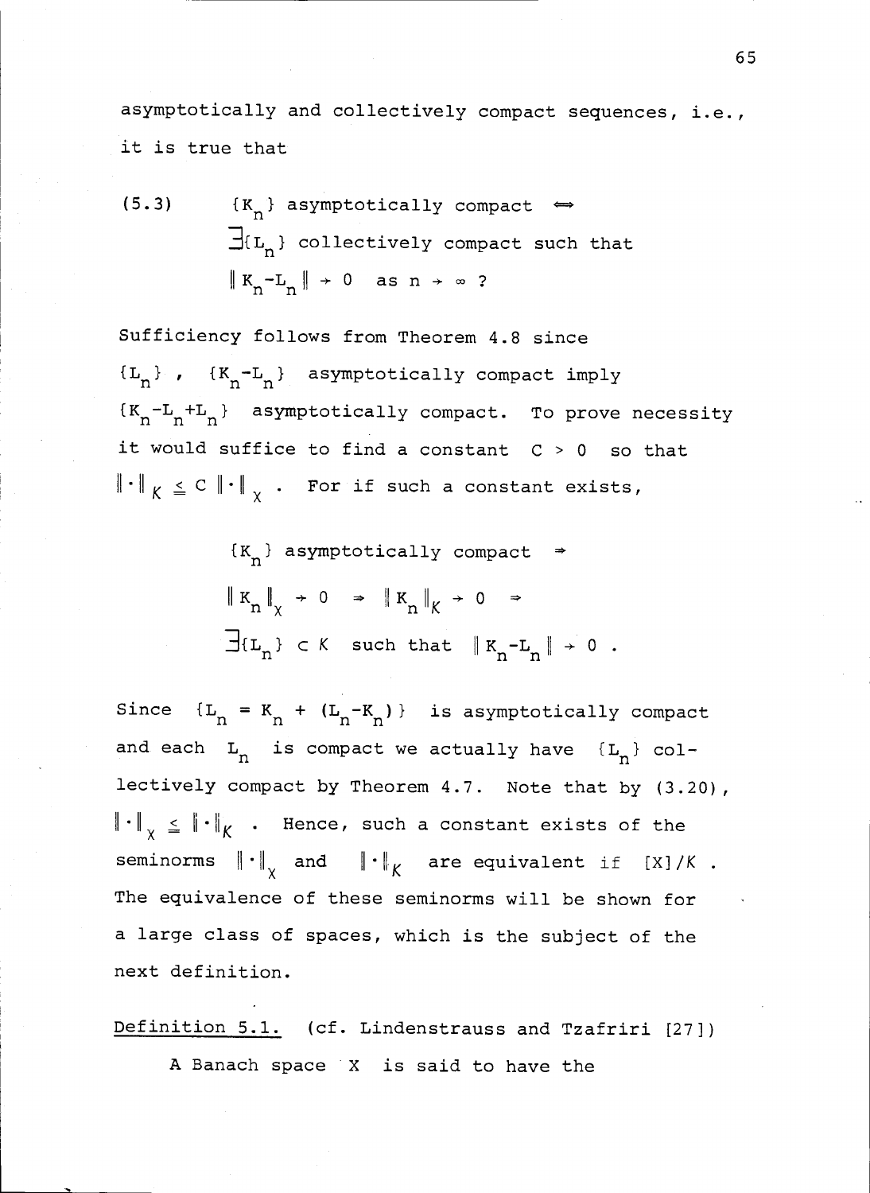asymptotically and collectively compact sequences, i.e., it is true that

$$\text{(5.3)} \qquad \{K_n\} \text{ asymptotically compact } \Longleftrightarrow$$
$$\exists \{L_n\} \text{ collectively compact such that}$$
$$\|K_n - L_n\| \to 0 \quad \text{as } n \to \infty \text{ ?}$$

Sufficiency follows from Theorem 4.8 since $\{L_n\}$ , $\{K_n - L_n\}$ asymptotically compact imply $\{K_n - L_n + L_n\}$ asymptotically compact. To prove necessity it would suffice to find a constant $C > 0$ so that $\|\cdot\|_K \leqq C \|\cdot\|_\chi$ . For if such a constant exists,

$$\{K_n\} \text{ asymptotically compact } \Rightarrow$$
$$\|K_n\|_\chi \to 0 \quad \Rightarrow \quad \|K_n\|_K \to 0 \quad \Rightarrow$$
$$\exists \{L_n\} \subset K \quad \text{such that} \quad \|K_n - L_n\| \to 0 \text{ .}$$

Since $\{L_n = K_n + (L_n - K_n)\}$ is asymptotically compact and each $L_n$ is compact we actually have $\{L_n\}$ collectively compact by Theorem 4.7. Note that by (3.20), $\|\cdot\|_\chi \leqq \|\cdot\|_K$ . Hence, such a constant exists of the seminorms $\|\cdot\|_\chi$ and $\|\cdot\|_K$ are equivalent if $[X]/K$ . The equivalence of these seminorms will be shown for a large class of spaces, which is the subject of the next definition.

<u>Definition 5.1.</u> (cf. Lindenstrauss and Tzafriri [27])

A Banach space $X$ is said to have the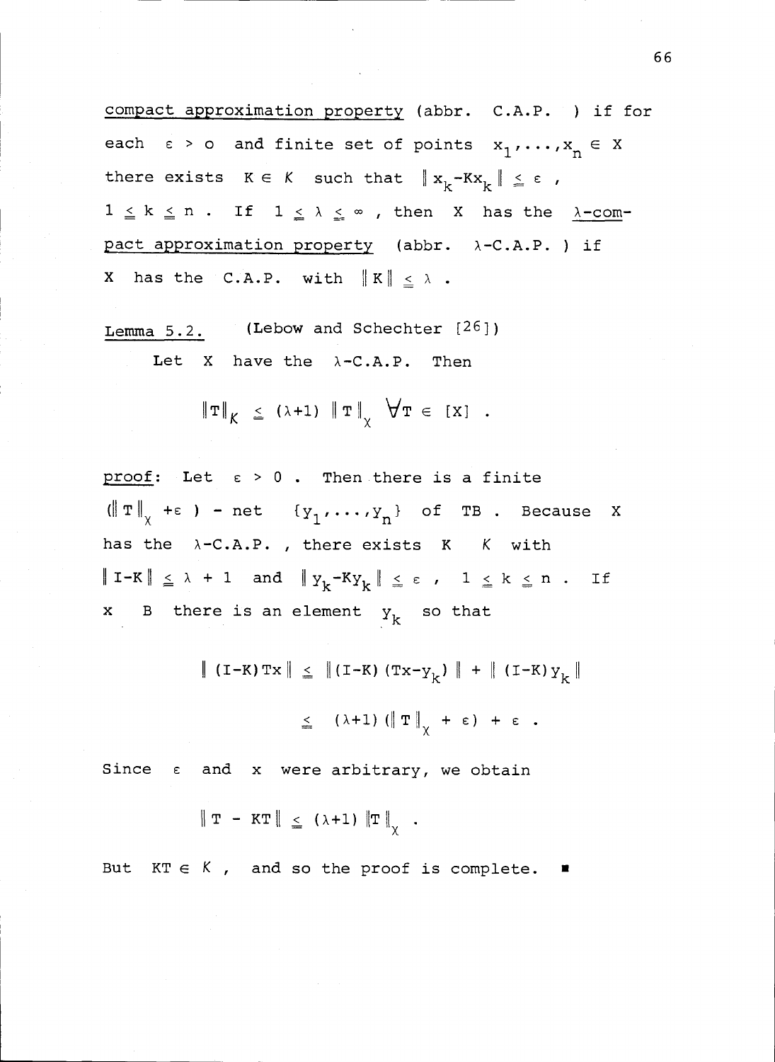<u>compact approximation property</u> (abbr. C.A.P. ) if for each $\varepsilon > 0$ and finite set of points $x_1, \ldots, x_n \in X$ there exists $K \in \mathcal{K}$ such that $\| x_k - Kx_k \| \leq \varepsilon$, $1 \leq k \leq n$. If $1 \leq \lambda \leq \infty$, then $X$ has the <u>$\lambda$-compact approximation property</u> (abbr. $\lambda$-C.A.P. ) if $X$ has the C.A.P. with $\| K \| \leq \lambda$.

<u>Lemma 5.2.</u> (Lebow and Schechter [26])

Let $X$ have the $\lambda$-C.A.P. Then

$$\| T \|_{\mathcal{K}} \leq (\lambda + 1) \| T \|_{\chi} \quad \forall T \in [X] .$$

<u>proof</u>: Let $\varepsilon > 0$. Then there is a finite $(\| T \|_{\chi} + \varepsilon)$ - net $\{y_1, \ldots, y_n\}$ of $TB$. Because $X$ has the $\lambda$-C.A.P. , there exists $K \; \mathcal{K}$ with $\| I - K \| \leq \lambda + 1$ and $\| y_k - Ky_k \| \leq \varepsilon$, $1 \leq k \leq n$. If $x \; B$ there is an element $y_k$ so that

$$\| (I-K)Tx \| \leq \| (I-K)(Tx - y_k) \| + \| (I-K) y_k \|$$

$$\leq (\lambda+1)(\| T \|_{\chi} + \varepsilon) + \varepsilon .$$

Since $\varepsilon$ and $x$ were arbitrary, we obtain

$$\| T - KT \| \leq (\lambda+1) \| T \|_{\chi} .$$

But $KT \in \mathcal{K}$, and so the proof is complete. ∎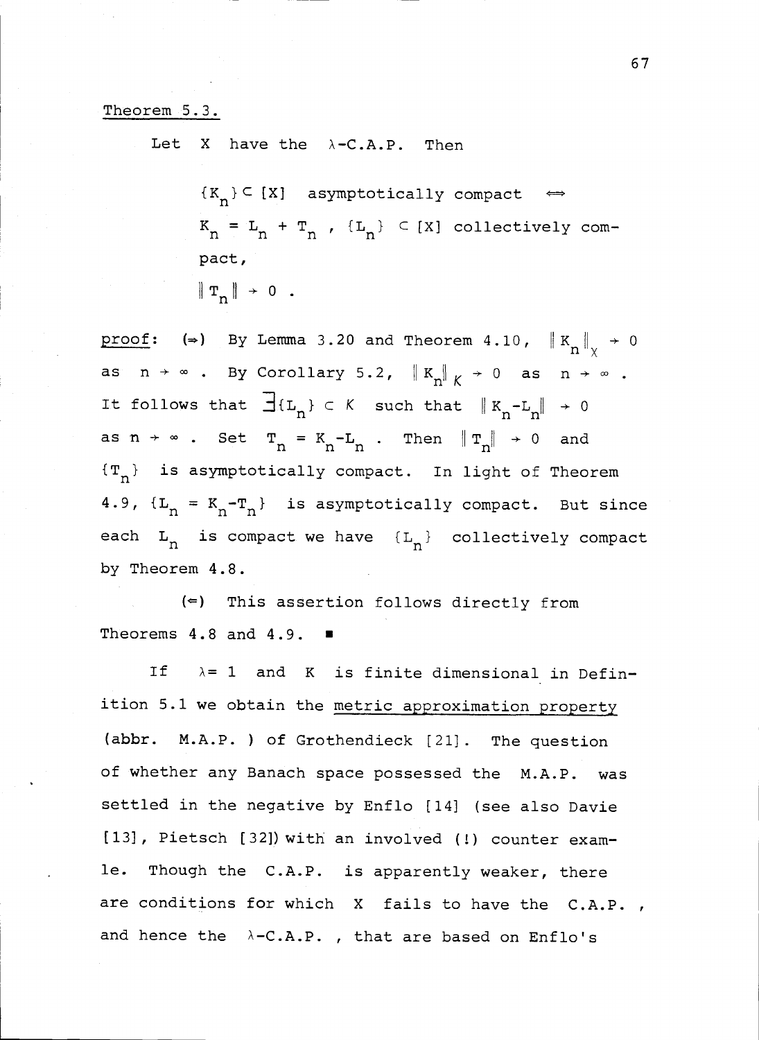Theorem 5.3.

Let $X$ have the $\lambda$-C.A.P. Then

$$\{K_n\} \subset [X] \text{ asymptotically compact } \iff$$
$K_n = L_n + T_n$ , $\{L_n\} \subset [X]$ collectively compact,
$\|T_n\| \to 0$ .

proof: ($\Rightarrow$) By Lemma 3.20 and Theorem 4.10, $\|K_n\|_X \to 0$ as $n \to \infty$. By Corollary 5.2, $\|K_n\|_{\mathcal{K}} \to 0$ as $n \to \infty$. It follows that $\exists \{L_n\} \subset \mathcal{K}$ such that $\|K_n - L_n\| \to 0$ as $n \to \infty$. Set $T_n = K_n - L_n$. Then $\|T_n\| \to 0$ and $\{T_n\}$ is asymptotically compact. In light of Theorem 4.9, $\{L_n = K_n - T_n\}$ is asymptotically compact. But since each $L_n$ is compact we have $\{L_n\}$ collectively compact by Theorem 4.8.

($\Leftarrow$) This assertion follows directly from Theorems 4.8 and 4.9. ∎

If $\lambda = 1$ and $\mathcal{K}$ is finite dimensional in Definition 5.1 we obtain the metric approximation property (abbr. M.A.P. ) of Grothendieck [21]. The question of whether any Banach space possessed the M.A.P. was settled in the negative by Enflo [14] (see also Davie [13], Pietsch [32]) with an involved (!) counter example. Though the C.A.P. is apparently weaker, there are conditions for which $X$ fails to have the C.A.P. , and hence the $\lambda$-C.A.P. , that are based on Enflo's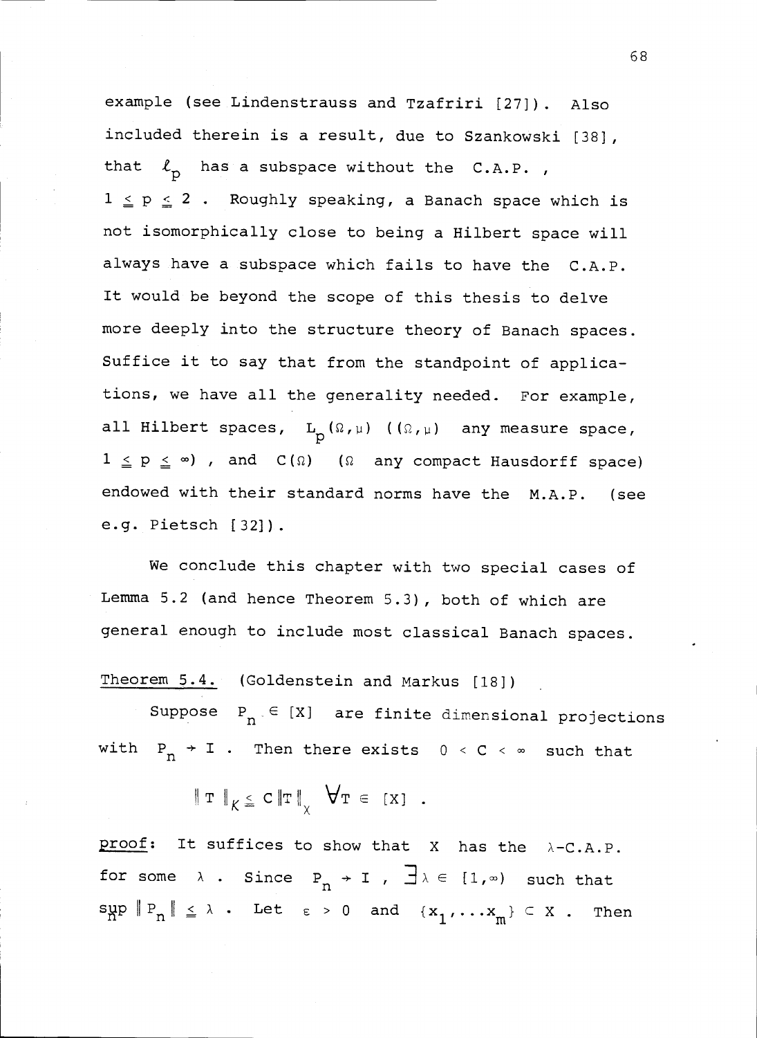example (see Lindenstrauss and Tzafriri [27]). Also included therein is a result, due to Szankowski [38], that $\ell_p$ has a subspace without the C.A.P. , $1 \leq p \leq 2$ . Roughly speaking, a Banach space which is not isomorphically close to being a Hilbert space will always have a subspace which fails to have the C.A.P. It would be beyond the scope of this thesis to delve more deeply into the structure theory of Banach spaces. Suffice it to say that from the standpoint of applications, we have all the generality needed. For example, all Hilbert spaces, $L_p(\Omega,\mu)$ ($(\Omega,\mu)$ any measure space, $1 \leq p \leq \infty$) , and $C(\Omega)$ ($\Omega$ any compact Hausdorff space) endowed with their standard norms have the M.A.P. (see e.g. Pietsch [32]).

We conclude this chapter with two special cases of Lemma 5.2 (and hence Theorem 5.3), both of which are general enough to include most classical Banach spaces.

Theorem 5.4. (Goldenstein and Markus [18])

Suppose $P_n \in [X]$ are finite dimensional projections with $P_n \to I$ . Then there exists $0 < C < \infty$ such that

$$\| T \|_K \leq C \| T \|_X \quad \forall T \in [X] .$$

proof: It suffices to show that X has the $\lambda$-C.A.P. for some $\lambda$ . Since $P_n \to I$ , $\exists \lambda \in [1,\infty)$ such that $\sup_n \| P_n \| \leq \lambda$ . Let $\varepsilon > 0$ and $\{x_1, \ldots x_m\} \subset X$ . Then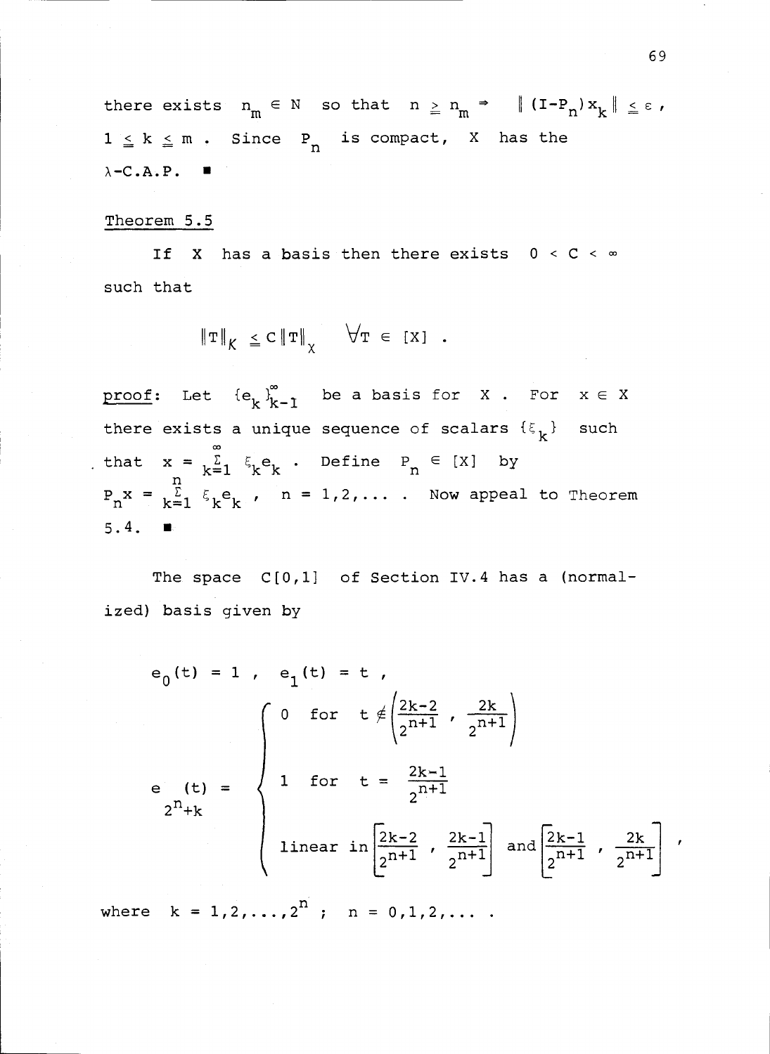there exists $n_m \in N$ so that $n \geq n_m \Rightarrow \|(I-P_n)x_k\| \leq \varepsilon$, $1 \leq k \leq m$. Since $P_n$ is compact, $X$ has the $\lambda$-C.A.P. ∎

Theorem 5.5

If $X$ has a basis then there exists $0 < C < \infty$ such that

$$\|T\|_K \leq C\|T\|_\chi \quad \forall T \in [X] .$$

proof: Let $\{e_k\}_{k=1}^{\infty}$ be a basis for $X$. For $x \in X$ there exists a unique sequence of scalars $\{\xi_k\}$ such that $x = \sum_{k=1}^{\infty} \xi_k e_k$. Define $P_n \in [X]$ by $P_n x = \sum_{k=1}^{n} \xi_k e_k$, $n = 1,2,\ldots$. Now appeal to Theorem 5.4. ∎

The space $C[0,1]$ of Section IV.4 has a (normalized) basis given by

$$e_0(t) = 1 , \quad e_1(t) = t ,$$

$$e_{2^n+k}(t) = \begin{cases} 0 & \text{for} \quad t \notin \left(\dfrac{2k-2}{2^{n+1}} , \dfrac{2k}{2^{n+1}}\right) \\[2ex] 1 & \text{for} \quad t = \dfrac{2k-1}{2^{n+1}} \\[2ex] \text{linear in} & \left[\dfrac{2k-2}{2^{n+1}} , \dfrac{2k-1}{2^{n+1}}\right] \text{ and } \left[\dfrac{2k-1}{2^{n+1}} , \dfrac{2k}{2^{n+1}}\right] \end{cases} ,$$

where $k = 1,2,\ldots,2^n$ ; $n = 0,1,2,\ldots$ .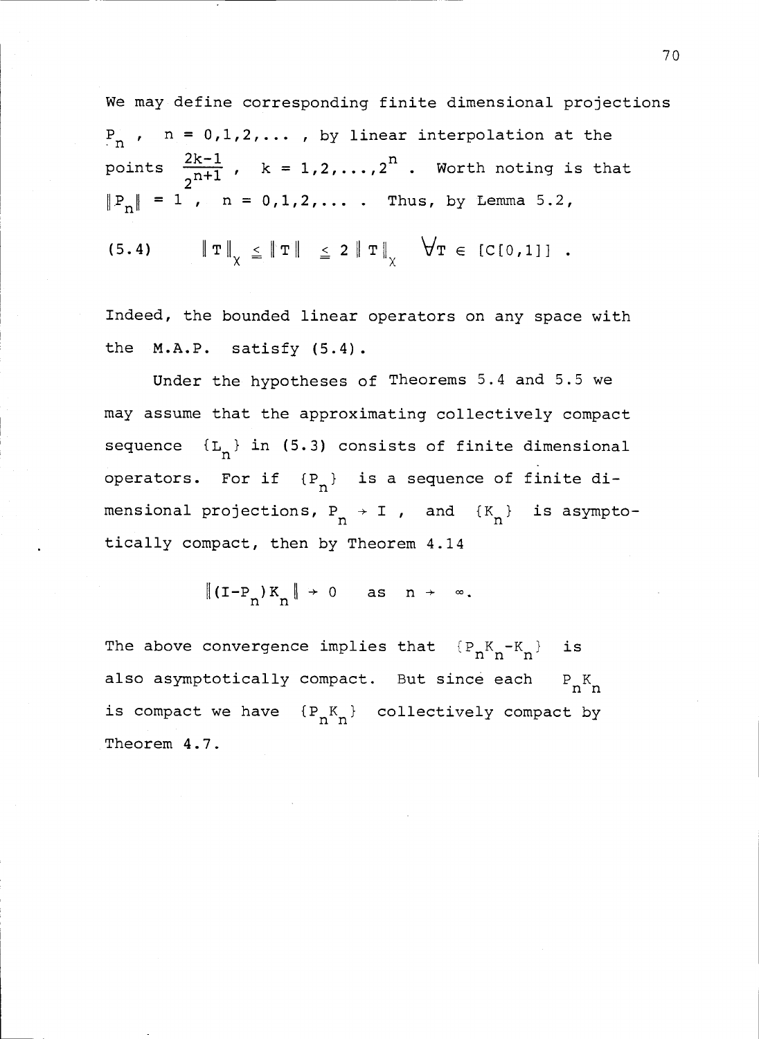We may define corresponding finite dimensional projections $P_n$, $n = 0,1,2,\ldots$, by linear interpolation at the points $\frac{2k-1}{2^{n+1}}$, $k = 1,2,\ldots,2^n$. Worth noting is that $\|P_n\| = 1$, $n = 0,1,2,\ldots$. Thus, by Lemma 5.2,

$$(5.4) \qquad \|T\|_\chi \leqq \|T\| \leqq 2\|T\|_\chi \quad \forall T \in [C[0,1]] .$$

Indeed, the bounded linear operators on any space with the M.A.P. satisfy (5.4).

Under the hypotheses of Theorems 5.4 and 5.5 we may assume that the approximating collectively compact sequence $\{L_n\}$ in (5.3) consists of finite dimensional operators. For if $\{P_n\}$ is a sequence of finite dimensional projections, $P_n \to I$, and $\{K_n\}$ is asymptotically compact, then by Theorem 4.14

$$\|(I-P_n)K_n\| \to 0 \quad \text{as} \quad n \to \infty.$$

The above convergence implies that $\{P_nK_n - K_n\}$ is also asymptotically compact. But since each $P_nK_n$ is compact we have $\{P_nK_n\}$ collectively compact by Theorem 4.7.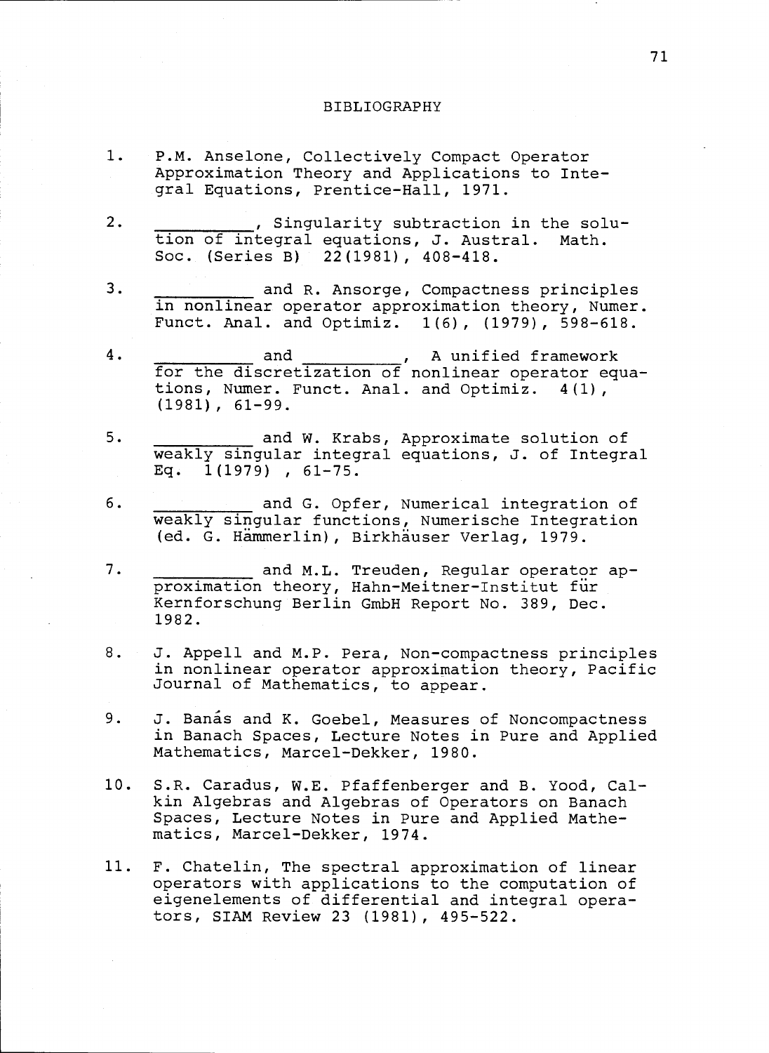# BIBLIOGRAPHY

1. P.M. Anselone, Collectively Compact Operator Approximation Theory and Applications to Integral Equations, Prentice-Hall, 1971.

2. __________, Singularity subtraction in the solution of integral equations, J. Austral. Math. Soc. (Series B) 22(1981), 408-418.

3. __________ and R. Ansorge, Compactness principles in nonlinear operator approximation theory, Numer. Funct. Anal. and Optimiz. 1(6), (1979), 598-618.

4. __________ and __________, A unified framework for the discretization of nonlinear operator equations, Numer. Funct. Anal. and Optimiz. 4(1), (1981), 61-99.

5. __________ and W. Krabs, Approximate solution of weakly singular integral equations, J. of Integral Eq. 1(1979) , 61-75.

6. __________ and G. Opfer, Numerical integration of weakly singular functions, Numerische Integration (ed. G. Hämmerlin), Birkhäuser Verlag, 1979.

7. __________ and M.L. Treuden, Regular operator approximation theory, Hahn-Meitner-Institut für Kernforschung Berlin GmbH Report No. 389, Dec. 1982.

8. J. Appell and M.P. Pera, Non-compactness principles in nonlinear operator approximation theory, Pacific Journal of Mathematics, to appear.

9. J. Banás and K. Goebel, Measures of Noncompactness in Banach Spaces, Lecture Notes in Pure and Applied Mathematics, Marcel-Dekker, 1980.

10. S.R. Caradus, W.E. Pfaffenberger and B. Yood, Calkin Algebras and Algebras of Operators on Banach Spaces, Lecture Notes in Pure and Applied Mathematics, Marcel-Dekker, 1974.

11. F. Chatelin, The spectral approximation of linear operators with applications to the computation of eigenelements of differential and integral operators, SIAM Review 23 (1981), 495-522.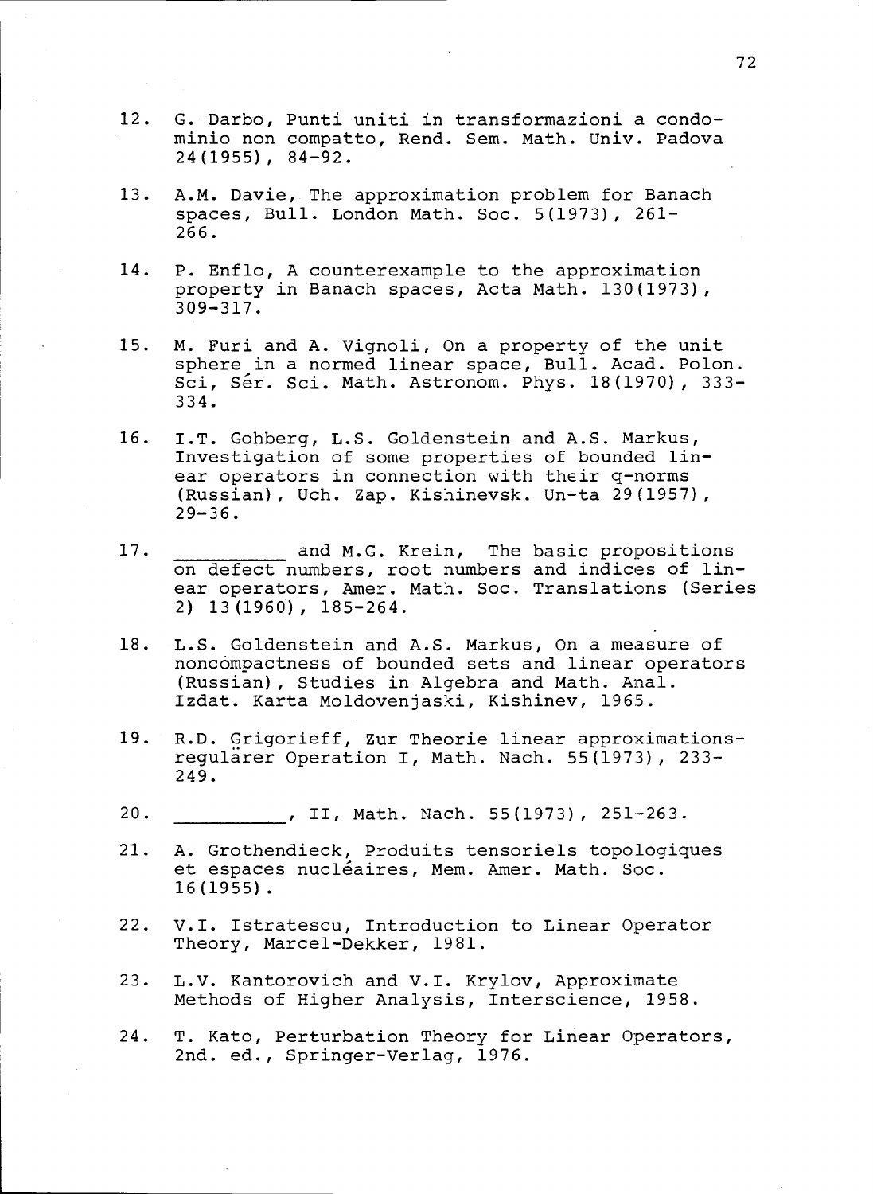12. G. Darbo, Punti uniti in transformazioni a condominio non compatto, Rend. Sem. Math. Univ. Padova 24(1955), 84-92.

13. A.M. Davie, The approximation problem for Banach spaces, Bull. London Math. Soc. 5(1973), 261-266.

14. P. Enflo, A counterexample to the approximation property in Banach spaces, Acta Math. 130(1973), 309-317.

15. M. Furi and A. Vignoli, On a property of the unit sphere in a normed linear space, Bull. Acad. Polon. Sci, Sér. Sci. Math. Astronom. Phys. 18(1970), 333-334.

16. I.T. Gohberg, L.S. Goldenstein and A.S. Markus, Investigation of some properties of bounded linear operators in connection with their q-norms (Russian), Uch. Zap. Kishinevsk. Un-ta 29(1957), 29-36.

17. \_\_\_\_\_\_\_\_\_ and M.G. Krein, The basic propositions on defect numbers, root numbers and indices of linear operators, Amer. Math. Soc. Translations (Series 2) 13(1960), 185-264.

18. L.S. Goldenstein and A.S. Markus, On a measure of noncompactness of bounded sets and linear operators (Russian), Studies in Algebra and Math. Anal. Izdat. Karta Moldovenjaski, Kishinev, 1965.

19. R.D. Grigorieff, Zur Theorie linear approximationsregulärer Operation I, Math. Nach. 55(1973), 233-249.

20. \_\_\_\_\_\_\_\_\_, II, Math. Nach. 55(1973), 251-263.

21. A. Grothendieck, Produits tensoriels topologiques et espaces nucléaires, Mem. Amer. Math. Soc. 16(1955).

22. V.I. Istratescu, Introduction to Linear Operator Theory, Marcel-Dekker, 1981.

23. L.V. Kantorovich and V.I. Krylov, Approximate Methods of Higher Analysis, Interscience, 1958.

24. T. Kato, Perturbation Theory for Linear Operators, 2nd. ed., Springer-Verlag, 1976.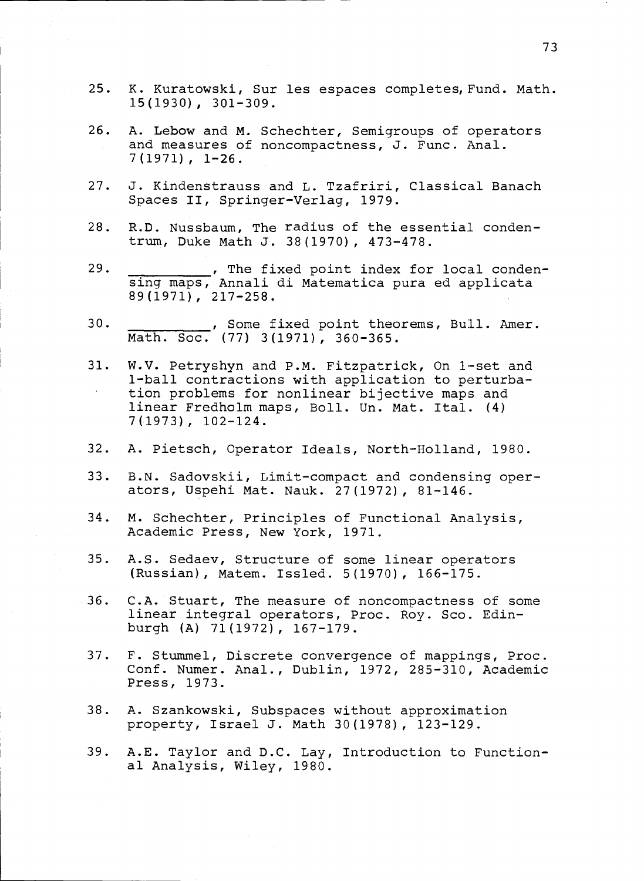25. K. Kuratowski, Sur les espaces completes, Fund. Math. 15(1930), 301-309.

26. A. Lebow and M. Schechter, Semigroups of operators and measures of noncompactness, J. Func. Anal. 7(1971), 1-26.

27. J. Kindenstrauss and L. Tzafriri, Classical Banach Spaces II, Springer-Verlag, 1979.

28. R.D. Nussbaum, The radius of the essential condentrum, Duke Math J. 38(1970), 473-478.

29. \_\_\_\_\_\_\_\_\_, The fixed point index for local condensing maps, Annali di Matematica pura ed applicata 89(1971), 217-258.

30. \_\_\_\_\_\_\_\_\_, Some fixed point theorems, Bull. Amer. Math. Soc. (77) 3(1971), 360-365.

31. W.V. Petryshyn and P.M. Fitzpatrick, On 1-set and 1-ball contractions with application to perturbation problems for nonlinear bijective maps and linear Fredholm maps, Boll. Un. Mat. Ital. (4) 7(1973), 102-124.

32. A. Pietsch, Operator Ideals, North-Holland, 1980.

33. B.N. Sadovskii, Limit-compact and condensing operators, Uspehi Mat. Nauk. 27(1972), 81-146.

34. M. Schechter, Principles of Functional Analysis, Academic Press, New York, 1971.

35. A.S. Sedaev, Structure of some linear operators (Russian), Matem. Issled. 5(1970), 166-175.

36. C.A. Stuart, The measure of noncompactness of some linear integral operators, Proc. Roy. Sco. Edinburgh (A) 71(1972), 167-179.

37. F. Stummel, Discrete convergence of mappings, Proc. Conf. Numer. Anal., Dublin, 1972, 285-310, Academic Press, 1973.

38. A. Szankowski, Subspaces without approximation property, Israel J. Math 30(1978), 123-129.

39. A.E. Taylor and D.C. Lay, Introduction to Functional Analysis, Wiley, 1980.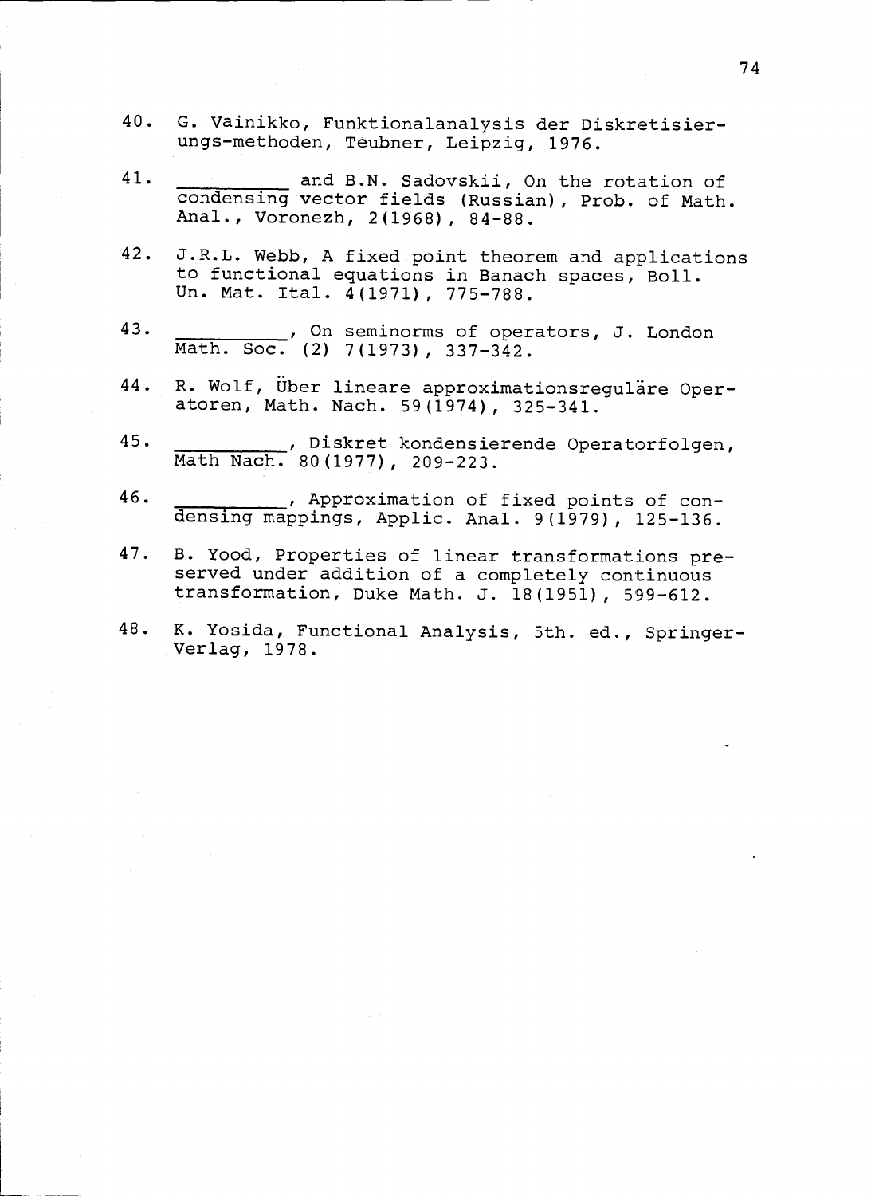40. G. Vainikko, Funktionalanalysis der Diskretisierungs-methoden, Teubner, Leipzig, 1976.

41. __________ and B.N. Sadovskii, On the rotation of condensing vector fields (Russian), Prob. of Math. Anal., Voronezh, 2(1968), 84-88.

42. J.R.L. Webb, A fixed point theorem and applications to functional equations in Banach spaces, Boll. Un. Mat. Ital. 4(1971), 775-788.

43. __________, On seminorms of operators, J. London Math. Soc. (2) 7(1973), 337-342.

44. R. Wolf, Über lineare approximationsreguläre Operatoren, Math. Nach. 59(1974), 325-341.

45. __________, Diskret kondensierende Operatorfolgen, Math Nach. 80(1977), 209-223.

46. __________, Approximation of fixed points of condensing mappings, Applic. Anal. 9(1979), 125-136.

47. B. Yood, Properties of linear transformations preserved under addition of a completely continuous transformation, Duke Math. J. 18(1951), 599-612.

48. K. Yosida, Functional Analysis, 5th. ed., Springer-Verlag, 1978.